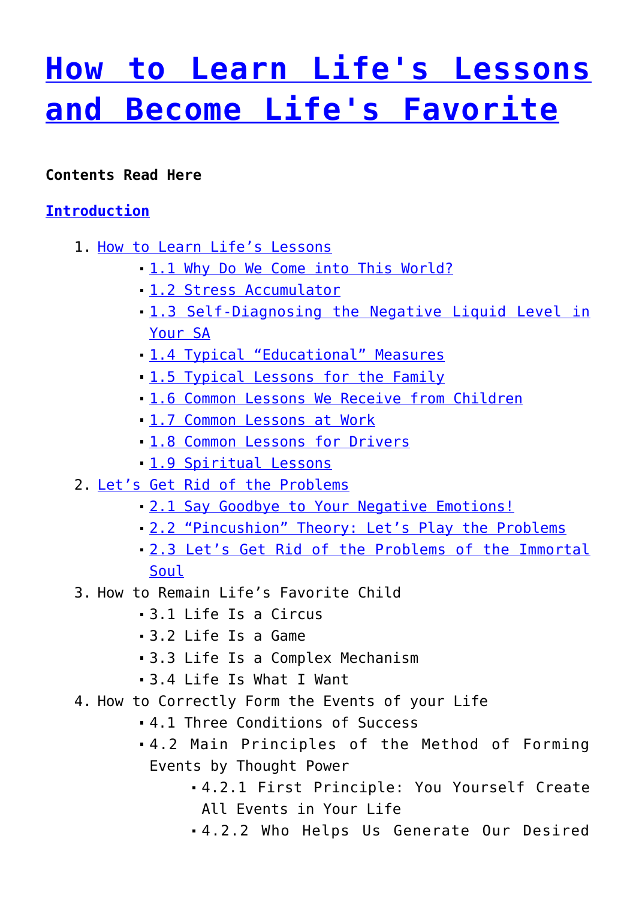# How to Learn Life's Lessons and Become Life's Favorite

**Contents Read Here**

**Introduction**

1. How to Learn Life's Lessons
   - 1.1 Why Do We Come into This World?
   - 1.2 Stress Accumulator
   - 1.3 Self-Diagnosing the Negative Liquid Level in Your SA
   - 1.4 Typical "Educational" Measures
   - 1.5 Typical Lessons for the Family
   - 1.6 Common Lessons We Receive from Children
   - 1.7 Common Lessons at Work
   - 1.8 Common Lessons for Drivers
   - 1.9 Spiritual Lessons
2. Let's Get Rid of the Problems
   - 2.1 Say Goodbye to Your Negative Emotions!
   - 2.2 "Pincushion" Theory: Let's Play the Problems
   - 2.3 Let's Get Rid of the Problems of the Immortal Soul
3. How to Remain Life's Favorite Child
   - 3.1 Life Is a Circus
   - 3.2 Life Is a Game
   - 3.3 Life Is a Complex Mechanism
   - 3.4 Life Is What I Want
4. How to Correctly Form the Events of your Life
   - 4.1 Three Conditions of Success
   - 4.2 Main Principles of the Method of Forming Events by Thought Power
     - 4.2.1 First Principle: You Yourself Create All Events in Your Life
     - 4.2.2 Who Helps Us Generate Our Desired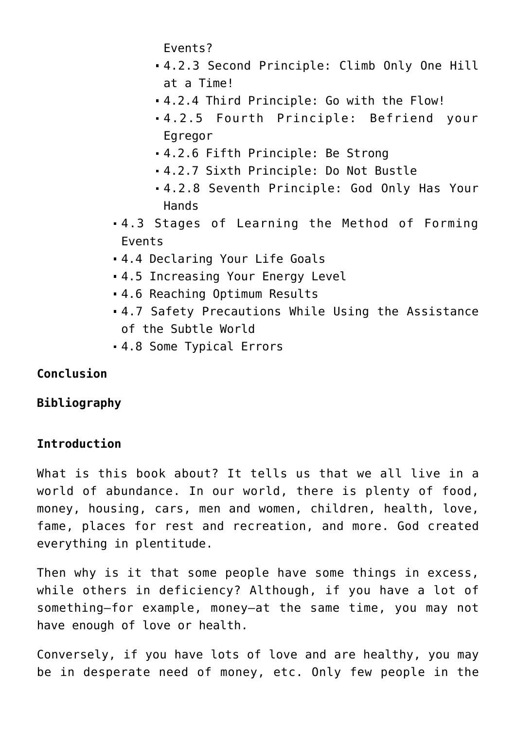Events?
    - 4.2.3 Second Principle: Climb Only One Hill at a Time!
    - 4.2.4 Third Principle: Go with the Flow!
    - 4.2.5 Fourth Principle: Befriend your Egregor
    - 4.2.6 Fifth Principle: Be Strong
    - 4.2.7 Sixth Principle: Do Not Bustle
    - 4.2.8 Seventh Principle: God Only Has Your Hands
  - 4.3 Stages of Learning the Method of Forming Events
  - 4.4 Declaring Your Life Goals
  - 4.5 Increasing Your Energy Level
  - 4.6 Reaching Optimum Results
  - 4.7 Safety Precautions While Using the Assistance of the Subtle World
  - 4.8 Some Typical Errors

**Conclusion**

**Bibliography**

## Introduction

What is this book about? It tells us that we all live in a world of abundance. In our world, there is plenty of food, money, housing, cars, men and women, children, health, love, fame, places for rest and recreation, and more. God created everything in plentitude.

Then why is it that some people have some things in excess, while others in deficiency? Although, if you have a lot of something—for example, money—at the same time, you may not have enough of love or health.

Conversely, if you have lots of love and are healthy, you may be in desperate need of money, etc. Only few people in the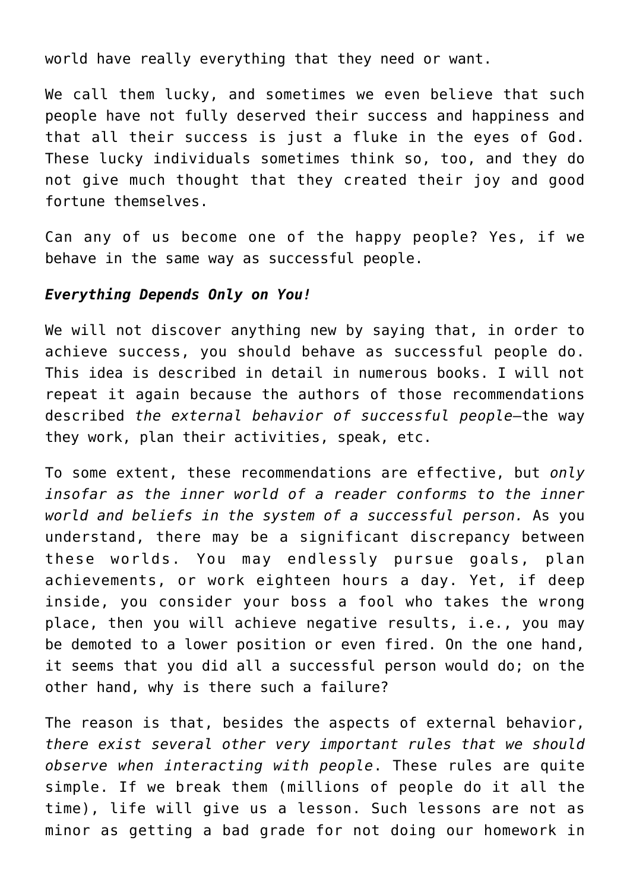world have really everything that they need or want.

We call them lucky, and sometimes we even believe that such people have not fully deserved their success and happiness and that all their success is just a fluke in the eyes of God. These lucky individuals sometimes think so, too, and they do not give much thought that they created their joy and good fortune themselves.

Can any of us become one of the happy people? Yes, if we behave in the same way as successful people.

***Everything Depends Only on You!***

We will not discover anything new by saying that, in order to achieve success, you should behave as successful people do. This idea is described in detail in numerous books. I will not repeat it again because the authors of those recommendations described *the external behavior of successful people*—the way they work, plan their activities, speak, etc.

To some extent, these recommendations are effective, but *only insofar as the inner world of a reader conforms to the inner world and beliefs in the system of a successful person.* As you understand, there may be a significant discrepancy between these worlds. You may endlessly pursue goals, plan achievements, or work eighteen hours a day. Yet, if deep inside, you consider your boss a fool who takes the wrong place, then you will achieve negative results, i.e., you may be demoted to a lower position or even fired. On the one hand, it seems that you did all a successful person would do; on the other hand, why is there such a failure?

The reason is that, besides the aspects of external behavior, *there exist several other very important rules that we should observe when interacting with people*. These rules are quite simple. If we break them (millions of people do it all the time), life will give us a lesson. Such lessons are not as minor as getting a bad grade for not doing our homework in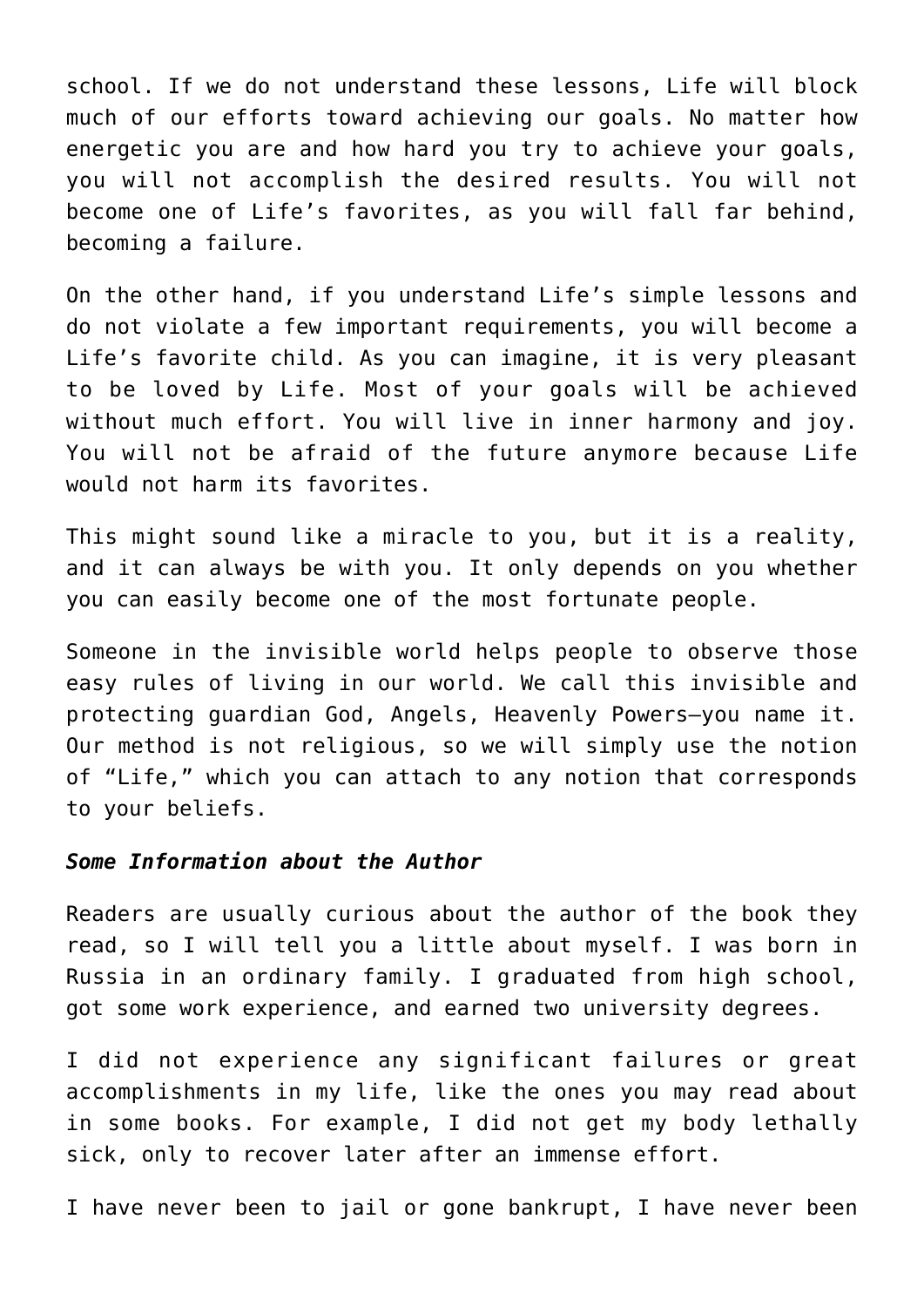school. If we do not understand these lessons, Life will block much of our efforts toward achieving our goals. No matter how energetic you are and how hard you try to achieve your goals, you will not accomplish the desired results. You will not become one of Life's favorites, as you will fall far behind, becoming a failure.

On the other hand, if you understand Life's simple lessons and do not violate a few important requirements, you will become a Life's favorite child. As you can imagine, it is very pleasant to be loved by Life. Most of your goals will be achieved without much effort. You will live in inner harmony and joy. You will not be afraid of the future anymore because Life would not harm its favorites.

This might sound like a miracle to you, but it is a reality, and it can always be with you. It only depends on you whether you can easily become one of the most fortunate people.

Someone in the invisible world helps people to observe those easy rules of living in our world. We call this invisible and protecting guardian God, Angels, Heavenly Powers—you name it. Our method is not religious, so we will simply use the notion of "Life," which you can attach to any notion that corresponds to your beliefs.

***Some Information about the Author***

Readers are usually curious about the author of the book they read, so I will tell you a little about myself. I was born in Russia in an ordinary family. I graduated from high school, got some work experience, and earned two university degrees.

I did not experience any significant failures or great accomplishments in my life, like the ones you may read about in some books. For example, I did not get my body lethally sick, only to recover later after an immense effort.

I have never been to jail or gone bankrupt, I have never been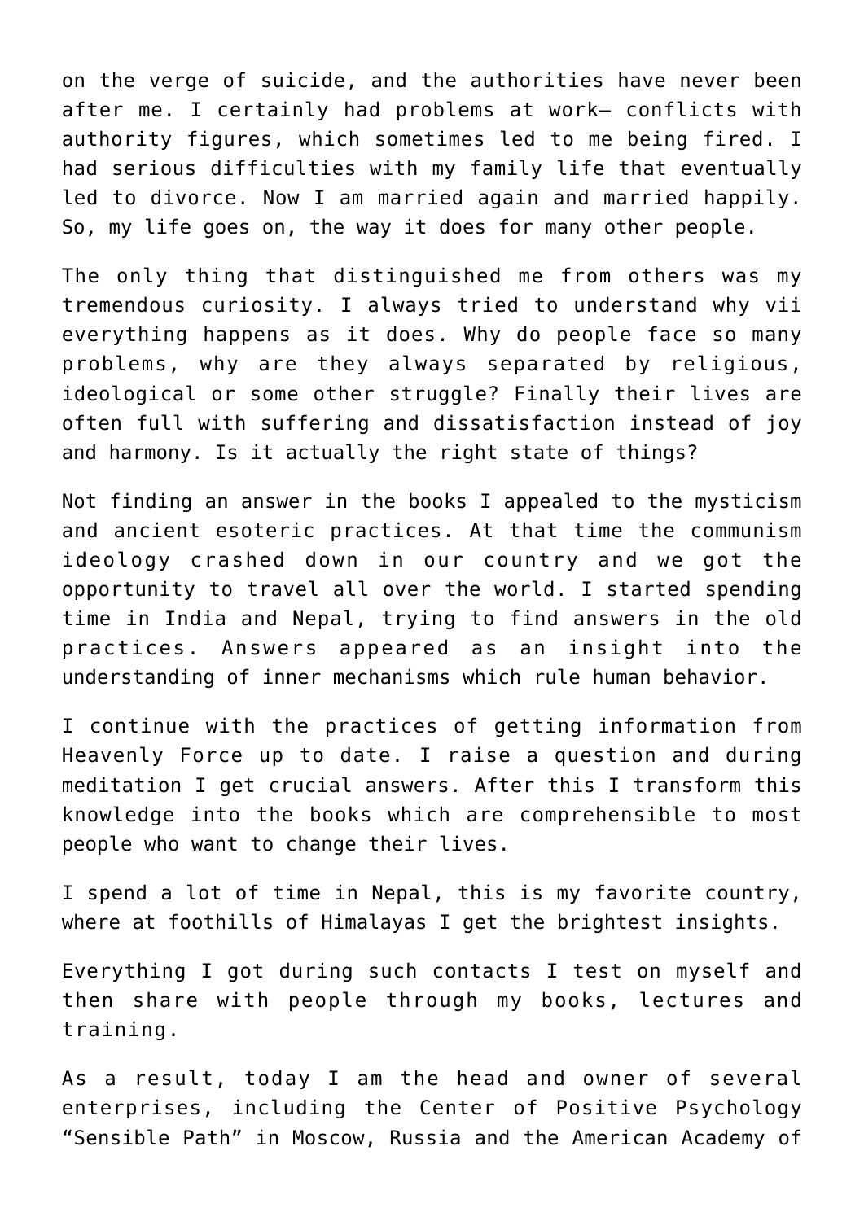on the verge of suicide, and the authorities have never been after me. I certainly had problems at work– conflicts with authority figures, which sometimes led to me being fired. I had serious difficulties with my family life that eventually led to divorce. Now I am married again and married happily. So, my life goes on, the way it does for many other people.

The only thing that distinguished me from others was my tremendous curiosity. I always tried to understand why everything happens as it does. Why do people face so many problems, why are they always separated by religious, ideological or some other struggle? Finally their lives are often full with suffering and dissatisfaction instead of joy and harmony. Is it actually the right state of things?

Not finding an answer in the books I appealed to the mysticism and ancient esoteric practices. At that time the communism ideology crashed down in our country and we got the opportunity to travel all over the world. I started spending time in India and Nepal, trying to find answers in the old practices. Answers appeared as an insight into the understanding of inner mechanisms which rule human behavior.

I continue with the practices of getting information from Heavenly Force up to date. I raise a question and during meditation I get crucial answers. After this I transform this knowledge into the books which are comprehensible to most people who want to change their lives.

I spend a lot of time in Nepal, this is my favorite country, where at foothills of Himalayas I get the brightest insights.

Everything I got during such contacts I test on myself and then share with people through my books, lectures and training.

As a result, today I am the head and owner of several enterprises, including the Center of Positive Psychology “Sensible Path” in Moscow, Russia and the American Academy of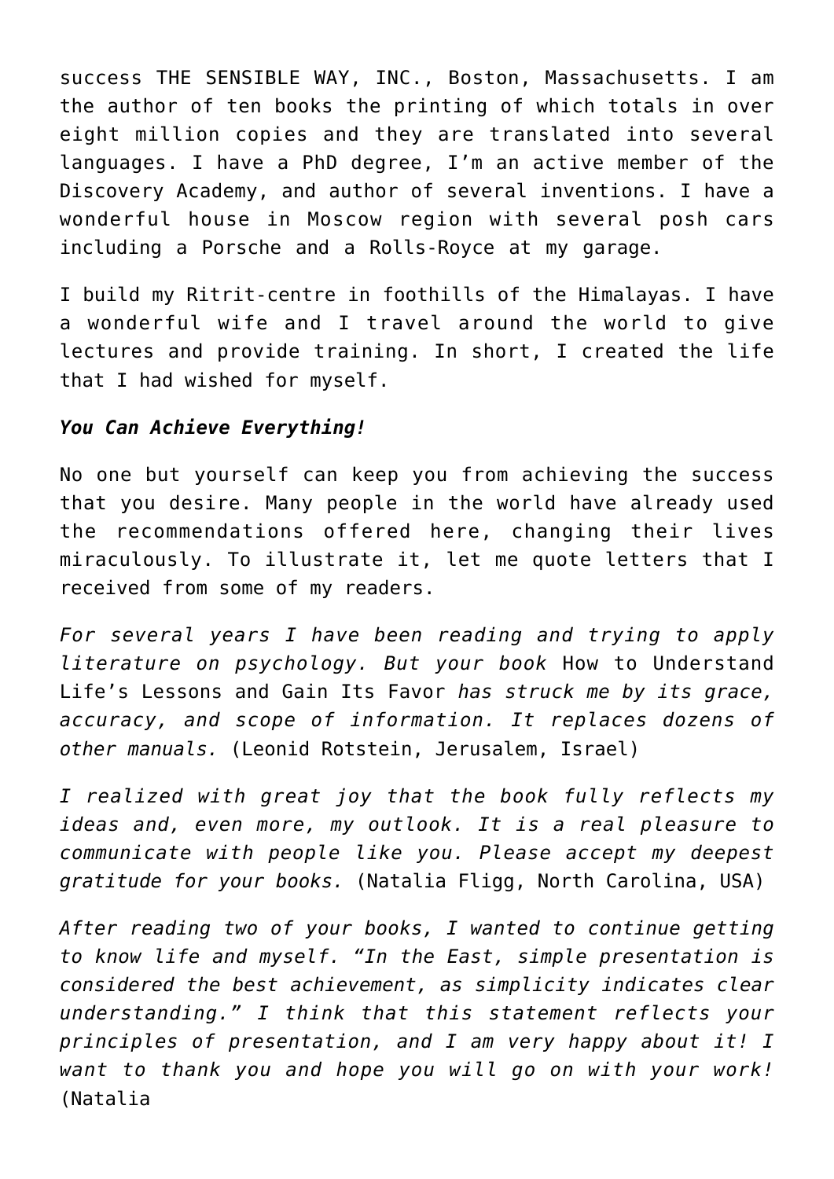success THE SENSIBLE WAY, INC., Boston, Massachusetts. I am the author of ten books the printing of which totals in over eight million copies and they are translated into several languages. I have a PhD degree, I'm an active member of the Discovery Academy, and author of several inventions. I have a wonderful house in Moscow region with several posh cars including a Porsche and a Rolls-Royce at my garage.

I build my Ritrit-centre in foothills of the Himalayas. I have a wonderful wife and I travel around the world to give lectures and provide training. In short, I created the life that I had wished for myself.

***You Can Achieve Everything!***

No one but yourself can keep you from achieving the success that you desire. Many people in the world have already used the recommendations offered here, changing their lives miraculously. To illustrate it, let me quote letters that I received from some of my readers.

*For several years I have been reading and trying to apply literature on psychology. But your book* How to Understand Life's Lessons and Gain Its Favor *has struck me by its grace, accuracy, and scope of information. It replaces dozens of other manuals.* (Leonid Rotstein, Jerusalem, Israel)

*I realized with great joy that the book fully reflects my ideas and, even more, my outlook. It is a real pleasure to communicate with people like you. Please accept my deepest gratitude for your books.* (Natalia Fligg, North Carolina, USA)

*After reading two of your books, I wanted to continue getting to know life and myself. "In the East, simple presentation is considered the best achievement, as simplicity indicates clear understanding." I think that this statement reflects your principles of presentation, and I am very happy about it! I want to thank you and hope you will go on with your work!* (Natalia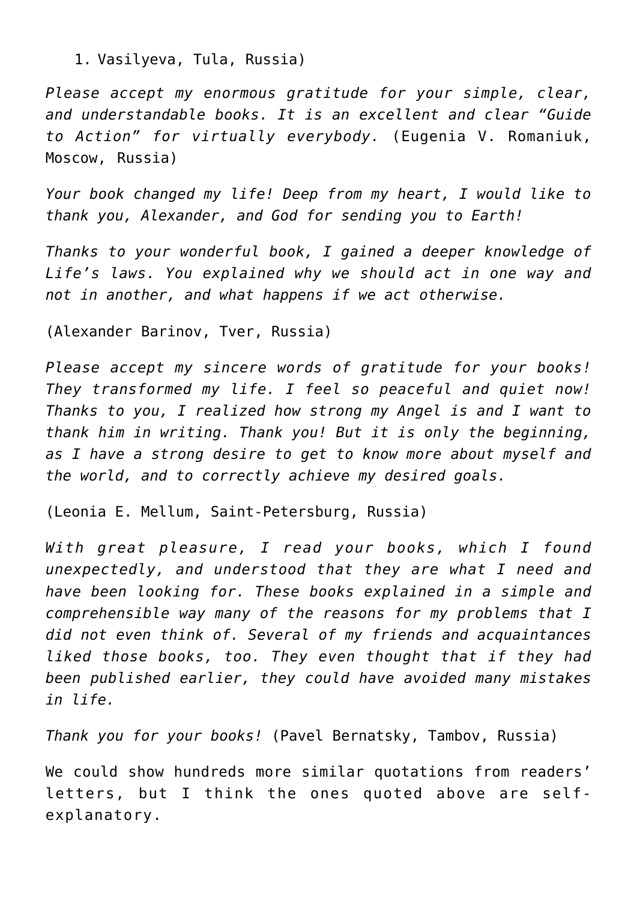1. Vasilyeva, Tula, Russia)

*Please accept my enormous gratitude for your simple, clear, and understandable books. It is an excellent and clear "Guide to Action" for virtually everybody.* (Eugenia V. Romaniuk, Moscow, Russia)

*Your book changed my life! Deep from my heart, I would like to thank you, Alexander, and God for sending you to Earth!*

*Thanks to your wonderful book, I gained a deeper knowledge of Life's laws. You explained why we should act in one way and not in another, and what happens if we act otherwise.*

(Alexander Barinov, Tver, Russia)

*Please accept my sincere words of gratitude for your books! They transformed my life. I feel so peaceful and quiet now! Thanks to you, I realized how strong my Angel is and I want to thank him in writing. Thank you! But it is only the beginning, as I have a strong desire to get to know more about myself and the world, and to correctly achieve my desired goals.*

(Leonia E. Mellum, Saint-Petersburg, Russia)

*With great pleasure, I read your books, which I found unexpectedly, and understood that they are what I need and have been looking for. These books explained in a simple and comprehensible way many of the reasons for my problems that I did not even think of. Several of my friends and acquaintances liked those books, too. They even thought that if they had been published earlier, they could have avoided many mistakes in life.*

*Thank you for your books!* (Pavel Bernatsky, Tambov, Russia)

We could show hundreds more similar quotations from readers' letters, but I think the ones quoted above are self-explanatory.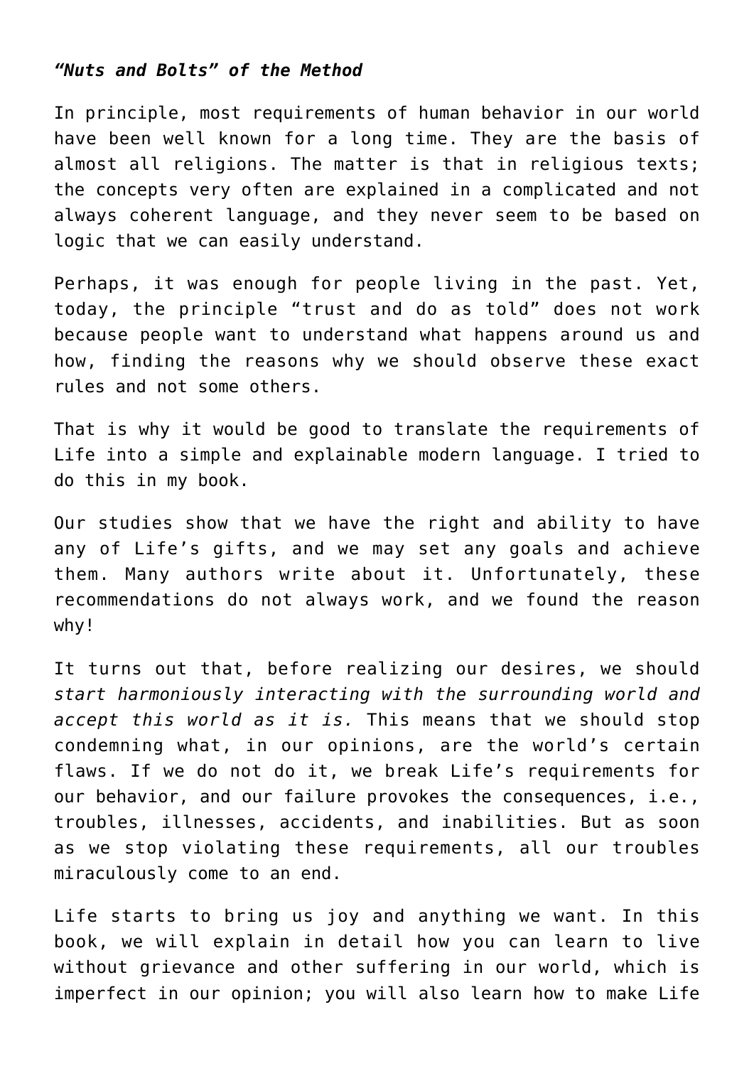***"Nuts and Bolts" of the Method***

In principle, most requirements of human behavior in our world have been well known for a long time. They are the basis of almost all religions. The matter is that in religious texts; the concepts very often are explained in a complicated and not always coherent language, and they never seem to be based on logic that we can easily understand.

Perhaps, it was enough for people living in the past. Yet, today, the principle "trust and do as told" does not work because people want to understand what happens around us and how, finding the reasons why we should observe these exact rules and not some others.

That is why it would be good to translate the requirements of Life into a simple and explainable modern language. I tried to do this in my book.

Our studies show that we have the right and ability to have any of Life's gifts, and we may set any goals and achieve them. Many authors write about it. Unfortunately, these recommendations do not always work, and we found the reason why!

It turns out that, before realizing our desires, we should *start harmoniously interacting with the surrounding world and accept this world as it is.* This means that we should stop condemning what, in our opinions, are the world's certain flaws. If we do not do it, we break Life's requirements for our behavior, and our failure provokes the consequences, i.e., troubles, illnesses, accidents, and inabilities. But as soon as we stop violating these requirements, all our troubles miraculously come to an end.

Life starts to bring us joy and anything we want. In this book, we will explain in detail how you can learn to live without grievance and other suffering in our world, which is imperfect in our opinion; you will also learn how to make Life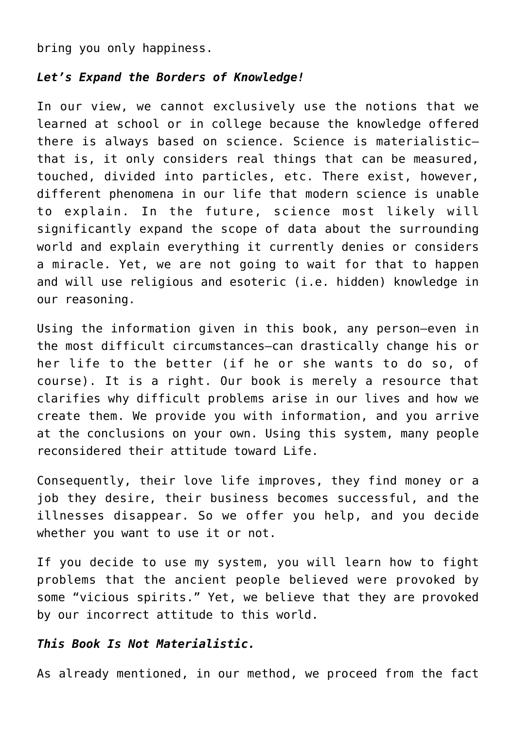bring you only happiness.

***Let's Expand the Borders of Knowledge!***

In our view, we cannot exclusively use the notions that we learned at school or in college because the knowledge offered there is always based on science. Science is materialistic—that is, it only considers real things that can be measured, touched, divided into particles, etc. There exist, however, different phenomena in our life that modern science is unable to explain. In the future, science most likely will significantly expand the scope of data about the surrounding world and explain everything it currently denies or considers a miracle. Yet, we are not going to wait for that to happen and will use religious and esoteric (i.e. hidden) knowledge in our reasoning.

Using the information given in this book, any person—even in the most difficult circumstances—can drastically change his or her life to the better (if he or she wants to do so, of course). It is a right. Our book is merely a resource that clarifies why difficult problems arise in our lives and how we create them. We provide you with information, and you arrive at the conclusions on your own. Using this system, many people reconsidered their attitude toward Life.

Consequently, their love life improves, they find money or a job they desire, their business becomes successful, and the illnesses disappear. So we offer you help, and you decide whether you want to use it or not.

If you decide to use my system, you will learn how to fight problems that the ancient people believed were provoked by some "vicious spirits." Yet, we believe that they are provoked by our incorrect attitude to this world.

***This Book Is Not Materialistic.***

As already mentioned, in our method, we proceed from the fact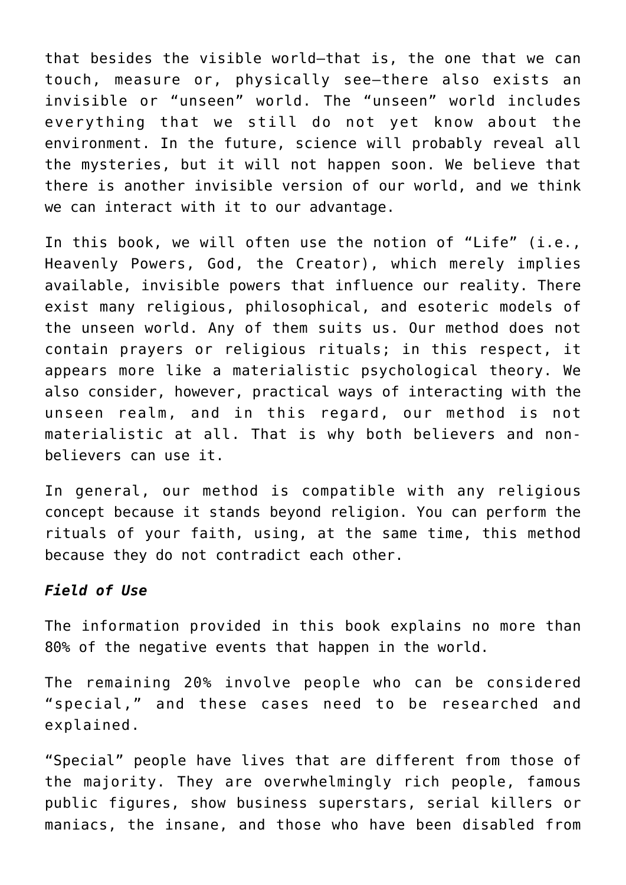that besides the visible world—that is, the one that we can touch, measure or, physically see—there also exists an invisible or "unseen" world. The "unseen" world includes everything that we still do not yet know about the environment. In the future, science will probably reveal all the mysteries, but it will not happen soon. We believe that there is another invisible version of our world, and we think we can interact with it to our advantage.

In this book, we will often use the notion of "Life" (i.e., Heavenly Powers, God, the Creator), which merely implies available, invisible powers that influence our reality. There exist many religious, philosophical, and esoteric models of the unseen world. Any of them suits us. Our method does not contain prayers or religious rituals; in this respect, it appears more like a materialistic psychological theory. We also consider, however, practical ways of interacting with the unseen realm, and in this regard, our method is not materialistic at all. That is why both believers and non-believers can use it.

In general, our method is compatible with any religious concept because it stands beyond religion. You can perform the rituals of your faith, using, at the same time, this method because they do not contradict each other.

***Field of Use***

The information provided in this book explains no more than 80% of the negative events that happen in the world.

The remaining 20% involve people who can be considered "special," and these cases need to be researched and explained.

"Special" people have lives that are different from those of the majority. They are overwhelmingly rich people, famous public figures, show business superstars, serial killers or maniacs, the insane, and those who have been disabled from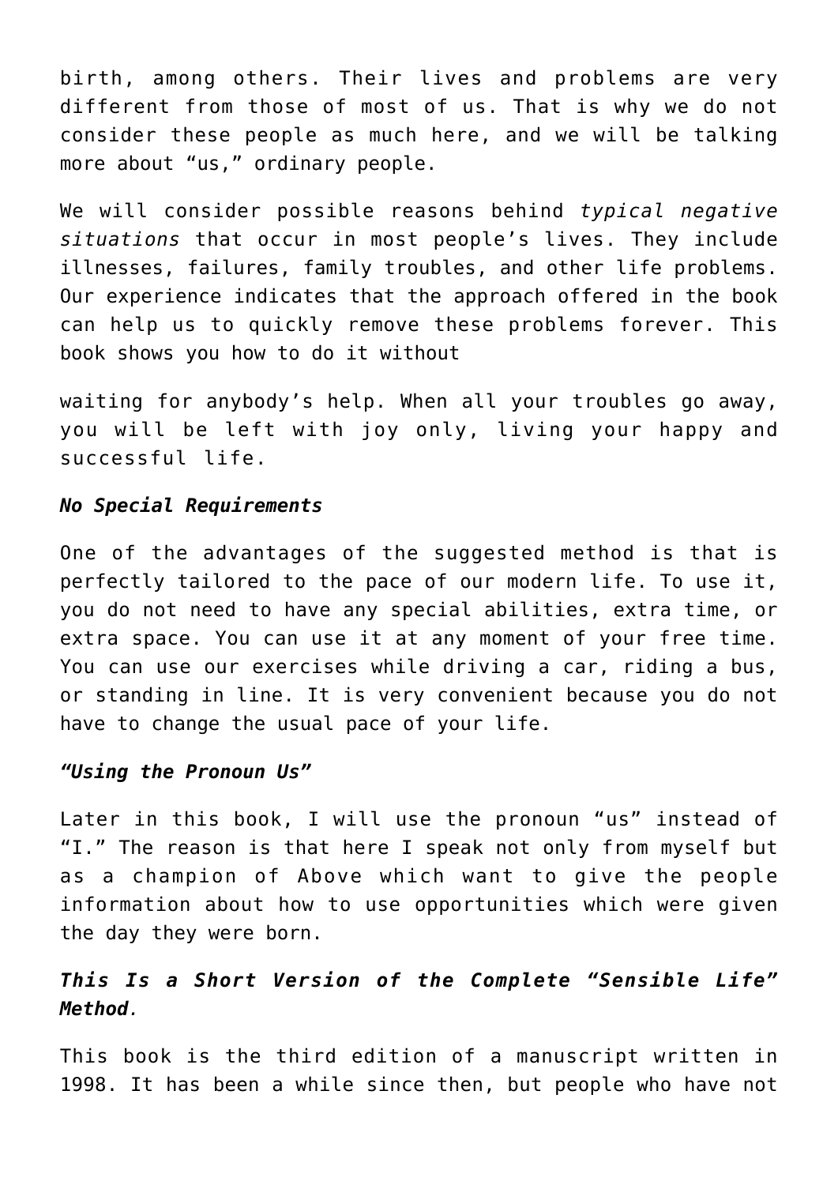birth, among others. Their lives and problems are very different from those of most of us. That is why we do not consider these people as much here, and we will be talking more about "us," ordinary people.

We will consider possible reasons behind *typical negative situations* that occur in most people's lives. They include illnesses, failures, family troubles, and other life problems. Our experience indicates that the approach offered in the book can help us to quickly remove these problems forever. This book shows you how to do it without

waiting for anybody's help. When all your troubles go away, you will be left with joy only, living your happy and successful life.

***No Special Requirements***

One of the advantages of the suggested method is that is perfectly tailored to the pace of our modern life. To use it, you do not need to have any special abilities, extra time, or extra space. You can use it at any moment of your free time. You can use our exercises while driving a car, riding a bus, or standing in line. It is very convenient because you do not have to change the usual pace of your life.

***"Using the Pronoun Us"***

Later in this book, I will use the pronoun "us" instead of "I." The reason is that here I speak not only from myself but as a champion of Above which want to give the people information about how to use opportunities which were given the day they were born.

***This Is a Short Version of the Complete "Sensible Life" Method.***

This book is the third edition of a manuscript written in 1998. It has been a while since then, but people who have not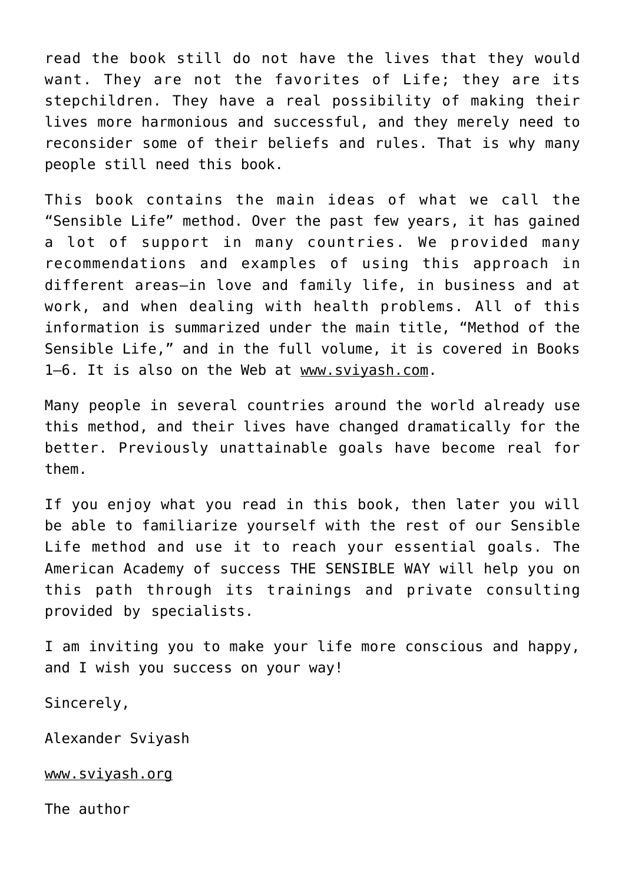read the book still do not have the lives that they would want. They are not the favorites of Life; they are its stepchildren. They have a real possibility of making their lives more harmonious and successful, and they merely need to reconsider some of their beliefs and rules. That is why many people still need this book.

This book contains the main ideas of what we call the "Sensible Life" method. Over the past few years, it has gained a lot of support in many countries. We provided many recommendations and examples of using this approach in different areas—in love and family life, in business and at work, and when dealing with health problems. All of this information is summarized under the main title, "Method of the Sensible Life," and in the full volume, it is covered in Books 1–6. It is also on the Web at www.sviyash.com.

Many people in several countries around the world already use this method, and their lives have changed dramatically for the better. Previously unattainable goals have become real for them.

If you enjoy what you read in this book, then later you will be able to familiarize yourself with the rest of our Sensible Life method and use it to reach your essential goals. The American Academy of success THE SENSIBLE WAY will help you on this path through its trainings and private consulting provided by specialists.

I am inviting you to make your life more conscious and happy, and I wish you success on your way!

Sincerely,

Alexander Sviyash

www.sviyash.org

The author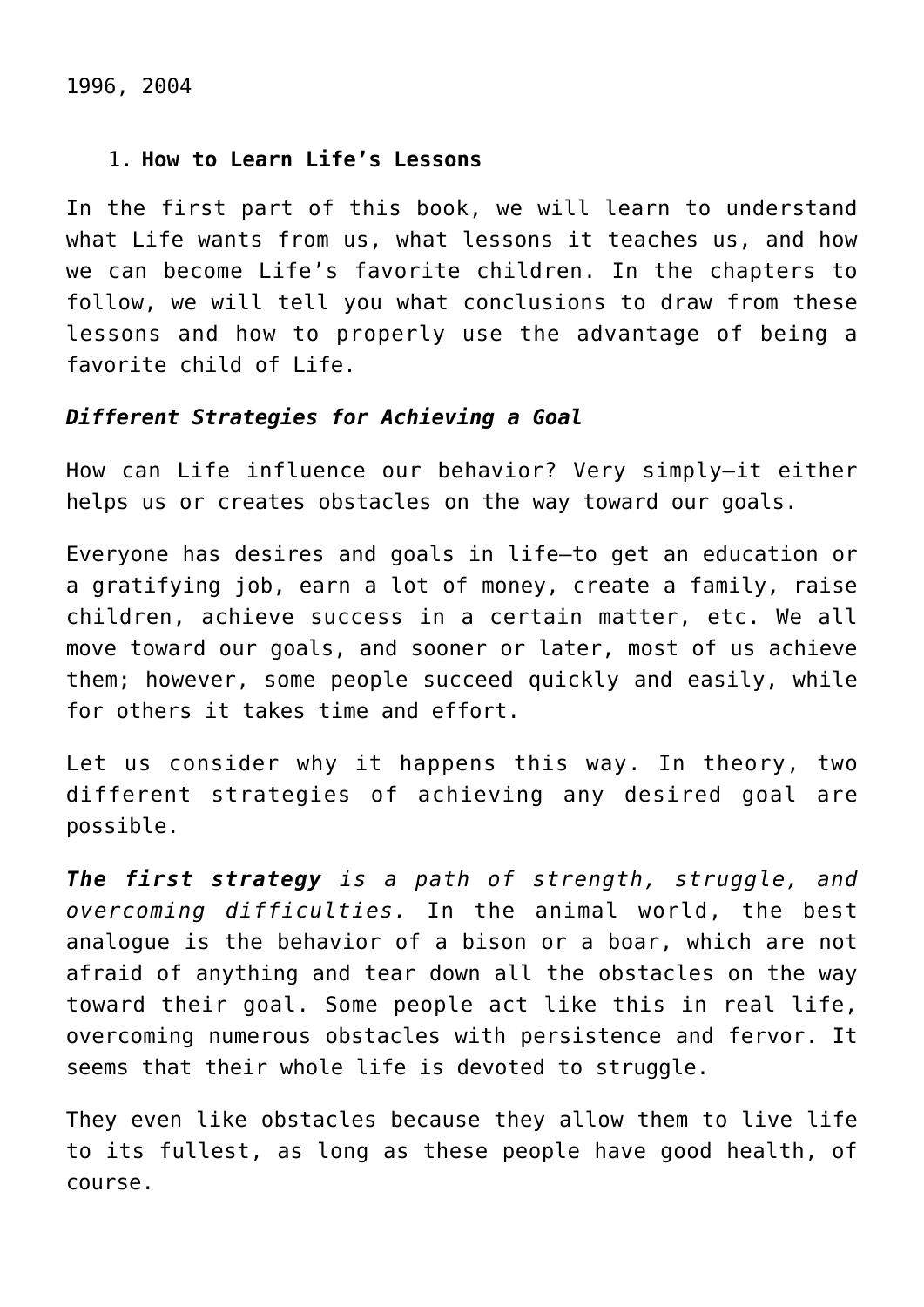1996, 2004

1. **How to Learn Life's Lessons**

In the first part of this book, we will learn to understand what Life wants from us, what lessons it teaches us, and how we can become Life's favorite children. In the chapters to follow, we will tell you what conclusions to draw from these lessons and how to properly use the advantage of being a favorite child of Life.

### ***Different Strategies for Achieving a Goal***

How can Life influence our behavior? Very simply—it either helps us or creates obstacles on the way toward our goals.

Everyone has desires and goals in life—to get an education or a gratifying job, earn a lot of money, create a family, raise children, achieve success in a certain matter, etc. We all move toward our goals, and sooner or later, most of us achieve them; however, some people succeed quickly and easily, while for others it takes time and effort.

Let us consider why it happens this way. In theory, two different strategies of achieving any desired goal are possible.

***The first strategy*** *is a path of strength, struggle, and overcoming difficulties.* In the animal world, the best analogue is the behavior of a bison or a boar, which are not afraid of anything and tear down all the obstacles on the way toward their goal. Some people act like this in real life, overcoming numerous obstacles with persistence and fervor. It seems that their whole life is devoted to struggle.

They even like obstacles because they allow them to live life to its fullest, as long as these people have good health, of course.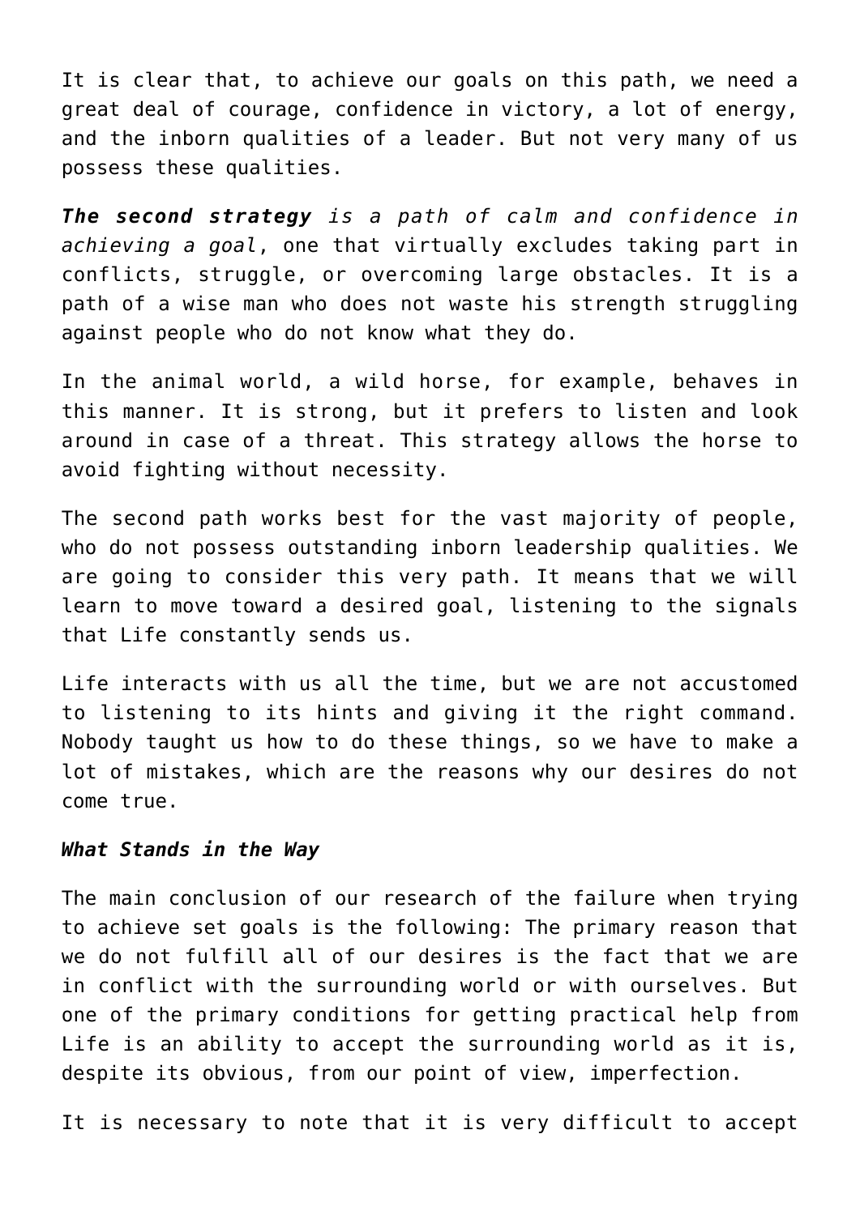It is clear that, to achieve our goals on this path, we need a great deal of courage, confidence in victory, a lot of energy, and the inborn qualities of a leader. But not very many of us possess these qualities.

***The second strategy*** *is a path of calm and confidence in achieving a goal*, one that virtually excludes taking part in conflicts, struggle, or overcoming large obstacles. It is a path of a wise man who does not waste his strength struggling against people who do not know what they do.

In the animal world, a wild horse, for example, behaves in this manner. It is strong, but it prefers to listen and look around in case of a threat. This strategy allows the horse to avoid fighting without necessity.

The second path works best for the vast majority of people, who do not possess outstanding inborn leadership qualities. We are going to consider this very path. It means that we will learn to move toward a desired goal, listening to the signals that Life constantly sends us.

Life interacts with us all the time, but we are not accustomed to listening to its hints and giving it the right command. Nobody taught us how to do these things, so we have to make a lot of mistakes, which are the reasons why our desires do not come true.

***What Stands in the Way***

The main conclusion of our research of the failure when trying to achieve set goals is the following: The primary reason that we do not fulfill all of our desires is the fact that we are in conflict with the surrounding world or with ourselves. But one of the primary conditions for getting practical help from Life is an ability to accept the surrounding world as it is, despite its obvious, from our point of view, imperfection.

It is necessary to note that it is very difficult to accept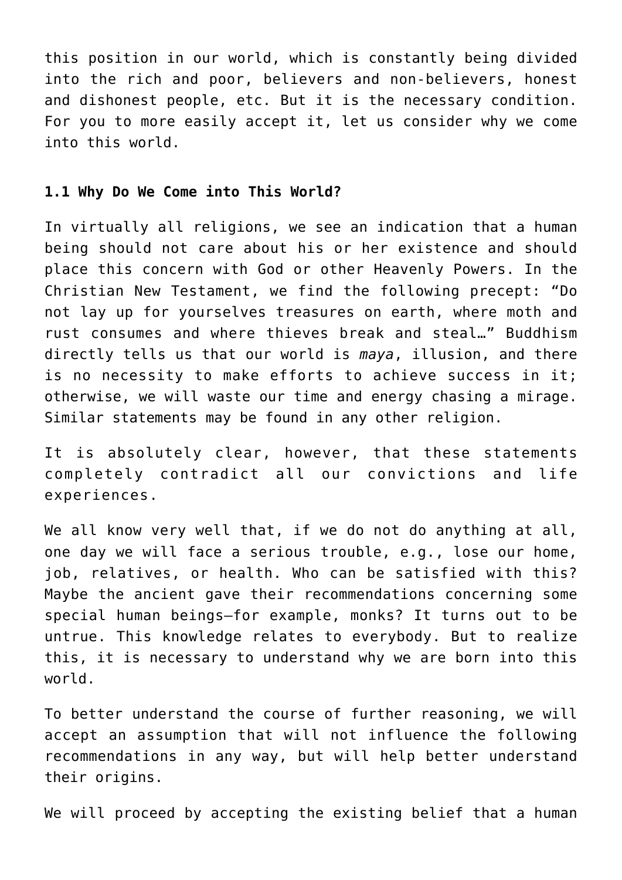this position in our world, which is constantly being divided into the rich and poor, believers and non-believers, honest and dishonest people, etc. But it is the necessary condition. For you to more easily accept it, let us consider why we come into this world.

### 1.1 Why Do We Come into This World?

In virtually all religions, we see an indication that a human being should not care about his or her existence and should place this concern with God or other Heavenly Powers. In the Christian New Testament, we find the following precept: "Do not lay up for yourselves treasures on earth, where moth and rust consumes and where thieves break and steal…" Buddhism directly tells us that our world is *maya*, illusion, and there is no necessity to make efforts to achieve success in it; otherwise, we will waste our time and energy chasing a mirage. Similar statements may be found in any other religion.

It is absolutely clear, however, that these statements completely contradict all our convictions and life experiences.

We all know very well that, if we do not do anything at all, one day we will face a serious trouble, e.g., lose our home, job, relatives, or health. Who can be satisfied with this? Maybe the ancient gave their recommendations concerning some special human beings—for example, monks? It turns out to be untrue. This knowledge relates to everybody. But to realize this, it is necessary to understand why we are born into this world.

To better understand the course of further reasoning, we will accept an assumption that will not influence the following recommendations in any way, but will help better understand their origins.

We will proceed by accepting the existing belief that a human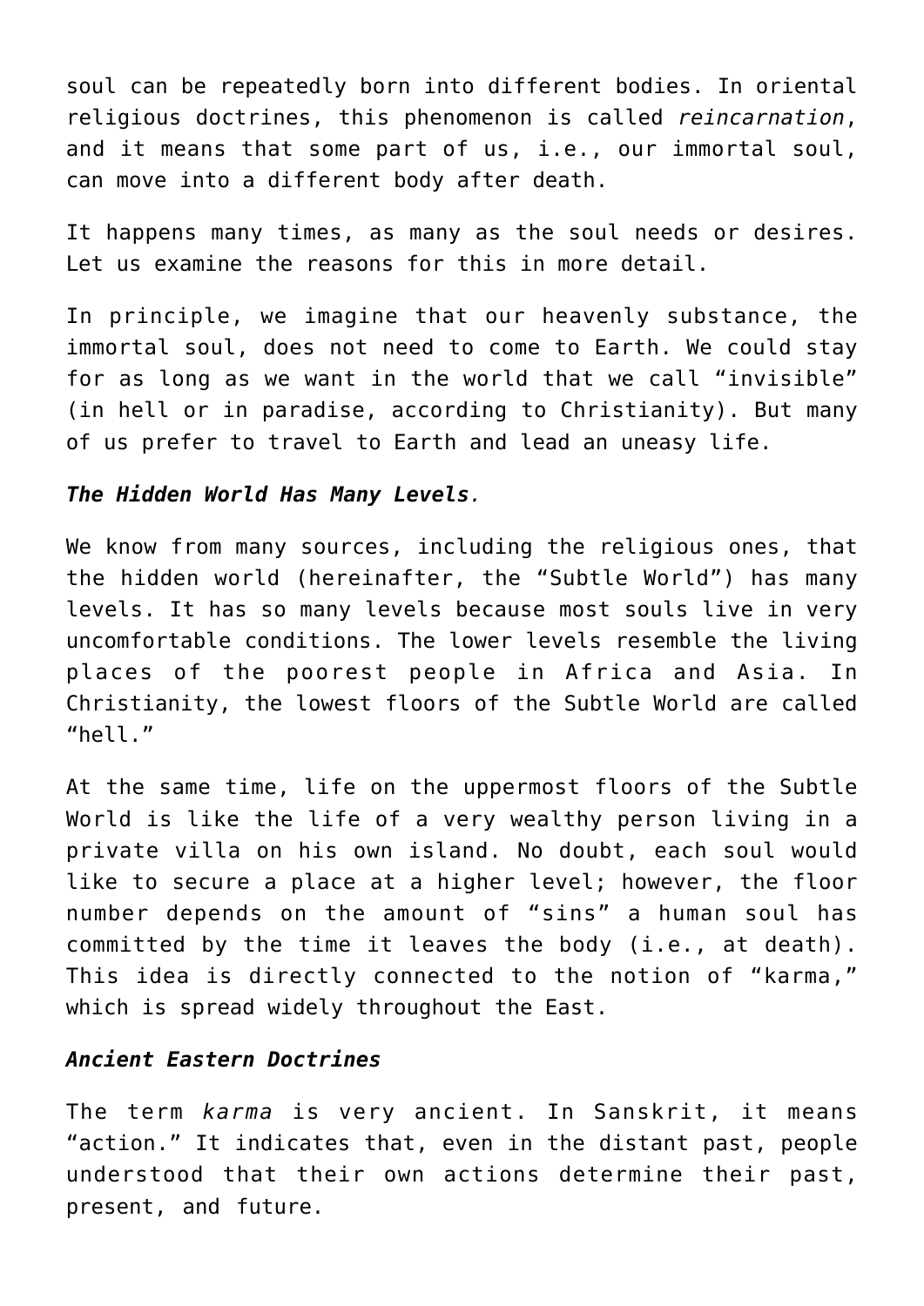soul can be repeatedly born into different bodies. In oriental religious doctrines, this phenomenon is called *reincarnation*, and it means that some part of us, i.e., our immortal soul, can move into a different body after death.

It happens many times, as many as the soul needs or desires. Let us examine the reasons for this in more detail.

In principle, we imagine that our heavenly substance, the immortal soul, does not need to come to Earth. We could stay for as long as we want in the world that we call "invisible" (in hell or in paradise, according to Christianity). But many of us prefer to travel to Earth and lead an uneasy life.

***The Hidden World Has Many Levels.***

We know from many sources, including the religious ones, that the hidden world (hereinafter, the "Subtle World") has many levels. It has so many levels because most souls live in very uncomfortable conditions. The lower levels resemble the living places of the poorest people in Africa and Asia. In Christianity, the lowest floors of the Subtle World are called "hell."

At the same time, life on the uppermost floors of the Subtle World is like the life of a very wealthy person living in a private villa on his own island. No doubt, each soul would like to secure a place at a higher level; however, the floor number depends on the amount of "sins" a human soul has committed by the time it leaves the body (i.e., at death). This idea is directly connected to the notion of "karma," which is spread widely throughout the East.

***Ancient Eastern Doctrines***

The term *karma* is very ancient. In Sanskrit, it means "action." It indicates that, even in the distant past, people understood that their own actions determine their past, present, and future.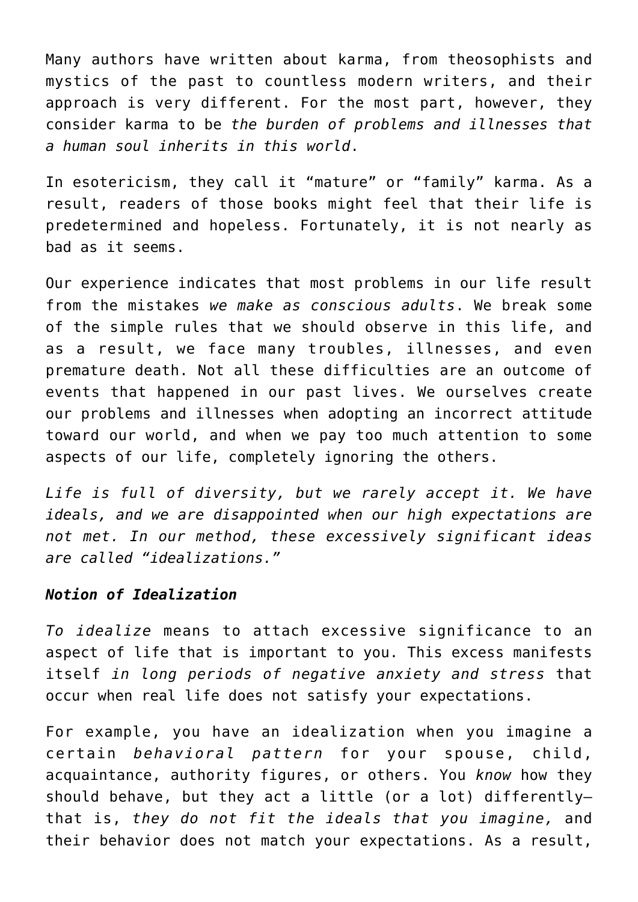Many authors have written about karma, from theosophists and mystics of the past to countless modern writers, and their approach is very different. For the most part, however, they consider karma to be *the burden of problems and illnesses that a human soul inherits in this world*.

In esotericism, they call it “mature” or “family” karma. As a result, readers of those books might feel that their life is predetermined and hopeless. Fortunately, it is not nearly as bad as it seems.

Our experience indicates that most problems in our life result from the mistakes *we make as conscious adults*. We break some of the simple rules that we should observe in this life, and as a result, we face many troubles, illnesses, and even premature death. Not all these difficulties are an outcome of events that happened in our past lives. We ourselves create our problems and illnesses when adopting an incorrect attitude toward our world, and when we pay too much attention to some aspects of our life, completely ignoring the others.

*Life is full of diversity, but we rarely accept it. We have ideals, and we are disappointed when our high expectations are not met. In our method, these excessively significant ideas are called “idealizations.”*

***Notion of Idealization***

*To idealize* means to attach excessive significance to an aspect of life that is important to you. This excess manifests itself *in long periods of negative anxiety and stress* that occur when real life does not satisfy your expectations.

For example, you have an idealization when you imagine a certain *behavioral pattern* for your spouse, child, acquaintance, authority figures, or others. You *know* how they should behave, but they act a little (or a lot) differently—that is, *they do not fit the ideals that you imagine,* and their behavior does not match your expectations. As a result,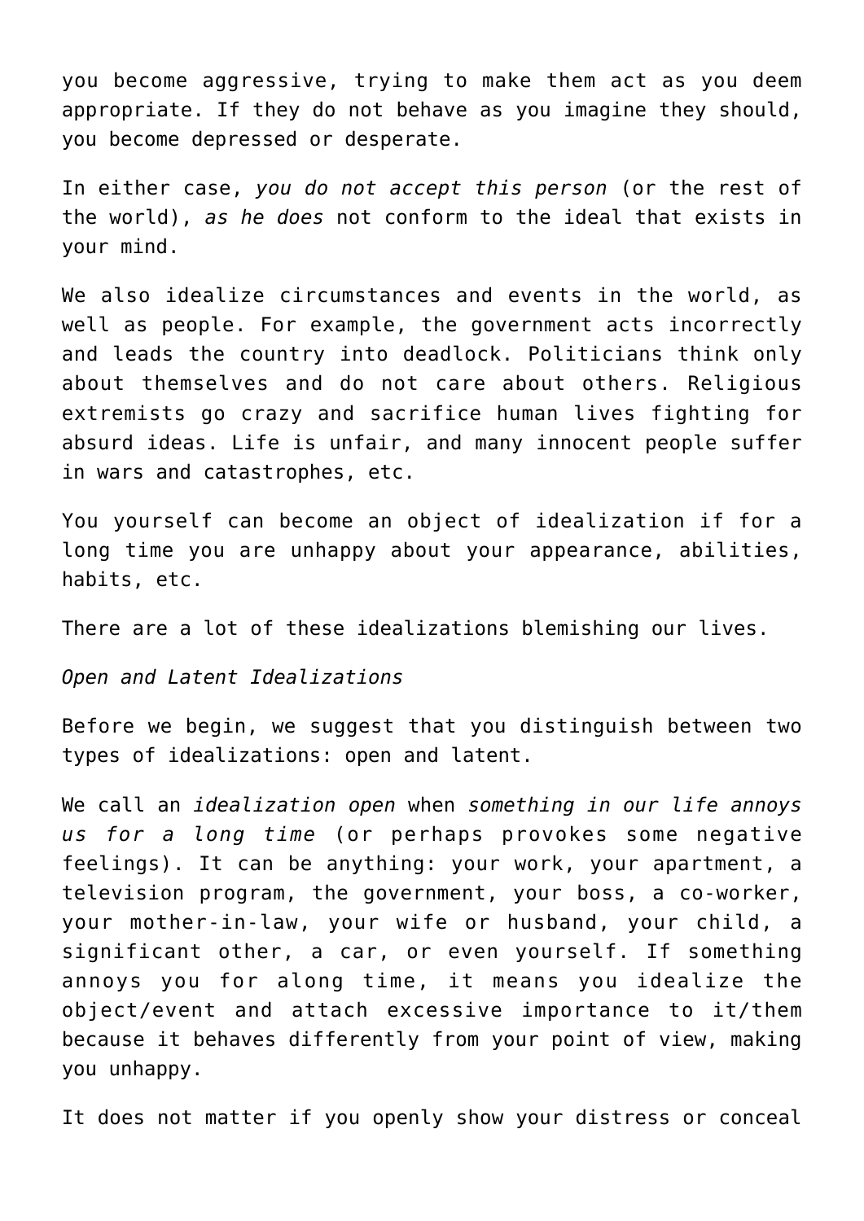you become aggressive, trying to make them act as you deem appropriate. If they do not behave as you imagine they should, you become depressed or desperate.

In either case, *you do not accept this person* (or the rest of the world), *as he does* not conform to the ideal that exists in your mind.

We also idealize circumstances and events in the world, as well as people. For example, the government acts incorrectly and leads the country into deadlock. Politicians think only about themselves and do not care about others. Religious extremists go crazy and sacrifice human lives fighting for absurd ideas. Life is unfair, and many innocent people suffer in wars and catastrophes, etc.

You yourself can become an object of idealization if for a long time you are unhappy about your appearance, abilities, habits, etc.

There are a lot of these idealizations blemishing our lives.

*Open and Latent Idealizations*

Before we begin, we suggest that you distinguish between two types of idealizations: open and latent.

We call an *idealization open* when *something in our life annoys us for a long time* (or perhaps provokes some negative feelings). It can be anything: your work, your apartment, a television program, the government, your boss, a co-worker, your mother-in-law, your wife or husband, your child, a significant other, a car, or even yourself. If something annoys you for along time, it means you idealize the object/event and attach excessive importance to it/them because it behaves differently from your point of view, making you unhappy.

It does not matter if you openly show your distress or conceal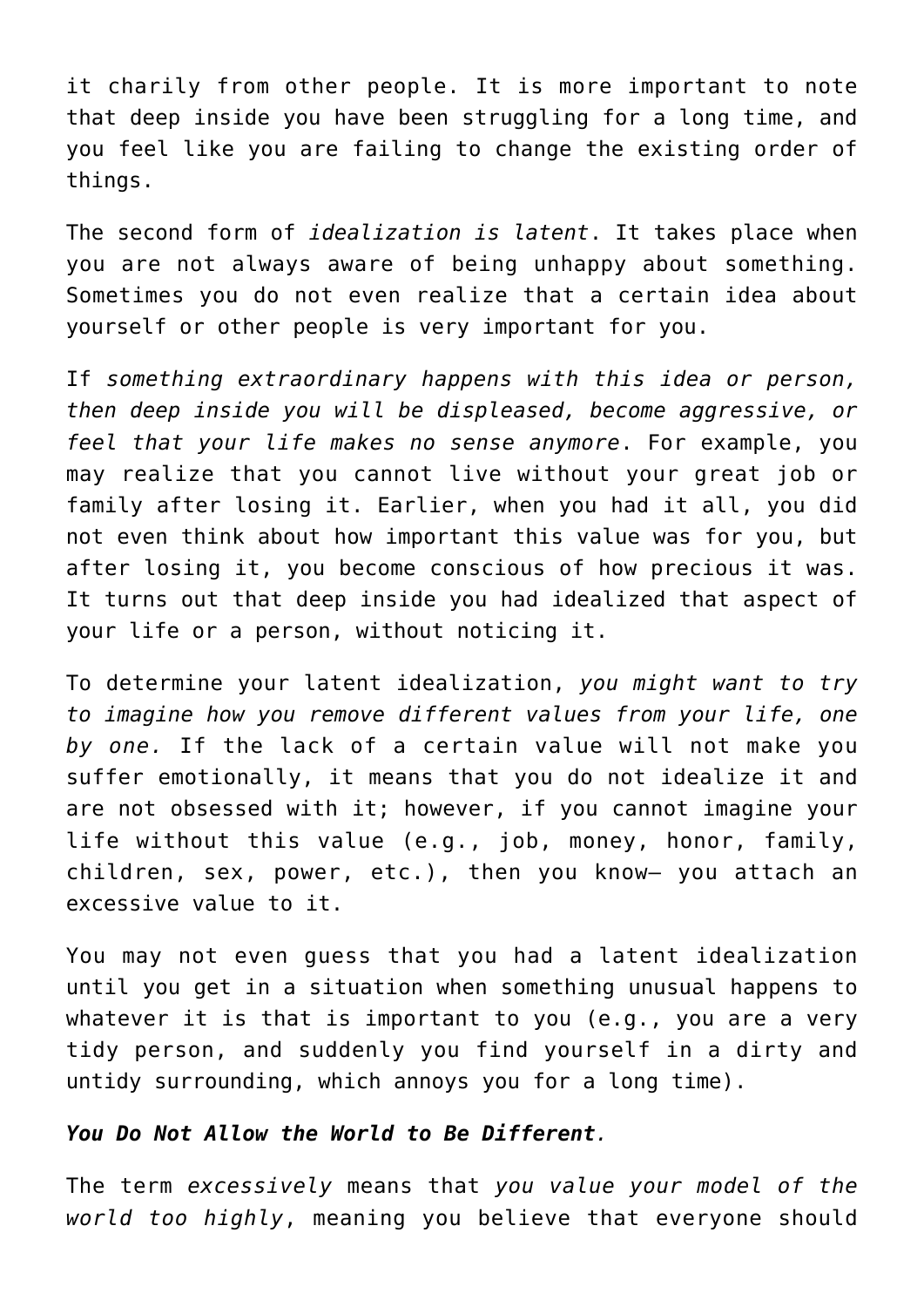it charily from other people. It is more important to note that deep inside you have been struggling for a long time, and you feel like you are failing to change the existing order of things.

The second form of *idealization is latent*. It takes place when you are not always aware of being unhappy about something. Sometimes you do not even realize that a certain idea about yourself or other people is very important for you.

If *something extraordinary happens with this idea or person, then deep inside you will be displeased, become aggressive, or feel that your life makes no sense anymore*. For example, you may realize that you cannot live without your great job or family after losing it. Earlier, when you had it all, you did not even think about how important this value was for you, but after losing it, you become conscious of how precious it was. It turns out that deep inside you had idealized that aspect of your life or a person, without noticing it.

To determine your latent idealization, *you might want to try to imagine how you remove different values from your life, one by one.* If the lack of a certain value will not make you suffer emotionally, it means that you do not idealize it and are not obsessed with it; however, if you cannot imagine your life without this value (e.g., job, money, honor, family, children, sex, power, etc.), then you know— you attach an excessive value to it.

You may not even guess that you had a latent idealization until you get in a situation when something unusual happens to whatever it is that is important to you (e.g., you are a very tidy person, and suddenly you find yourself in a dirty and untidy surrounding, which annoys you for a long time).

***You Do Not Allow the World to Be Different.***

The term *excessively* means that *you value your model of the world too highly*, meaning you believe that everyone should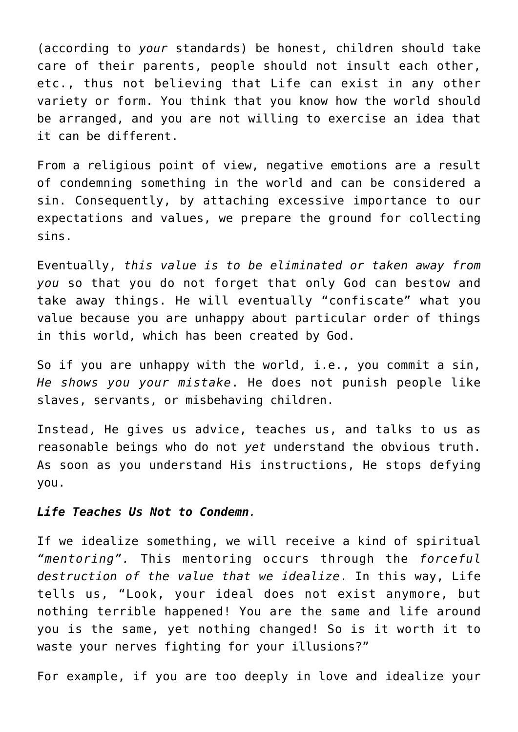(according to *your* standards) be honest, children should take care of their parents, people should not insult each other, etc., thus not believing that Life can exist in any other variety or form. You think that you know how the world should be arranged, and you are not willing to exercise an idea that it can be different.

From a religious point of view, negative emotions are a result of condemning something in the world and can be considered a sin. Consequently, by attaching excessive importance to our expectations and values, we prepare the ground for collecting sins.

Eventually, *this value is to be eliminated or taken away from you* so that you do not forget that only God can bestow and take away things. He will eventually "confiscate" what you value because you are unhappy about particular order of things in this world, which has been created by God.

So if you are unhappy with the world, i.e., you commit a sin, *He shows you your mistake*. He does not punish people like slaves, servants, or misbehaving children.

Instead, He gives us advice, teaches us, and talks to us as reasonable beings who do not *yet* understand the obvious truth. As soon as you understand His instructions, He stops defying you.

***Life Teaches Us Not to Condemn.***

If we idealize something, we will receive a kind of spiritual *"mentoring".* This mentoring occurs through the *forceful destruction of the value that we idealize*. In this way, Life tells us, "Look, your ideal does not exist anymore, but nothing terrible happened! You are the same and life around you is the same, yet nothing changed! So is it worth it to waste your nerves fighting for your illusions?"

For example, if you are too deeply in love and idealize your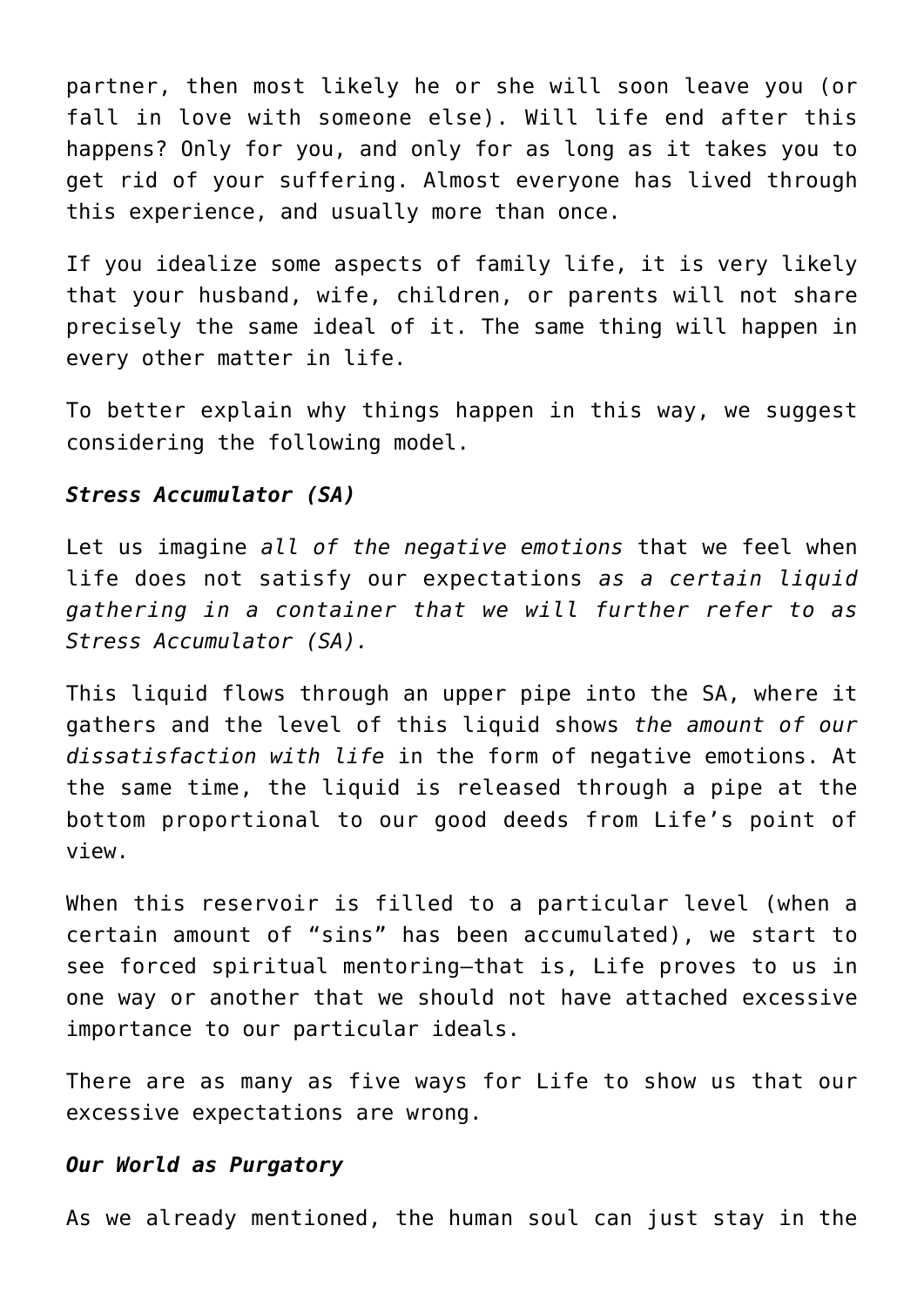partner, then most likely he or she will soon leave you (or fall in love with someone else). Will life end after this happens? Only for you, and only for as long as it takes you to get rid of your suffering. Almost everyone has lived through this experience, and usually more than once.

If you idealize some aspects of family life, it is very likely that your husband, wife, children, or parents will not share precisely the same ideal of it. The same thing will happen in every other matter in life.

To better explain why things happen in this way, we suggest considering the following model.

***Stress Accumulator (SA)***

Let us imagine *all of the negative emotions* that we feel when life does not satisfy our expectations *as a certain liquid gathering in a container that we will further refer to as Stress Accumulator (SA).*

This liquid flows through an upper pipe into the SA, where it gathers and the level of this liquid shows *the amount of our dissatisfaction with life* in the form of negative emotions. At the same time, the liquid is released through a pipe at the bottom proportional to our good deeds from Life's point of view.

When this reservoir is filled to a particular level (when a certain amount of "sins" has been accumulated), we start to see forced spiritual mentoring—that is, Life proves to us in one way or another that we should not have attached excessive importance to our particular ideals.

There are as many as five ways for Life to show us that our excessive expectations are wrong.

***Our World as Purgatory***

As we already mentioned, the human soul can just stay in the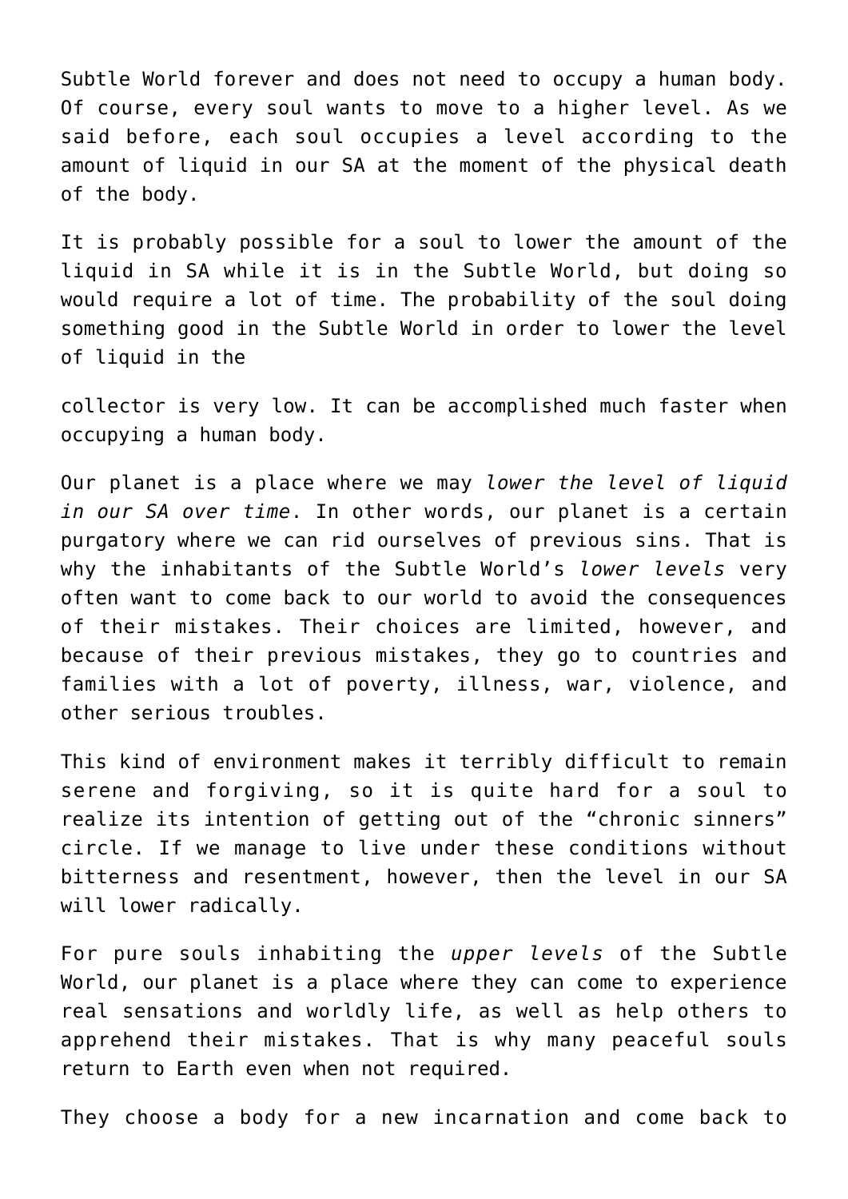Subtle World forever and does not need to occupy a human body. Of course, every soul wants to move to a higher level. As we said before, each soul occupies a level according to the amount of liquid in our SA at the moment of the physical death of the body.

It is probably possible for a soul to lower the amount of the liquid in SA while it is in the Subtle World, but doing so would require a lot of time. The probability of the soul doing something good in the Subtle World in order to lower the level of liquid in the collector is very low. It can be accomplished much faster when occupying a human body.

Our planet is a place where we may *lower the level of liquid in our SA over time*. In other words, our planet is a certain purgatory where we can rid ourselves of previous sins. That is why the inhabitants of the Subtle World's *lower levels* very often want to come back to our world to avoid the consequences of their mistakes. Their choices are limited, however, and because of their previous mistakes, they go to countries and families with a lot of poverty, illness, war, violence, and other serious troubles.

This kind of environment makes it terribly difficult to remain serene and forgiving, so it is quite hard for a soul to realize its intention of getting out of the "chronic sinners" circle. If we manage to live under these conditions without bitterness and resentment, however, then the level in our SA will lower radically.

For pure souls inhabiting the *upper levels* of the Subtle World, our planet is a place where they can come to experience real sensations and worldly life, as well as help others to apprehend their mistakes. That is why many peaceful souls return to Earth even when not required.

They choose a body for a new incarnation and come back to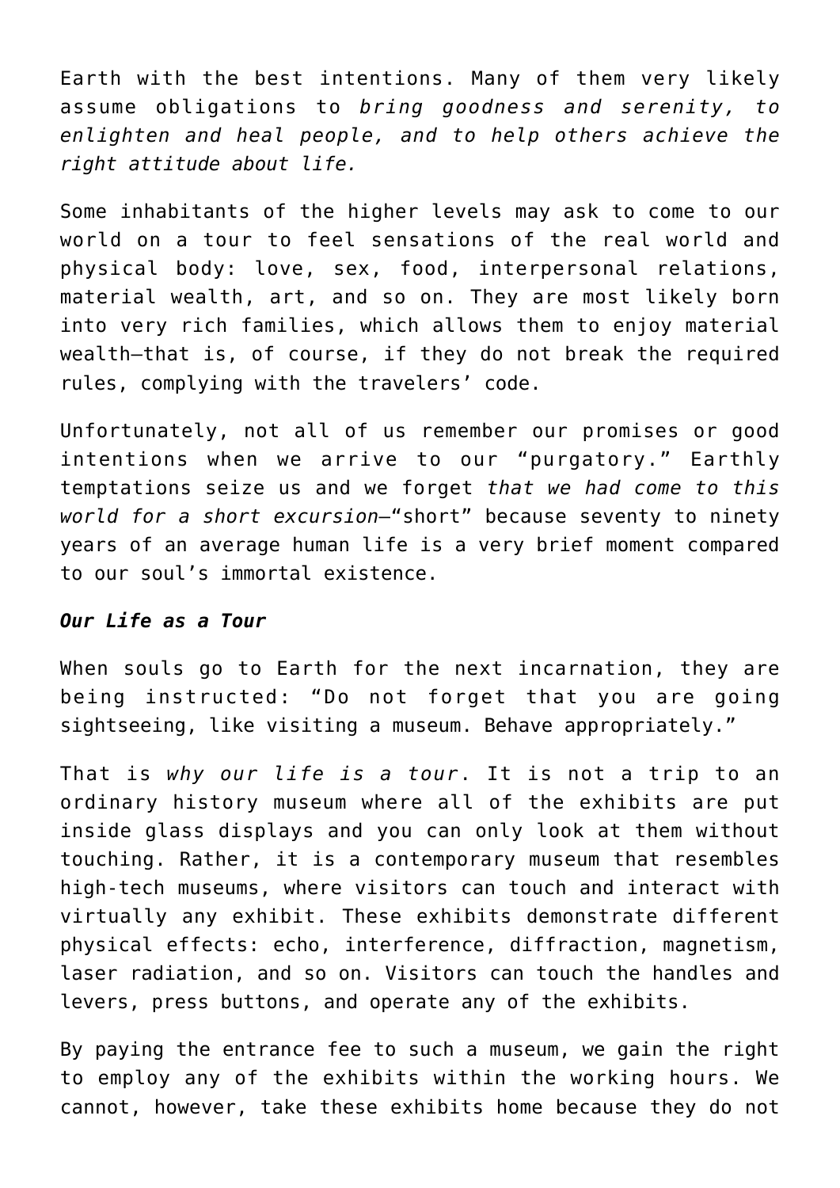Earth with the best intentions. Many of them very likely assume obligations to *bring goodness and serenity, to enlighten and heal people, and to help others achieve the right attitude about life.*

Some inhabitants of the higher levels may ask to come to our world on a tour to feel sensations of the real world and physical body: love, sex, food, interpersonal relations, material wealth, art, and so on. They are most likely born into very rich families, which allows them to enjoy material wealth—that is, of course, if they do not break the required rules, complying with the travelers' code.

Unfortunately, not all of us remember our promises or good intentions when we arrive to our "purgatory." Earthly temptations seize us and we forget *that we had come to this world for a short excursion*—"short" because seventy to ninety years of an average human life is a very brief moment compared to our soul's immortal existence.

***Our Life as a Tour***

When souls go to Earth for the next incarnation, they are being instructed: "Do not forget that you are going sightseeing, like visiting a museum. Behave appropriately."

That is *why our life is a tour*. It is not a trip to an ordinary history museum where all of the exhibits are put inside glass displays and you can only look at them without touching. Rather, it is a contemporary museum that resembles high-tech museums, where visitors can touch and interact with virtually any exhibit. These exhibits demonstrate different physical effects: echo, interference, diffraction, magnetism, laser radiation, and so on. Visitors can touch the handles and levers, press buttons, and operate any of the exhibits.

By paying the entrance fee to such a museum, we gain the right to employ any of the exhibits within the working hours. We cannot, however, take these exhibits home because they do not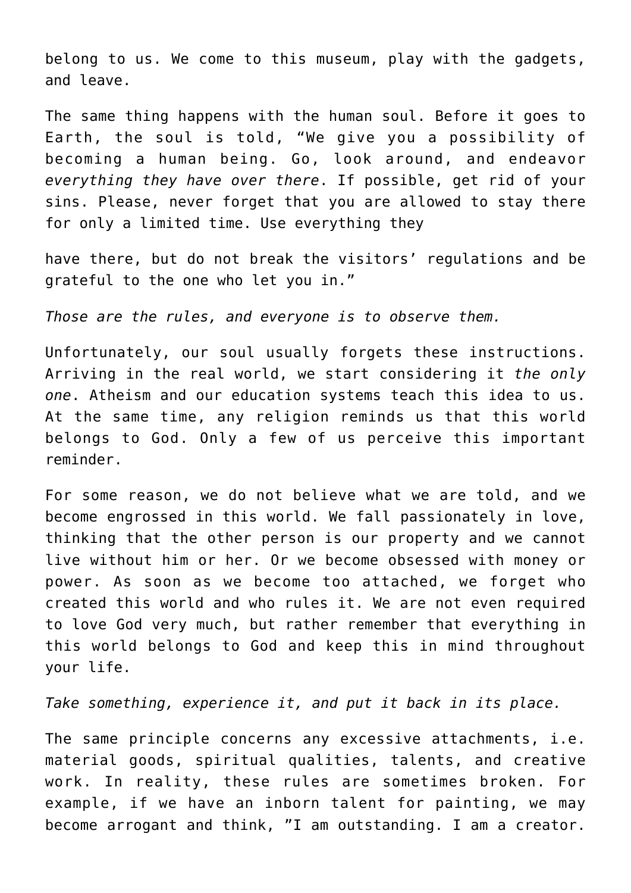belong to us. We come to this museum, play with the gadgets, and leave.

The same thing happens with the human soul. Before it goes to Earth, the soul is told, "We give you a possibility of becoming a human being. Go, look around, and endeavor *everything they have over there*. If possible, get rid of your sins. Please, never forget that you are allowed to stay there for only a limited time. Use everything they have there, but do not break the visitors' regulations and be grateful to the one who let you in."

*Those are the rules, and everyone is to observe them.*

Unfortunately, our soul usually forgets these instructions. Arriving in the real world, we start considering it *the only one*. Atheism and our education systems teach this idea to us. At the same time, any religion reminds us that this world belongs to God. Only a few of us perceive this important reminder.

For some reason, we do not believe what we are told, and we become engrossed in this world. We fall passionately in love, thinking that the other person is our property and we cannot live without him or her. Or we become obsessed with money or power. As soon as we become too attached, we forget who created this world and who rules it. We are not even required to love God very much, but rather remember that everything in this world belongs to God and keep this in mind throughout your life.

*Take something, experience it, and put it back in its place.*

The same principle concerns any excessive attachments, i.e. material goods, spiritual qualities, talents, and creative work. In reality, these rules are sometimes broken. For example, if we have an inborn talent for painting, we may become arrogant and think, "I am outstanding. I am a creator.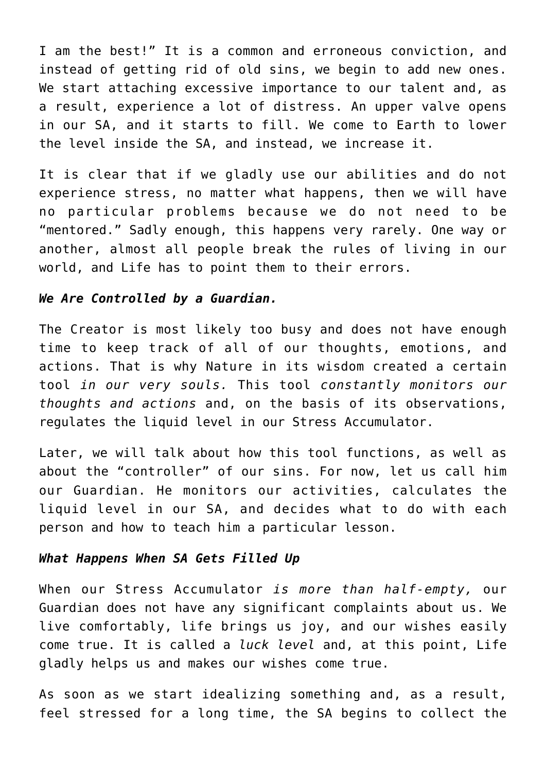I am the best!" It is a common and erroneous conviction, and instead of getting rid of old sins, we begin to add new ones. We start attaching excessive importance to our talent and, as a result, experience a lot of distress. An upper valve opens in our SA, and it starts to fill. We come to Earth to lower the level inside the SA, and instead, we increase it.

It is clear that if we gladly use our abilities and do not experience stress, no matter what happens, then we will have no particular problems because we do not need to be "mentored." Sadly enough, this happens very rarely. One way or another, almost all people break the rules of living in our world, and Life has to point them to their errors.

***We Are Controlled by a Guardian.***

The Creator is most likely too busy and does not have enough time to keep track of all of our thoughts, emotions, and actions. That is why Nature in its wisdom created a certain tool *in our very souls.* This tool *constantly monitors our thoughts and actions* and, on the basis of its observations, regulates the liquid level in our Stress Accumulator.

Later, we will talk about how this tool functions, as well as about the "controller" of our sins. For now, let us call him our Guardian. He monitors our activities, calculates the liquid level in our SA, and decides what to do with each person and how to teach him a particular lesson.

***What Happens When SA Gets Filled Up***

When our Stress Accumulator *is more than half-empty,* our Guardian does not have any significant complaints about us. We live comfortably, life brings us joy, and our wishes easily come true. It is called a *luck level* and, at this point, Life gladly helps us and makes our wishes come true.

As soon as we start idealizing something and, as a result, feel stressed for a long time, the SA begins to collect the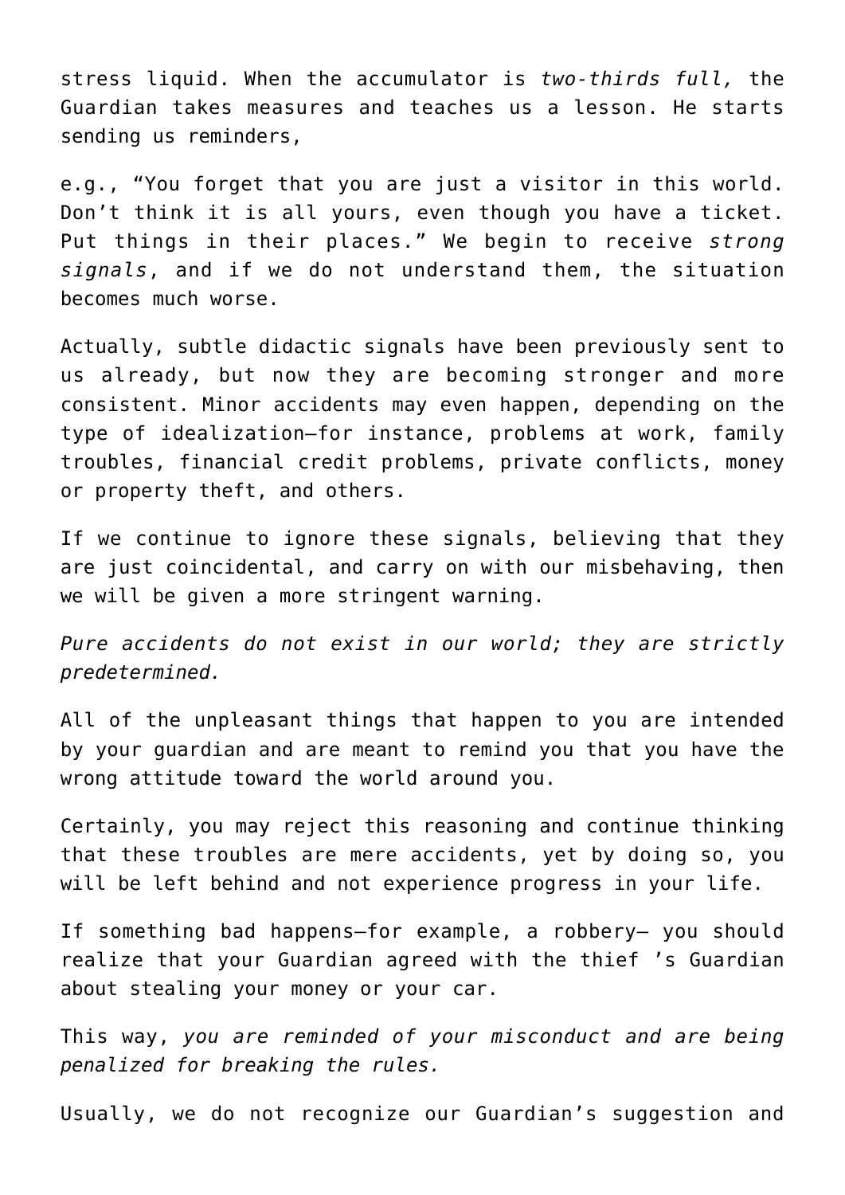stress liquid. When the accumulator is *two-thirds full,* the Guardian takes measures and teaches us a lesson. He starts sending us reminders,

e.g., “You forget that you are just a visitor in this world. Don’t think it is all yours, even though you have a ticket. Put things in their places.” We begin to receive *strong signals*, and if we do not understand them, the situation becomes much worse.

Actually, subtle didactic signals have been previously sent to us already, but now they are becoming stronger and more consistent. Minor accidents may even happen, depending on the type of idealization—for instance, problems at work, family troubles, financial credit problems, private conflicts, money or property theft, and others.

If we continue to ignore these signals, believing that they are just coincidental, and carry on with our misbehaving, then we will be given a more stringent warning.

*Pure accidents do not exist in our world; they are strictly predetermined.*

All of the unpleasant things that happen to you are intended by your guardian and are meant to remind you that you have the wrong attitude toward the world around you.

Certainly, you may reject this reasoning and continue thinking that these troubles are mere accidents, yet by doing so, you will be left behind and not experience progress in your life.

If something bad happens—for example, a robbery— you should realize that your Guardian agreed with the thief ’s Guardian about stealing your money or your car.

This way, *you are reminded of your misconduct and are being penalized for breaking the rules.*

Usually, we do not recognize our Guardian’s suggestion and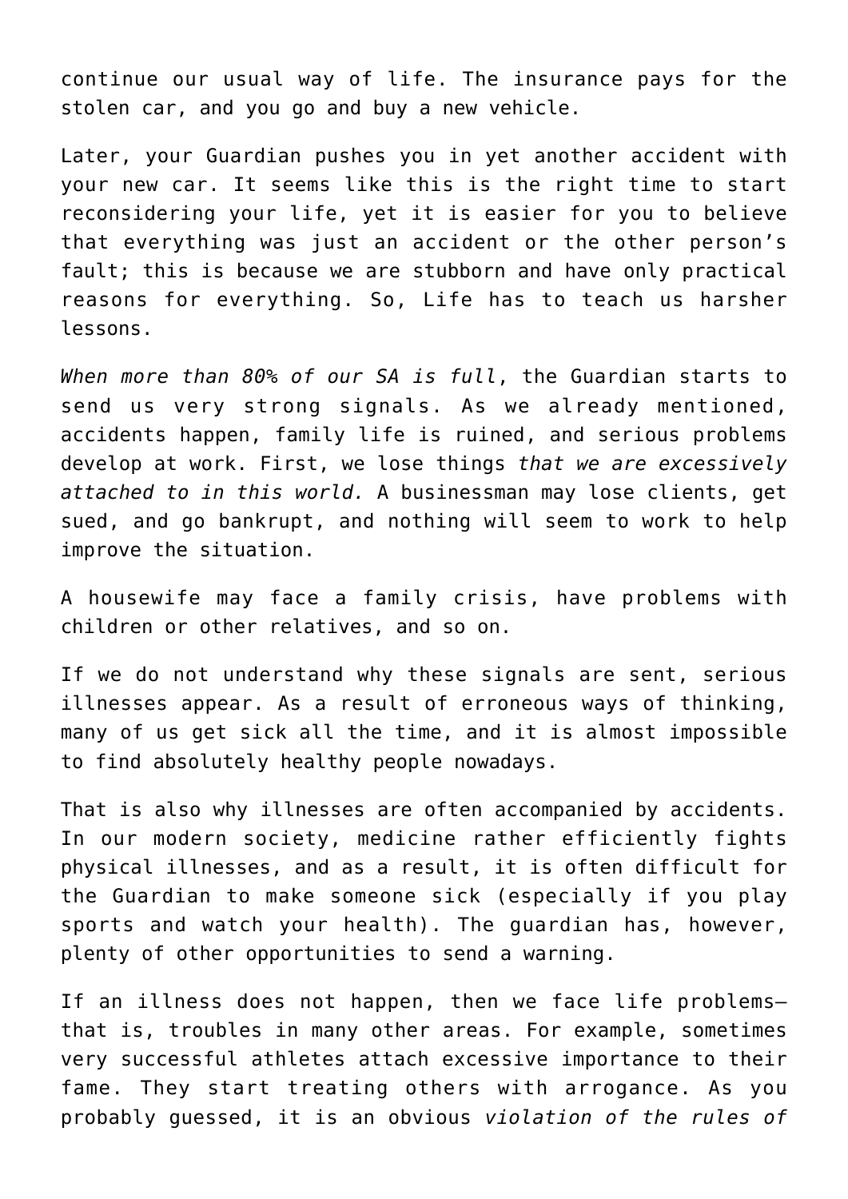continue our usual way of life. The insurance pays for the stolen car, and you go and buy a new vehicle.

Later, your Guardian pushes you in yet another accident with your new car. It seems like this is the right time to start reconsidering your life, yet it is easier for you to believe that everything was just an accident or the other person's fault; this is because we are stubborn and have only practical reasons for everything. So, Life has to teach us harsher lessons.

*When more than 80% of our SA is full*, the Guardian starts to send us very strong signals. As we already mentioned, accidents happen, family life is ruined, and serious problems develop at work. First, we lose things *that we are excessively attached to in this world.* A businessman may lose clients, get sued, and go bankrupt, and nothing will seem to work to help improve the situation.

A housewife may face a family crisis, have problems with children or other relatives, and so on.

If we do not understand why these signals are sent, serious illnesses appear. As a result of erroneous ways of thinking, many of us get sick all the time, and it is almost impossible to find absolutely healthy people nowadays.

That is also why illnesses are often accompanied by accidents. In our modern society, medicine rather efficiently fights physical illnesses, and as a result, it is often difficult for the Guardian to make someone sick (especially if you play sports and watch your health). The guardian has, however, plenty of other opportunities to send a warning.

If an illness does not happen, then we face life problems—that is, troubles in many other areas. For example, sometimes very successful athletes attach excessive importance to their fame. They start treating others with arrogance. As you probably guessed, it is an obvious *violation of the rules of*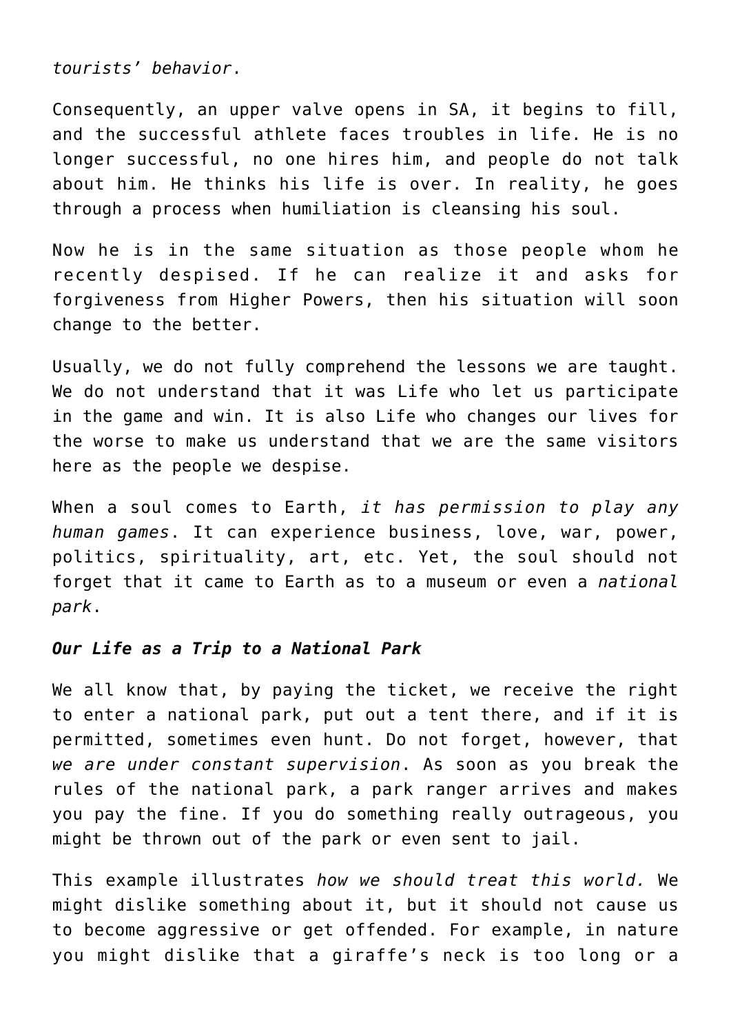*tourists' behavior*.

Consequently, an upper valve opens in SA, it begins to fill, and the successful athlete faces troubles in life. He is no longer successful, no one hires him, and people do not talk about him. He thinks his life is over. In reality, he goes through a process when humiliation is cleansing his soul.

Now he is in the same situation as those people whom he recently despised. If he can realize it and asks for forgiveness from Higher Powers, then his situation will soon change to the better.

Usually, we do not fully comprehend the lessons we are taught. We do not understand that it was Life who let us participate in the game and win. It is also Life who changes our lives for the worse to make us understand that we are the same visitors here as the people we despise.

When a soul comes to Earth, *it has permission to play any human games*. It can experience business, love, war, power, politics, spirituality, art, etc. Yet, the soul should not forget that it came to Earth as to a museum or even a *national park*.

***Our Life as a Trip to a National Park***

We all know that, by paying the ticket, we receive the right to enter a national park, put out a tent there, and if it is permitted, sometimes even hunt. Do not forget, however, that *we are under constant supervision*. As soon as you break the rules of the national park, a park ranger arrives and makes you pay the fine. If you do something really outrageous, you might be thrown out of the park or even sent to jail.

This example illustrates *how we should treat this world.* We might dislike something about it, but it should not cause us to become aggressive or get offended. For example, in nature you might dislike that a giraffe's neck is too long or a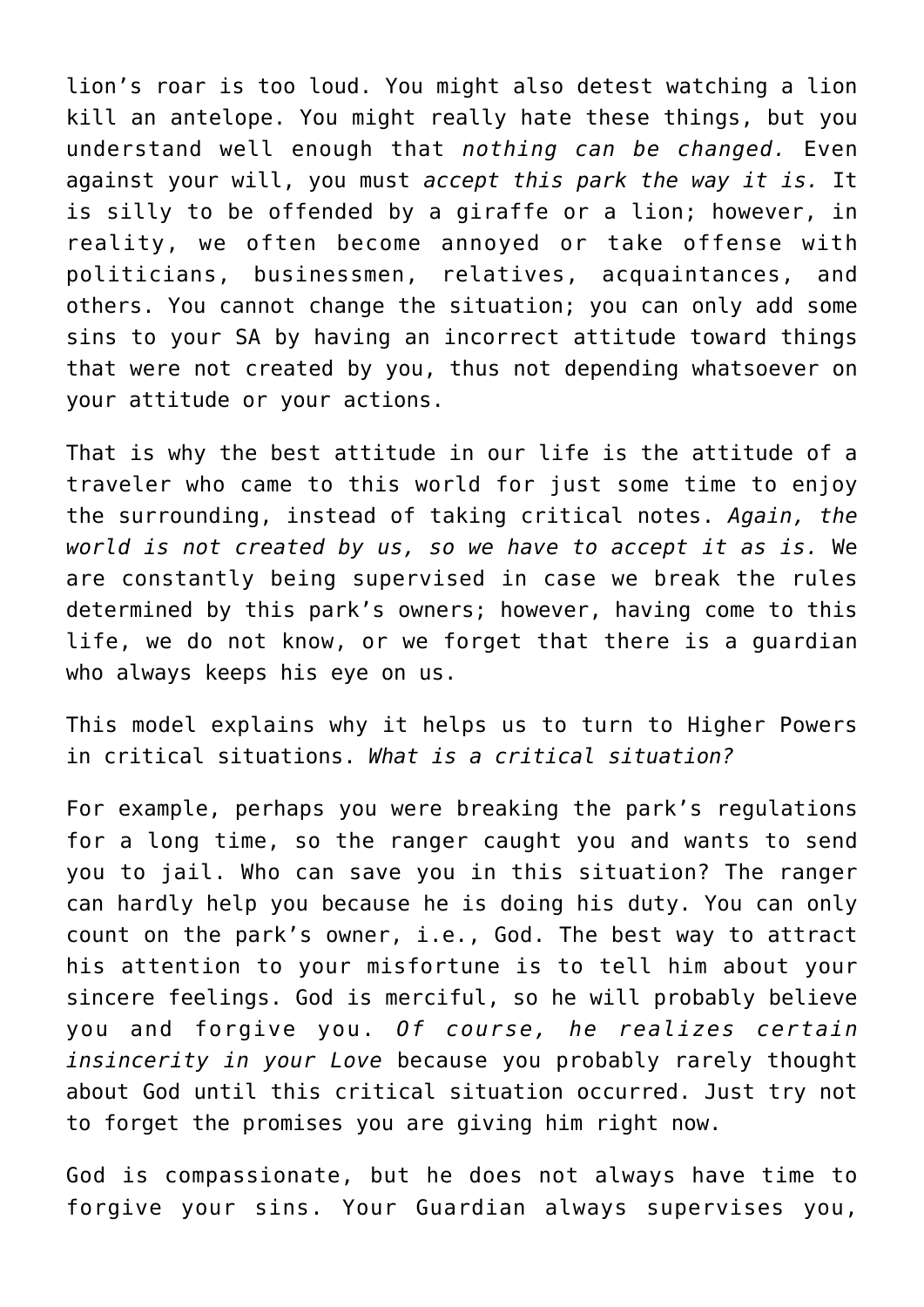lion's roar is too loud. You might also detest watching a lion kill an antelope. You might really hate these things, but you understand well enough that *nothing can be changed.* Even against your will, you must *accept this park the way it is.* It is silly to be offended by a giraffe or a lion; however, in reality, we often become annoyed or take offense with politicians, businessmen, relatives, acquaintances, and others. You cannot change the situation; you can only add some sins to your SA by having an incorrect attitude toward things that were not created by you, thus not depending whatsoever on your attitude or your actions.

That is why the best attitude in our life is the attitude of a traveler who came to this world for just some time to enjoy the surrounding, instead of taking critical notes. *Again, the world is not created by us, so we have to accept it as is.* We are constantly being supervised in case we break the rules determined by this park's owners; however, having come to this life, we do not know, or we forget that there is a guardian who always keeps his eye on us.

This model explains why it helps us to turn to Higher Powers in critical situations. *What is a critical situation?*

For example, perhaps you were breaking the park's regulations for a long time, so the ranger caught you and wants to send you to jail. Who can save you in this situation? The ranger can hardly help you because he is doing his duty. You can only count on the park's owner, i.e., God. The best way to attract his attention to your misfortune is to tell him about your sincere feelings. God is merciful, so he will probably believe you and forgive you. *Of course, he realizes certain insincerity in your Love* because you probably rarely thought about God until this critical situation occurred. Just try not to forget the promises you are giving him right now.

God is compassionate, but he does not always have time to forgive your sins. Your Guardian always supervises you,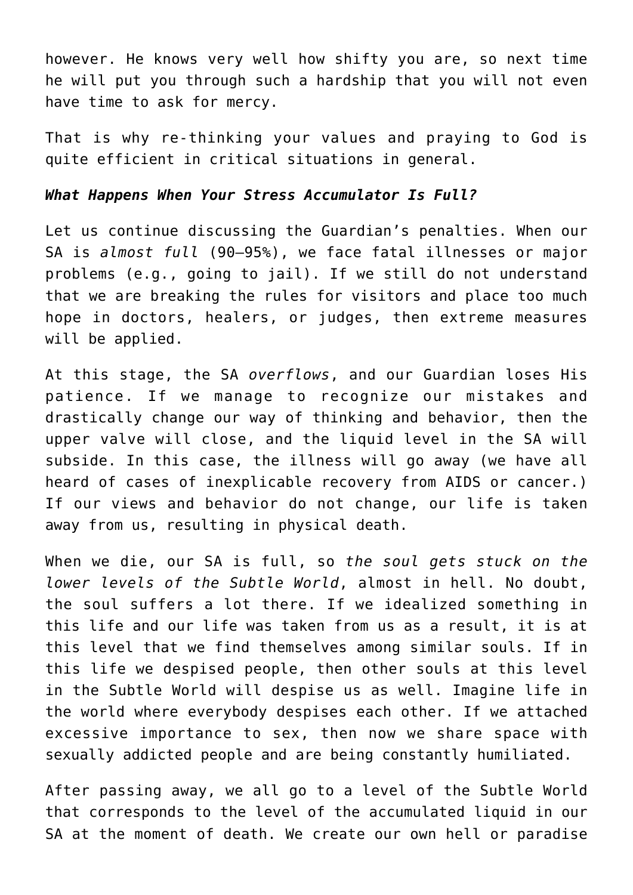however. He knows very well how shifty you are, so next time he will put you through such a hardship that you will not even have time to ask for mercy.

That is why re-thinking your values and praying to God is quite efficient in critical situations in general.

***What Happens When Your Stress Accumulator Is Full?***

Let us continue discussing the Guardian's penalties. When our SA is *almost full* (90–95%), we face fatal illnesses or major problems (e.g., going to jail). If we still do not understand that we are breaking the rules for visitors and place too much hope in doctors, healers, or judges, then extreme measures will be applied.

At this stage, the SA *overflows*, and our Guardian loses His patience. If we manage to recognize our mistakes and drastically change our way of thinking and behavior, then the upper valve will close, and the liquid level in the SA will subside. In this case, the illness will go away (we have all heard of cases of inexplicable recovery from AIDS or cancer.) If our views and behavior do not change, our life is taken away from us, resulting in physical death.

When we die, our SA is full, so *the soul gets stuck on the lower levels of the Subtle World*, almost in hell. No doubt, the soul suffers a lot there. If we idealized something in this life and our life was taken from us as a result, it is at this level that we find themselves among similar souls. If in this life we despised people, then other souls at this level in the Subtle World will despise us as well. Imagine life in the world where everybody despises each other. If we attached excessive importance to sex, then now we share space with sexually addicted people and are being constantly humiliated.

After passing away, we all go to a level of the Subtle World that corresponds to the level of the accumulated liquid in our SA at the moment of death. We create our own hell or paradise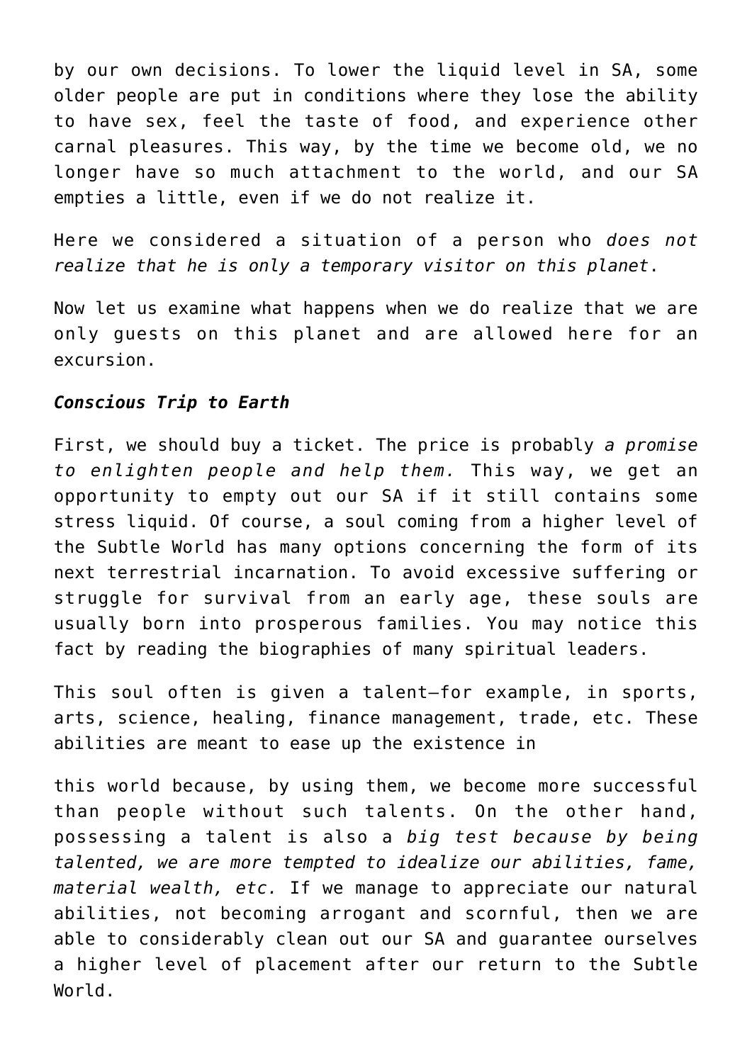by our own decisions. To lower the liquid level in SA, some older people are put in conditions where they lose the ability to have sex, feel the taste of food, and experience other carnal pleasures. This way, by the time we become old, we no longer have so much attachment to the world, and our SA empties a little, even if we do not realize it.

Here we considered a situation of a person who *does not realize that he is only a temporary visitor on this planet*.

Now let us examine what happens when we do realize that we are only guests on this planet and are allowed here for an excursion.

***Conscious Trip to Earth***

First, we should buy a ticket. The price is probably *a promise to enlighten people and help them.* This way, we get an opportunity to empty out our SA if it still contains some stress liquid. Of course, a soul coming from a higher level of the Subtle World has many options concerning the form of its next terrestrial incarnation. To avoid excessive suffering or struggle for survival from an early age, these souls are usually born into prosperous families. You may notice this fact by reading the biographies of many spiritual leaders.

This soul often is given a talent—for example, in sports, arts, science, healing, finance management, trade, etc. These abilities are meant to ease up the existence in this world because, by using them, we become more successful than people without such talents. On the other hand, possessing a talent is also a *big test because by being talented, we are more tempted to idealize our abilities, fame, material wealth, etc.* If we manage to appreciate our natural abilities, not becoming arrogant and scornful, then we are able to considerably clean out our SA and guarantee ourselves a higher level of placement after our return to the Subtle World.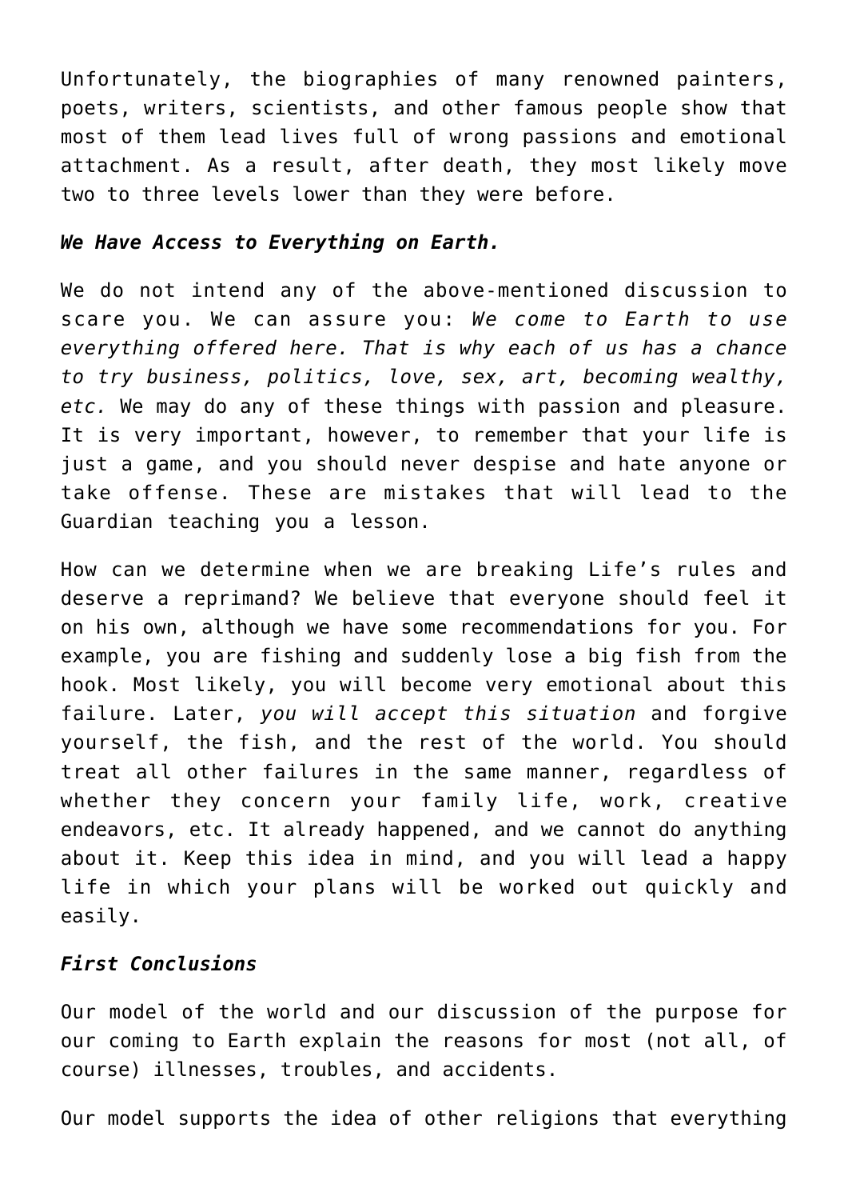Unfortunately, the biographies of many renowned painters, poets, writers, scientists, and other famous people show that most of them lead lives full of wrong passions and emotional attachment. As a result, after death, they most likely move two to three levels lower than they were before.

***We Have Access to Everything on Earth.***

We do not intend any of the above-mentioned discussion to scare you. We can assure you: *We come to Earth to use everything offered here. That is why each of us has a chance to try business, politics, love, sex, art, becoming wealthy, etc.* We may do any of these things with passion and pleasure. It is very important, however, to remember that your life is just a game, and you should never despise and hate anyone or take offense. These are mistakes that will lead to the Guardian teaching you a lesson.

How can we determine when we are breaking Life's rules and deserve a reprimand? We believe that everyone should feel it on his own, although we have some recommendations for you. For example, you are fishing and suddenly lose a big fish from the hook. Most likely, you will become very emotional about this failure. Later, *you will accept this situation* and forgive yourself, the fish, and the rest of the world. You should treat all other failures in the same manner, regardless of whether they concern your family life, work, creative endeavors, etc. It already happened, and we cannot do anything about it. Keep this idea in mind, and you will lead a happy life in which your plans will be worked out quickly and easily.

***First Conclusions***

Our model of the world and our discussion of the purpose for our coming to Earth explain the reasons for most (not all, of course) illnesses, troubles, and accidents.

Our model supports the idea of other religions that everything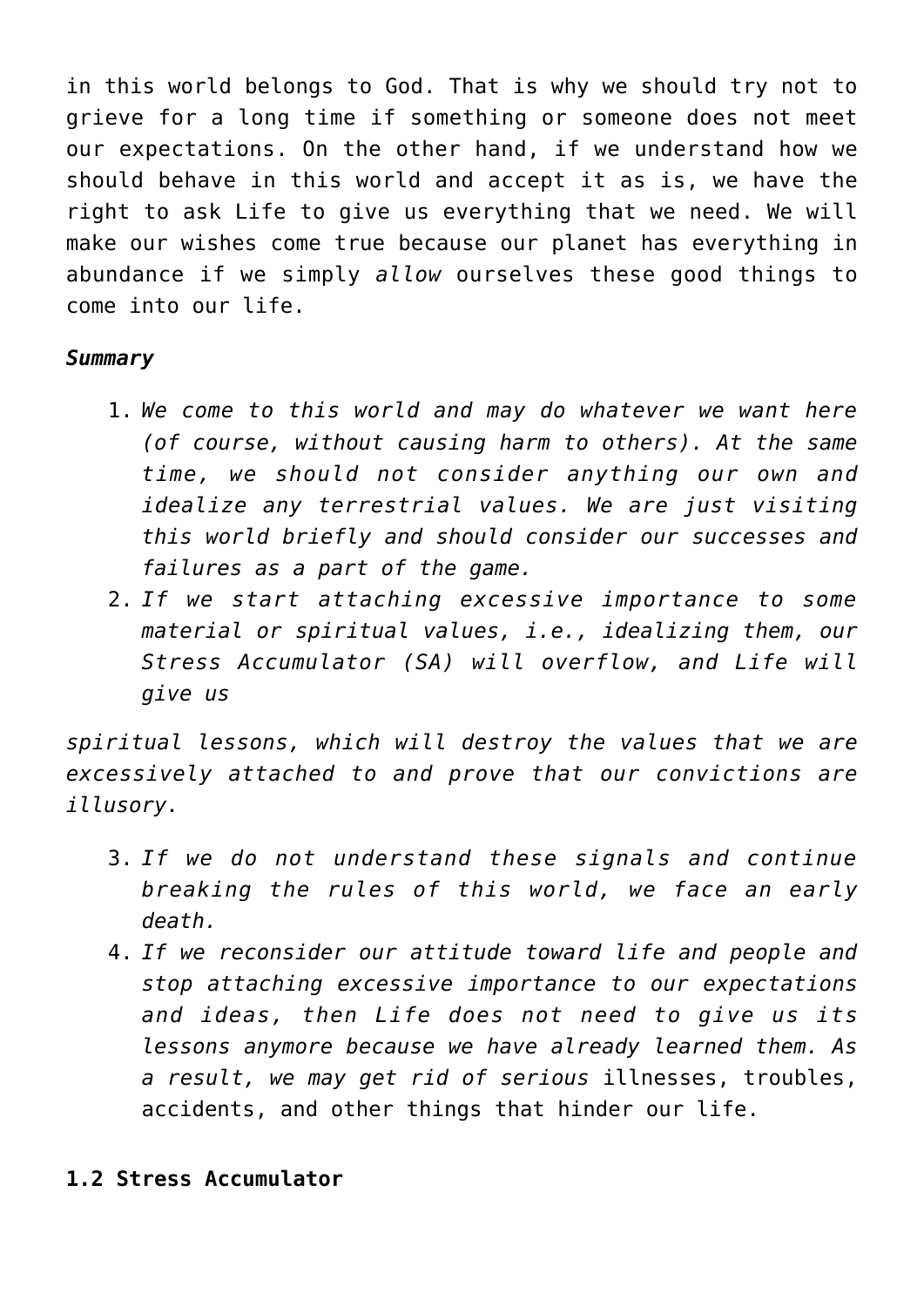in this world belongs to God. That is why we should try not to grieve for a long time if something or someone does not meet our expectations. On the other hand, if we understand how we should behave in this world and accept it as is, we have the right to ask Life to give us everything that we need. We will make our wishes come true because our planet has everything in abundance if we simply *allow* ourselves these good things to come into our life.

***Summary***

1. *We come to this world and may do whatever we want here (of course, without causing harm to others). At the same time, we should not consider anything our own and idealize any terrestrial values. We are just visiting this world briefly and should consider our successes and failures as a part of the game.*
2. *If we start attaching excessive importance to some material or spiritual values, i.e., idealizing them, our Stress Accumulator (SA) will overflow, and Life will give us*

*spiritual lessons, which will destroy the values that we are excessively attached to and prove that our convictions are illusory.*

3. *If we do not understand these signals and continue breaking the rules of this world, we face an early death.*
4. *If we reconsider our attitude toward life and people and stop attaching excessive importance to our expectations and ideas, then Life does not need to give us its lessons anymore because we have already learned them. As a result, we may get rid of serious* illnesses, troubles, accidents, and other things that hinder our life.

**1.2 Stress Accumulator**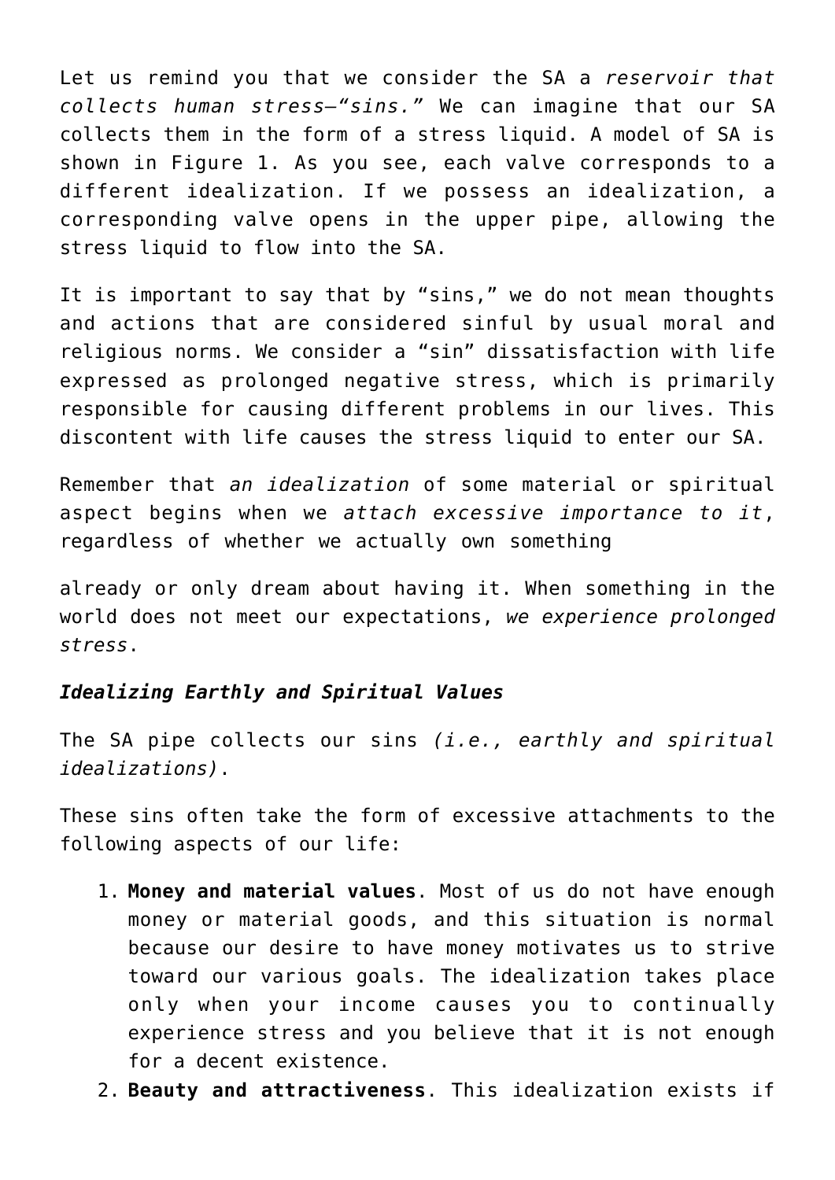Let us remind you that we consider the SA a *reservoir that collects human stress—"sins."* We can imagine that our SA collects them in the form of a stress liquid. A model of SA is shown in Figure 1. As you see, each valve corresponds to a different idealization. If we possess an idealization, a corresponding valve opens in the upper pipe, allowing the stress liquid to flow into the SA.

It is important to say that by "sins," we do not mean thoughts and actions that are considered sinful by usual moral and religious norms. We consider a "sin" dissatisfaction with life expressed as prolonged negative stress, which is primarily responsible for causing different problems in our lives. This discontent with life causes the stress liquid to enter our SA.

Remember that *an idealization* of some material or spiritual aspect begins when we *attach excessive importance to it*, regardless of whether we actually own something already or only dream about having it. When something in the world does not meet our expectations, *we experience prolonged stress*.

### ***Idealizing Earthly and Spiritual Values***

The SA pipe collects our sins *(i.e., earthly and spiritual idealizations)*.

These sins often take the form of excessive attachments to the following aspects of our life:

1. **Money and material values**. Most of us do not have enough money or material goods, and this situation is normal because our desire to have money motivates us to strive toward our various goals. The idealization takes place only when your income causes you to continually experience stress and you believe that it is not enough for a decent existence.
2. **Beauty and attractiveness**. This idealization exists if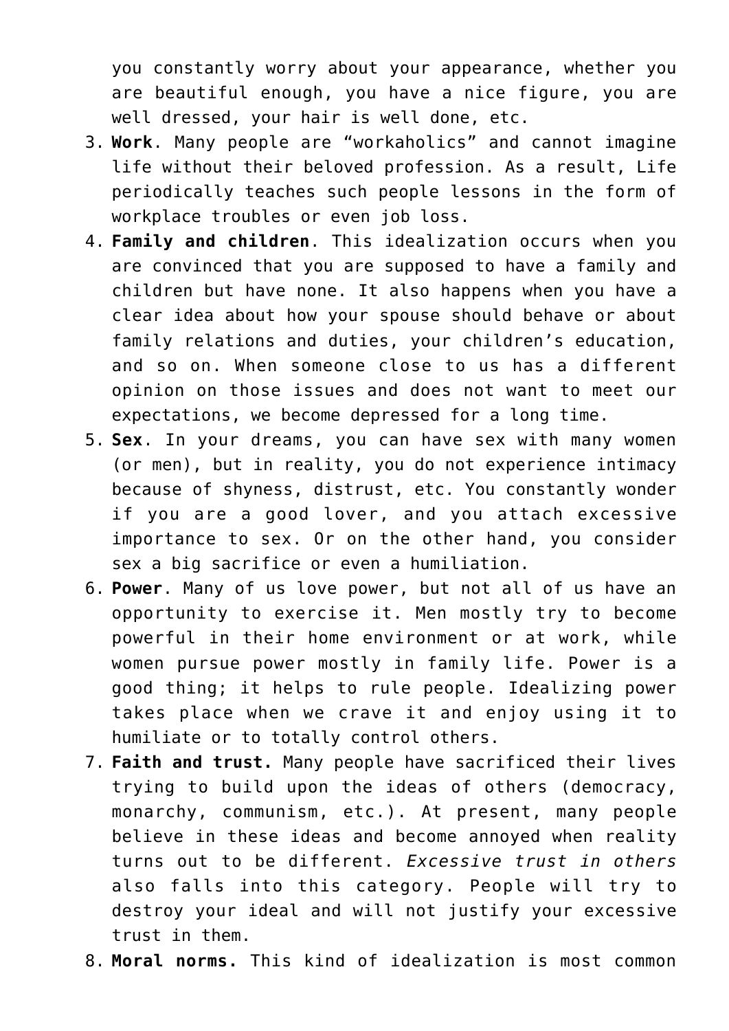you constantly worry about your appearance, whether you are beautiful enough, you have a nice figure, you are well dressed, your hair is well done, etc.

3. **Work**. Many people are “workaholics” and cannot imagine life without their beloved profession. As a result, Life periodically teaches such people lessons in the form of workplace troubles or even job loss.
4. **Family and children**. This idealization occurs when you are convinced that you are supposed to have a family and children but have none. It also happens when you have a clear idea about how your spouse should behave or about family relations and duties, your children’s education, and so on. When someone close to us has a different opinion on those issues and does not want to meet our expectations, we become depressed for a long time.
5. **Sex**. In your dreams, you can have sex with many women (or men), but in reality, you do not experience intimacy because of shyness, distrust, etc. You constantly wonder if you are a good lover, and you attach excessive importance to sex. Or on the other hand, you consider sex a big sacrifice or even a humiliation.
6. **Power**. Many of us love power, but not all of us have an opportunity to exercise it. Men mostly try to become powerful in their home environment or at work, while women pursue power mostly in family life. Power is a good thing; it helps to rule people. Idealizing power takes place when we crave it and enjoy using it to humiliate or to totally control others.
7. **Faith and trust.** Many people have sacrificed their lives trying to build upon the ideas of others (democracy, monarchy, communism, etc.). At present, many people believe in these ideas and become annoyed when reality turns out to be different. *Excessive trust in others* also falls into this category. People will try to destroy your ideal and will not justify your excessive trust in them.
8. **Moral norms.** This kind of idealization is most common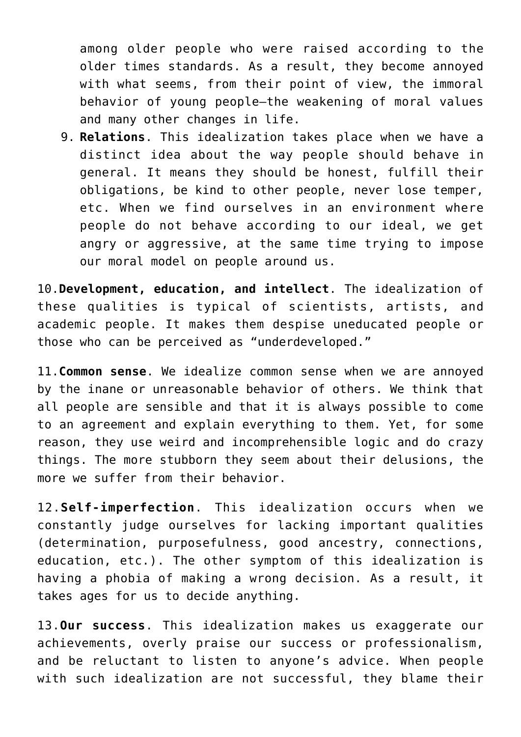among older people who were raised according to the older times standards. As a result, they become annoyed with what seems, from their point of view, the immoral behavior of young people—the weakening of moral values and many other changes in life.

9. **Relations**. This idealization takes place when we have a distinct idea about the way people should behave in general. It means they should be honest, fulfill their obligations, be kind to other people, never lose temper, etc. When we find ourselves in an environment where people do not behave according to our ideal, we get angry or aggressive, at the same time trying to impose our moral model on people around us.

10. **Development, education, and intellect**. The idealization of these qualities is typical of scientists, artists, and academic people. It makes them despise uneducated people or those who can be perceived as "underdeveloped."

11. **Common sense**. We idealize common sense when we are annoyed by the inane or unreasonable behavior of others. We think that all people are sensible and that it is always possible to come to an agreement and explain everything to them. Yet, for some reason, they use weird and incomprehensible logic and do crazy things. The more stubborn they seem about their delusions, the more we suffer from their behavior.

12. **Self-imperfection**. This idealization occurs when we constantly judge ourselves for lacking important qualities (determination, purposefulness, good ancestry, connections, education, etc.). The other symptom of this idealization is having a phobia of making a wrong decision. As a result, it takes ages for us to decide anything.

13. **Our success**. This idealization makes us exaggerate our achievements, overly praise our success or professionalism, and be reluctant to listen to anyone's advice. When people with such idealization are not successful, they blame their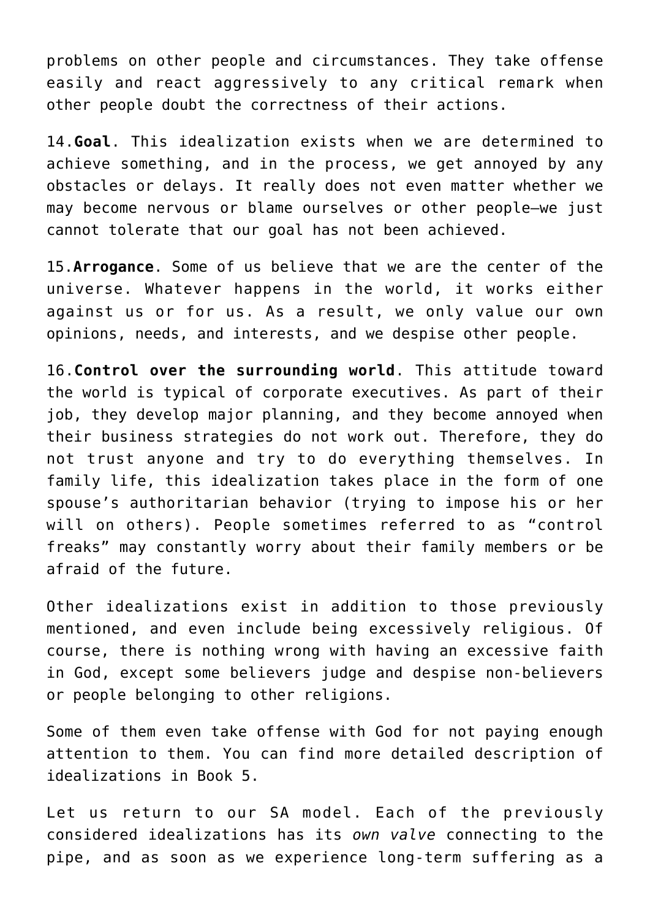problems on other people and circumstances. They take offense easily and react aggressively to any critical remark when other people doubt the correctness of their actions.

14. **Goal**. This idealization exists when we are determined to achieve something, and in the process, we get annoyed by any obstacles or delays. It really does not even matter whether we may become nervous or blame ourselves or other people—we just cannot tolerate that our goal has not been achieved.

15. **Arrogance**. Some of us believe that we are the center of the universe. Whatever happens in the world, it works either against us or for us. As a result, we only value our own opinions, needs, and interests, and we despise other people.

16. **Control over the surrounding world**. This attitude toward the world is typical of corporate executives. As part of their job, they develop major planning, and they become annoyed when their business strategies do not work out. Therefore, they do not trust anyone and try to do everything themselves. In family life, this idealization takes place in the form of one spouse's authoritarian behavior (trying to impose his or her will on others). People sometimes referred to as "control freaks" may constantly worry about their family members or be afraid of the future.

Other idealizations exist in addition to those previously mentioned, and even include being excessively religious. Of course, there is nothing wrong with having an excessive faith in God, except some believers judge and despise non-believers or people belonging to other religions.

Some of them even take offense with God for not paying enough attention to them. You can find more detailed description of idealizations in Book 5.

Let us return to our SA model. Each of the previously considered idealizations has its *own valve* connecting to the pipe, and as soon as we experience long-term suffering as a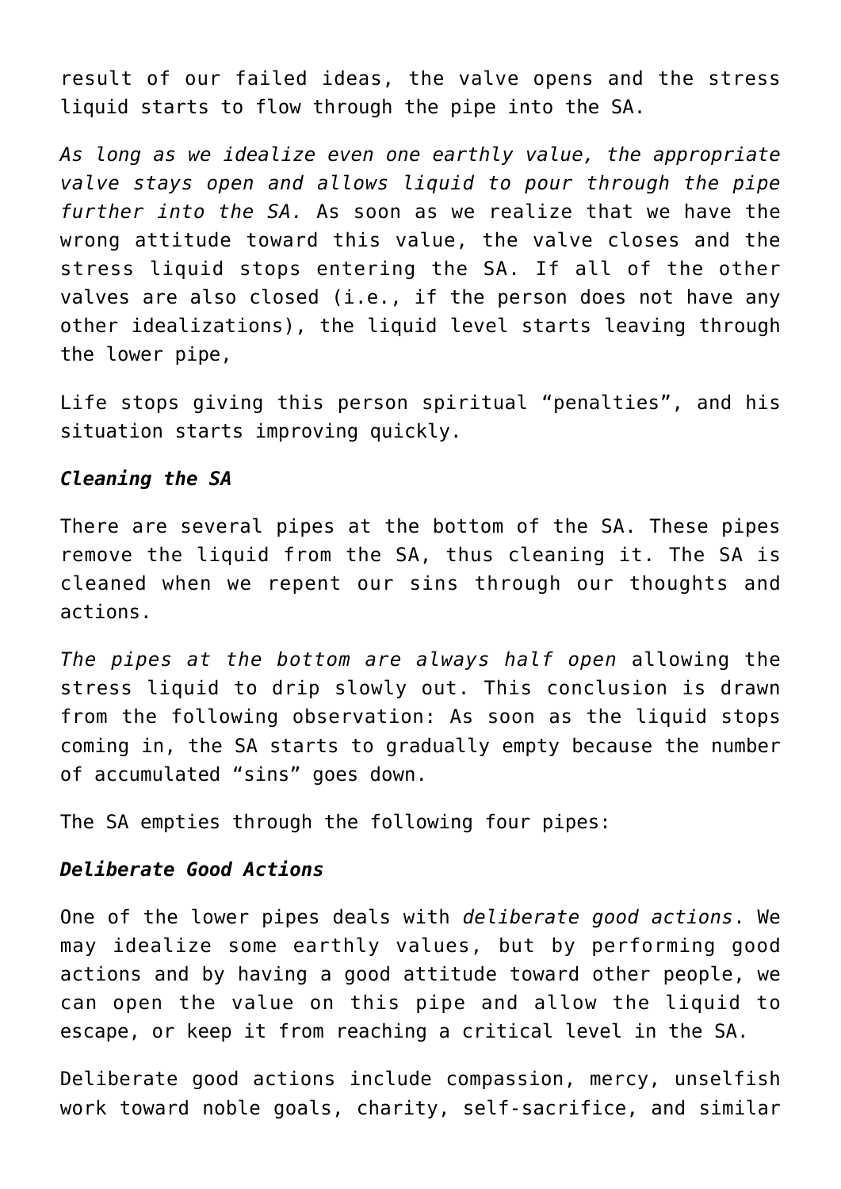result of our failed ideas, the valve opens and the stress liquid starts to flow through the pipe into the SA.

*As long as we idealize even one earthly value, the appropriate valve stays open and allows liquid to pour through the pipe further into the SA.* As soon as we realize that we have the wrong attitude toward this value, the valve closes and the stress liquid stops entering the SA. If all of the other valves are also closed (i.e., if the person does not have any other idealizations), the liquid level starts leaving through the lower pipe,

Life stops giving this person spiritual "penalties", and his situation starts improving quickly.

***Cleaning the SA***

There are several pipes at the bottom of the SA. These pipes remove the liquid from the SA, thus cleaning it. The SA is cleaned when we repent our sins through our thoughts and actions.

*The pipes at the bottom are always half open* allowing the stress liquid to drip slowly out. This conclusion is drawn from the following observation: As soon as the liquid stops coming in, the SA starts to gradually empty because the number of accumulated "sins" goes down.

The SA empties through the following four pipes:

***Deliberate Good Actions***

One of the lower pipes deals with *deliberate good actions*. We may idealize some earthly values, but by performing good actions and by having a good attitude toward other people, we can open the value on this pipe and allow the liquid to escape, or keep it from reaching a critical level in the SA.

Deliberate good actions include compassion, mercy, unselfish work toward noble goals, charity, self-sacrifice, and similar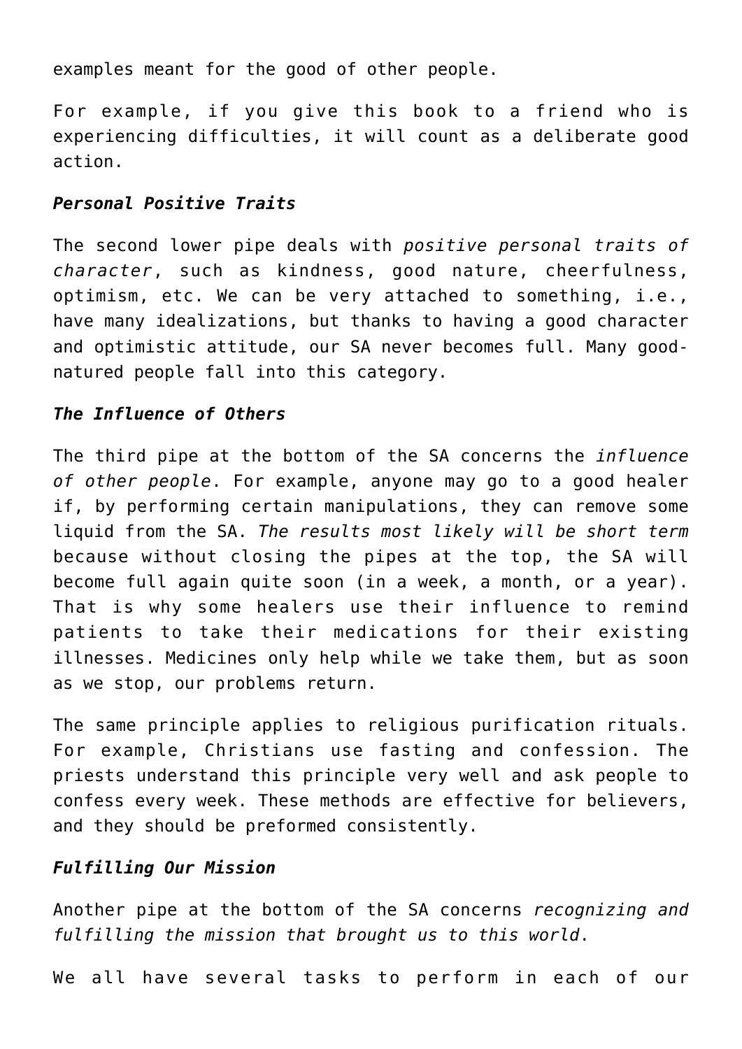examples meant for the good of other people.

For example, if you give this book to a friend who is experiencing difficulties, it will count as a deliberate good action.

***Personal Positive Traits***

The second lower pipe deals with *positive personal traits of character*, such as kindness, good nature, cheerfulness, optimism, etc. We can be very attached to something, i.e., have many idealizations, but thanks to having a good character and optimistic attitude, our SA never becomes full. Many good-natured people fall into this category.

***The Influence of Others***

The third pipe at the bottom of the SA concerns the *influence of other people*. For example, anyone may go to a good healer if, by performing certain manipulations, they can remove some liquid from the SA. *The results most likely will be short term* because without closing the pipes at the top, the SA will become full again quite soon (in a week, a month, or a year). That is why some healers use their influence to remind patients to take their medications for their existing illnesses. Medicines only help while we take them, but as soon as we stop, our problems return.

The same principle applies to religious purification rituals. For example, Christians use fasting and confession. The priests understand this principle very well and ask people to confess every week. These methods are effective for believers, and they should be preformed consistently.

***Fulfilling Our Mission***

Another pipe at the bottom of the SA concerns *recognizing and fulfilling the mission that brought us to this world*.

We all have several tasks to perform in each of our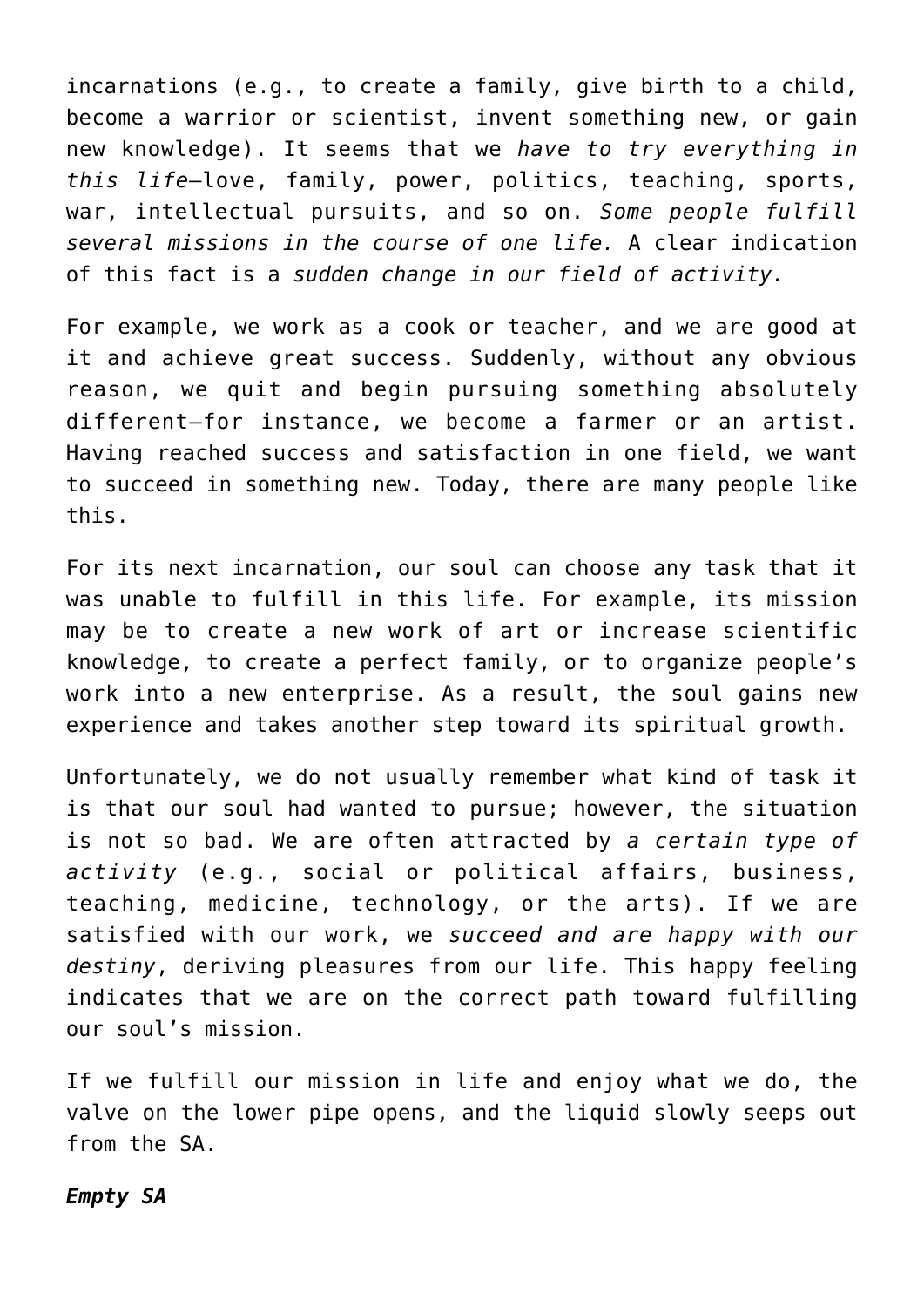incarnations (e.g., to create a family, give birth to a child, become a warrior or scientist, invent something new, or gain new knowledge). It seems that we *have to try everything in this life*—love, family, power, politics, teaching, sports, war, intellectual pursuits, and so on. *Some people fulfill several missions in the course of one life.* A clear indication of this fact is a *sudden change in our field of activity.*

For example, we work as a cook or teacher, and we are good at it and achieve great success. Suddenly, without any obvious reason, we quit and begin pursuing something absolutely different—for instance, we become a farmer or an artist. Having reached success and satisfaction in one field, we want to succeed in something new. Today, there are many people like this.

For its next incarnation, our soul can choose any task that it was unable to fulfill in this life. For example, its mission may be to create a new work of art or increase scientific knowledge, to create a perfect family, or to organize people's work into a new enterprise. As a result, the soul gains new experience and takes another step toward its spiritual growth.

Unfortunately, we do not usually remember what kind of task it is that our soul had wanted to pursue; however, the situation is not so bad. We are often attracted by *a certain type of activity* (e.g., social or political affairs, business, teaching, medicine, technology, or the arts). If we are satisfied with our work, we *succeed and are happy with our destiny*, deriving pleasures from our life. This happy feeling indicates that we are on the correct path toward fulfilling our soul's mission.

If we fulfill our mission in life and enjoy what we do, the valve on the lower pipe opens, and the liquid slowly seeps out from the SA.

***Empty SA***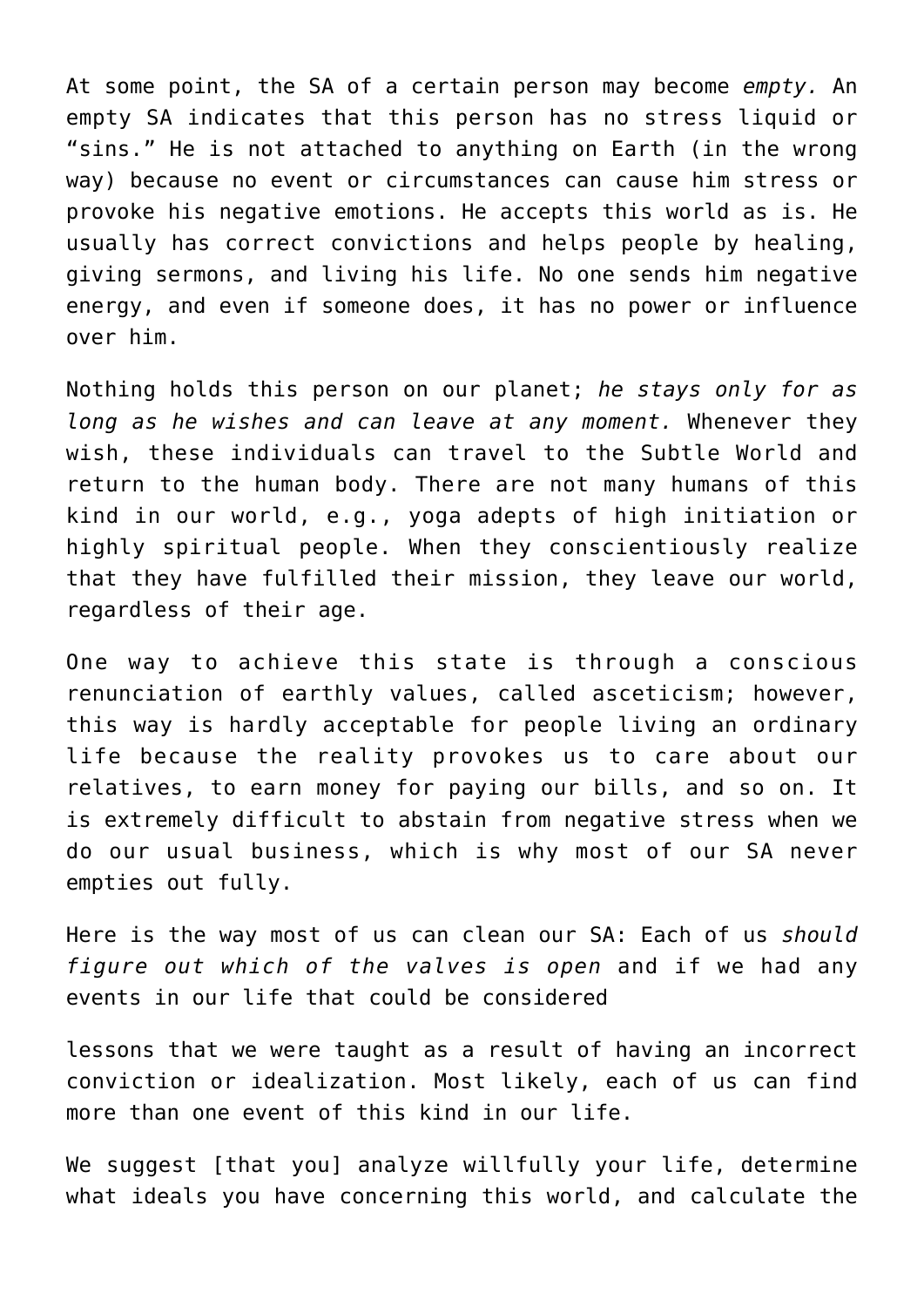At some point, the SA of a certain person may become *empty.* An empty SA indicates that this person has no stress liquid or "sins." He is not attached to anything on Earth (in the wrong way) because no event or circumstances can cause him stress or provoke his negative emotions. He accepts this world as is. He usually has correct convictions and helps people by healing, giving sermons, and living his life. No one sends him negative energy, and even if someone does, it has no power or influence over him.

Nothing holds this person on our planet; *he stays only for as long as he wishes and can leave at any moment.* Whenever they wish, these individuals can travel to the Subtle World and return to the human body. There are not many humans of this kind in our world, e.g., yoga adepts of high initiation or highly spiritual people. When they conscientiously realize that they have fulfilled their mission, they leave our world, regardless of their age.

One way to achieve this state is through a conscious renunciation of earthly values, called asceticism; however, this way is hardly acceptable for people living an ordinary life because the reality provokes us to care about our relatives, to earn money for paying our bills, and so on. It is extremely difficult to abstain from negative stress when we do our usual business, which is why most of our SA never empties out fully.

Here is the way most of us can clean our SA: Each of us *should figure out which of the valves is open* and if we had any events in our life that could be considered lessons that we were taught as a result of having an incorrect conviction or idealization. Most likely, each of us can find more than one event of this kind in our life.

We suggest [that you] analyze willfully your life, determine what ideals you have concerning this world, and calculate the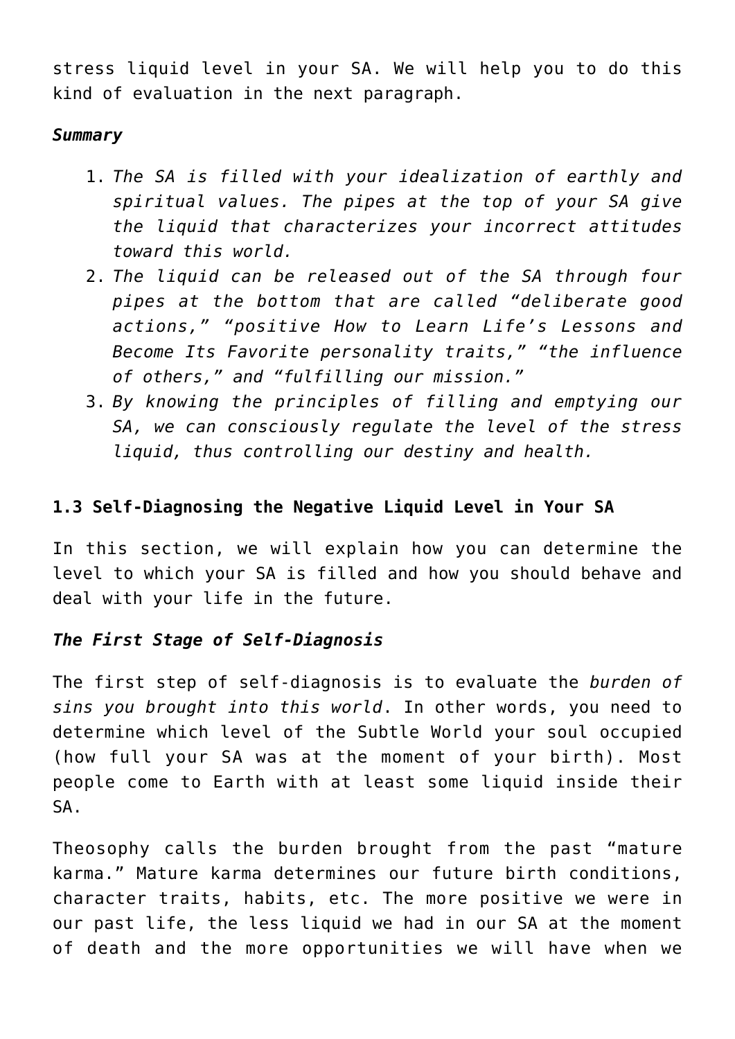stress liquid level in your SA. We will help you to do this kind of evaluation in the next paragraph.

***Summary***

1. *The SA is filled with your idealization of earthly and spiritual values. The pipes at the top of your SA give the liquid that characterizes your incorrect attitudes toward this world.*
2. *The liquid can be released out of the SA through four pipes at the bottom that are called “deliberate good actions,” “positive How to Learn Life’s Lessons and Become Its Favorite personality traits,” “the influence of others,” and “fulfilling our mission.”*
3. *By knowing the principles of filling and emptying our SA, we can consciously regulate the level of the stress liquid, thus controlling our destiny and health.*

### 1.3 Self-Diagnosing the Negative Liquid Level in Your SA

In this section, we will explain how you can determine the level to which your SA is filled and how you should behave and deal with your life in the future.

***The First Stage of Self-Diagnosis***

The first step of self-diagnosis is to evaluate the *burden of sins you brought into this world*. In other words, you need to determine which level of the Subtle World your soul occupied (how full your SA was at the moment of your birth). Most people come to Earth with at least some liquid inside their SA.

Theosophy calls the burden brought from the past “mature karma.” Mature karma determines our future birth conditions, character traits, habits, etc. The more positive we were in our past life, the less liquid we had in our SA at the moment of death and the more opportunities we will have when we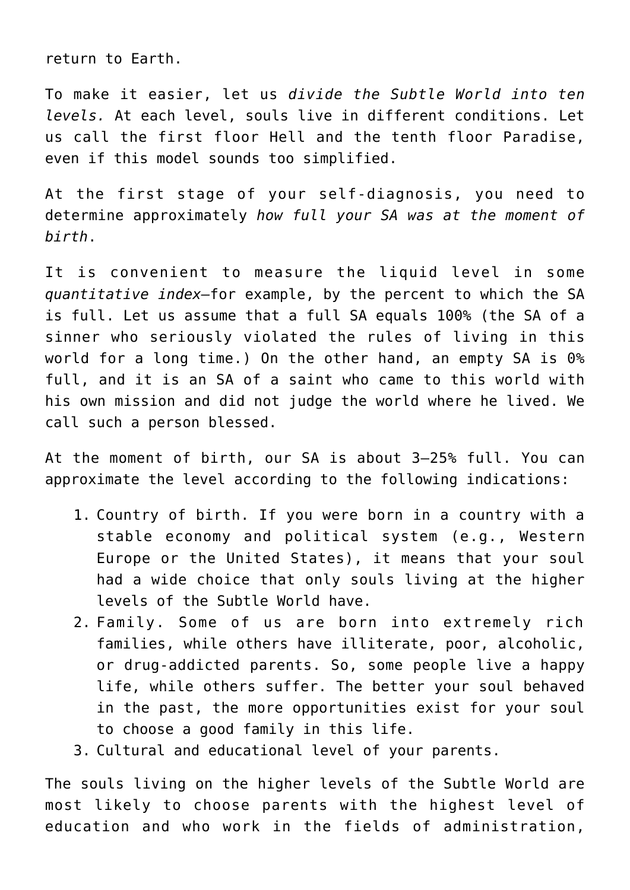return to Earth.

To make it easier, let us *divide the Subtle World into ten levels.* At each level, souls live in different conditions. Let us call the first floor Hell and the tenth floor Paradise, even if this model sounds too simplified.

At the first stage of your self-diagnosis, you need to determine approximately *how full your SA was at the moment of birth*.

It is convenient to measure the liquid level in some *quantitative index*—for example, by the percent to which the SA is full. Let us assume that a full SA equals 100% (the SA of a sinner who seriously violated the rules of living in this world for a long time.) On the other hand, an empty SA is 0% full, and it is an SA of a saint who came to this world with his own mission and did not judge the world where he lived. We call such a person blessed.

At the moment of birth, our SA is about 3–25% full. You can approximate the level according to the following indications:

1. Country of birth. If you were born in a country with a stable economy and political system (e.g., Western Europe or the United States), it means that your soul had a wide choice that only souls living at the higher levels of the Subtle World have.
2. Family. Some of us are born into extremely rich families, while others have illiterate, poor, alcoholic, or drug-addicted parents. So, some people live a happy life, while others suffer. The better your soul behaved in the past, the more opportunities exist for your soul to choose a good family in this life.
3. Cultural and educational level of your parents.

The souls living on the higher levels of the Subtle World are most likely to choose parents with the highest level of education and who work in the fields of administration,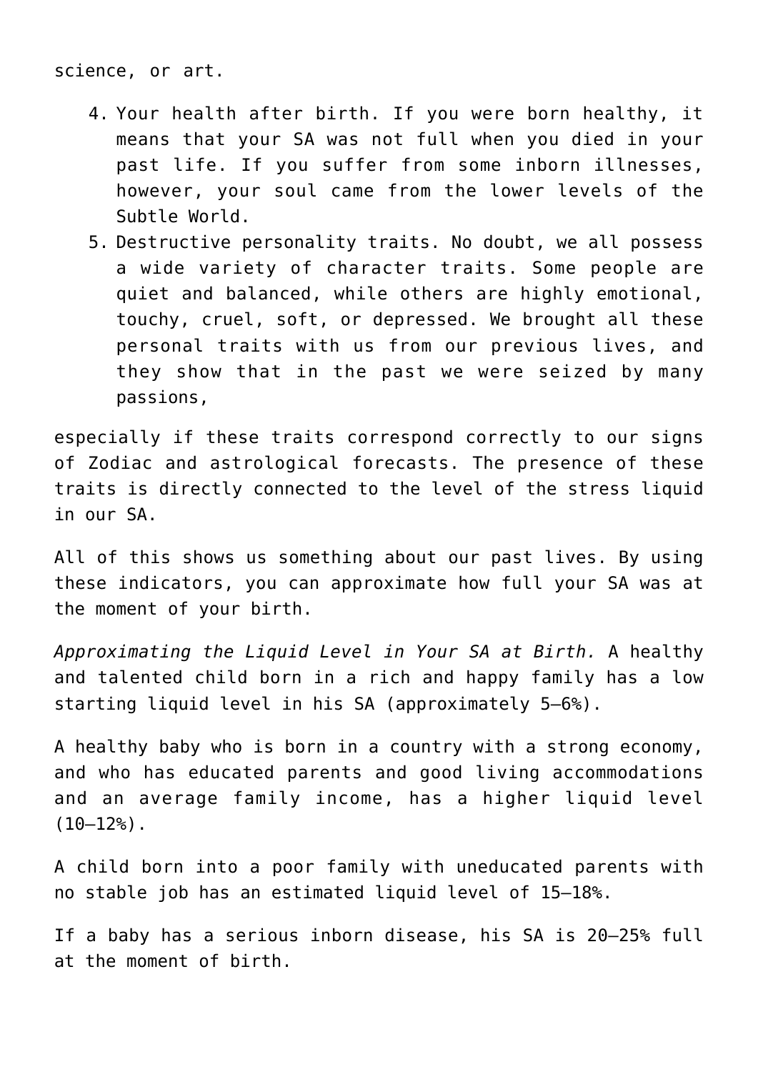science, or art.

4. Your health after birth. If you were born healthy, it means that your SA was not full when you died in your past life. If you suffer from some inborn illnesses, however, your soul came from the lower levels of the Subtle World.
5. Destructive personality traits. No doubt, we all possess a wide variety of character traits. Some people are quiet and balanced, while others are highly emotional, touchy, cruel, soft, or depressed. We brought all these personal traits with us from our previous lives, and they show that in the past we were seized by many passions,

especially if these traits correspond correctly to our signs of Zodiac and astrological forecasts. The presence of these traits is directly connected to the level of the stress liquid in our SA.

All of this shows us something about our past lives. By using these indicators, you can approximate how full your SA was at the moment of your birth.

*Approximating the Liquid Level in Your SA at Birth.* A healthy and talented child born in a rich and happy family has a low starting liquid level in his SA (approximately 5–6%).

A healthy baby who is born in a country with a strong economy, and who has educated parents and good living accommodations and an average family income, has a higher liquid level (10–12%).

A child born into a poor family with uneducated parents with no stable job has an estimated liquid level of 15–18%.

If a baby has a serious inborn disease, his SA is 20–25% full at the moment of birth.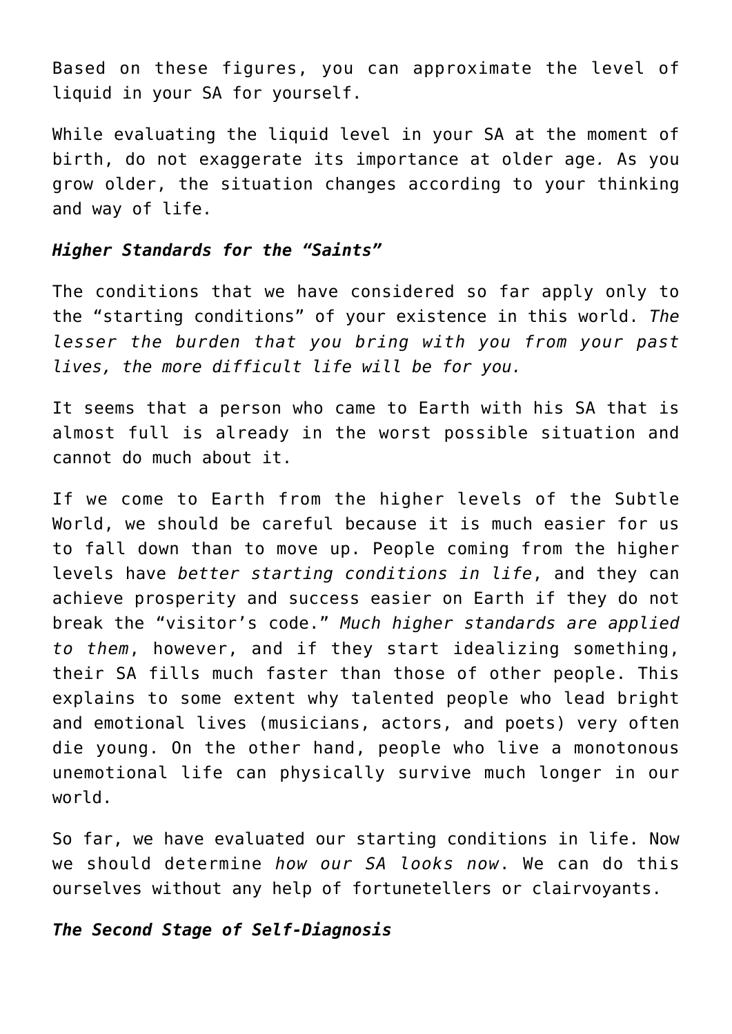Based on these figures, you can approximate the level of liquid in your SA for yourself.

While evaluating the liquid level in your SA at the moment of birth, do not exaggerate its importance at older age*.* As you grow older, the situation changes according to your thinking and way of life.

***Higher Standards for the "Saints"***

The conditions that we have considered so far apply only to the "starting conditions" of your existence in this world. *The lesser the burden that you bring with you from your past lives, the more difficult life will be for you.*

It seems that a person who came to Earth with his SA that is almost full is already in the worst possible situation and cannot do much about it.

If we come to Earth from the higher levels of the Subtle World, we should be careful because it is much easier for us to fall down than to move up. People coming from the higher levels have *better starting conditions in life*, and they can achieve prosperity and success easier on Earth if they do not break the "visitor's code." *Much higher standards are applied to them*, however, and if they start idealizing something, their SA fills much faster than those of other people. This explains to some extent why talented people who lead bright and emotional lives (musicians, actors, and poets) very often die young. On the other hand, people who live a monotonous unemotional life can physically survive much longer in our world.

So far, we have evaluated our starting conditions in life. Now we should determine *how our SA looks now*. We can do this ourselves without any help of fortunetellers or clairvoyants.

***The Second Stage of Self-Diagnosis***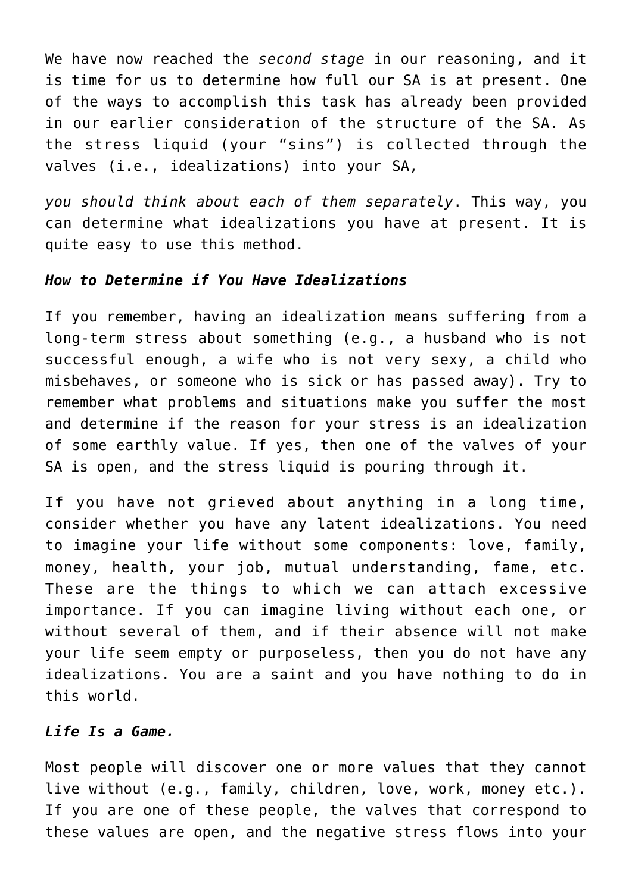We have now reached the *second stage* in our reasoning, and it is time for us to determine how full our SA is at present. One of the ways to accomplish this task has already been provided in our earlier consideration of the structure of the SA. As the stress liquid (your "sins") is collected through the valves (i.e., idealizations) into your SA,

*you should think about each of them separately*. This way, you can determine what idealizations you have at present. It is quite easy to use this method.

***How to Determine if You Have Idealizations***

If you remember, having an idealization means suffering from a long-term stress about something (e.g., a husband who is not successful enough, a wife who is not very sexy, a child who misbehaves, or someone who is sick or has passed away). Try to remember what problems and situations make you suffer the most and determine if the reason for your stress is an idealization of some earthly value. If yes, then one of the valves of your SA is open, and the stress liquid is pouring through it.

If you have not grieved about anything in a long time, consider whether you have any latent idealizations. You need to imagine your life without some components: love, family, money, health, your job, mutual understanding, fame, etc. These are the things to which we can attach excessive importance. If you can imagine living without each one, or without several of them, and if their absence will not make your life seem empty or purposeless, then you do not have any idealizations. You are a saint and you have nothing to do in this world.

***Life Is a Game.***

Most people will discover one or more values that they cannot live without (e.g., family, children, love, work, money etc.). If you are one of these people, the valves that correspond to these values are open, and the negative stress flows into your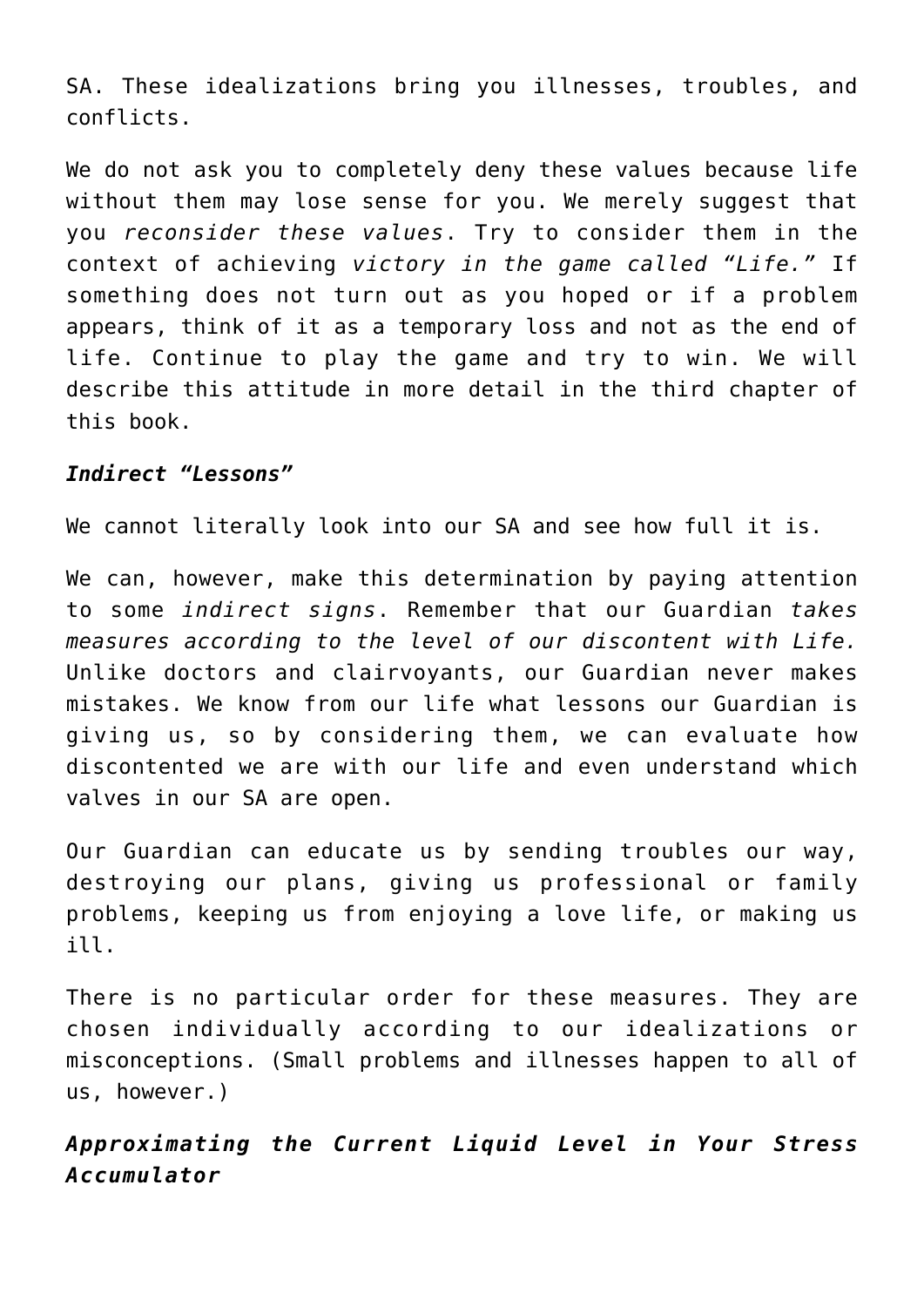SA. These idealizations bring you illnesses, troubles, and conflicts.

We do not ask you to completely deny these values because life without them may lose sense for you. We merely suggest that you *reconsider these values*. Try to consider them in the context of achieving *victory in the game called "Life."* If something does not turn out as you hoped or if a problem appears, think of it as a temporary loss and not as the end of life. Continue to play the game and try to win. We will describe this attitude in more detail in the third chapter of this book.

### *Indirect "Lessons"*

We cannot literally look into our SA and see how full it is.

We can, however, make this determination by paying attention to some *indirect signs*. Remember that our Guardian *takes measures according to the level of our discontent with Life.* Unlike doctors and clairvoyants, our Guardian never makes mistakes. We know from our life what lessons our Guardian is giving us, so by considering them, we can evaluate how discontented we are with our life and even understand which valves in our SA are open.

Our Guardian can educate us by sending troubles our way, destroying our plans, giving us professional or family problems, keeping us from enjoying a love life, or making us ill.

There is no particular order for these measures. They are chosen individually according to our idealizations or misconceptions. (Small problems and illnesses happen to all of us, however.)

### *Approximating the Current Liquid Level in Your Stress Accumulator*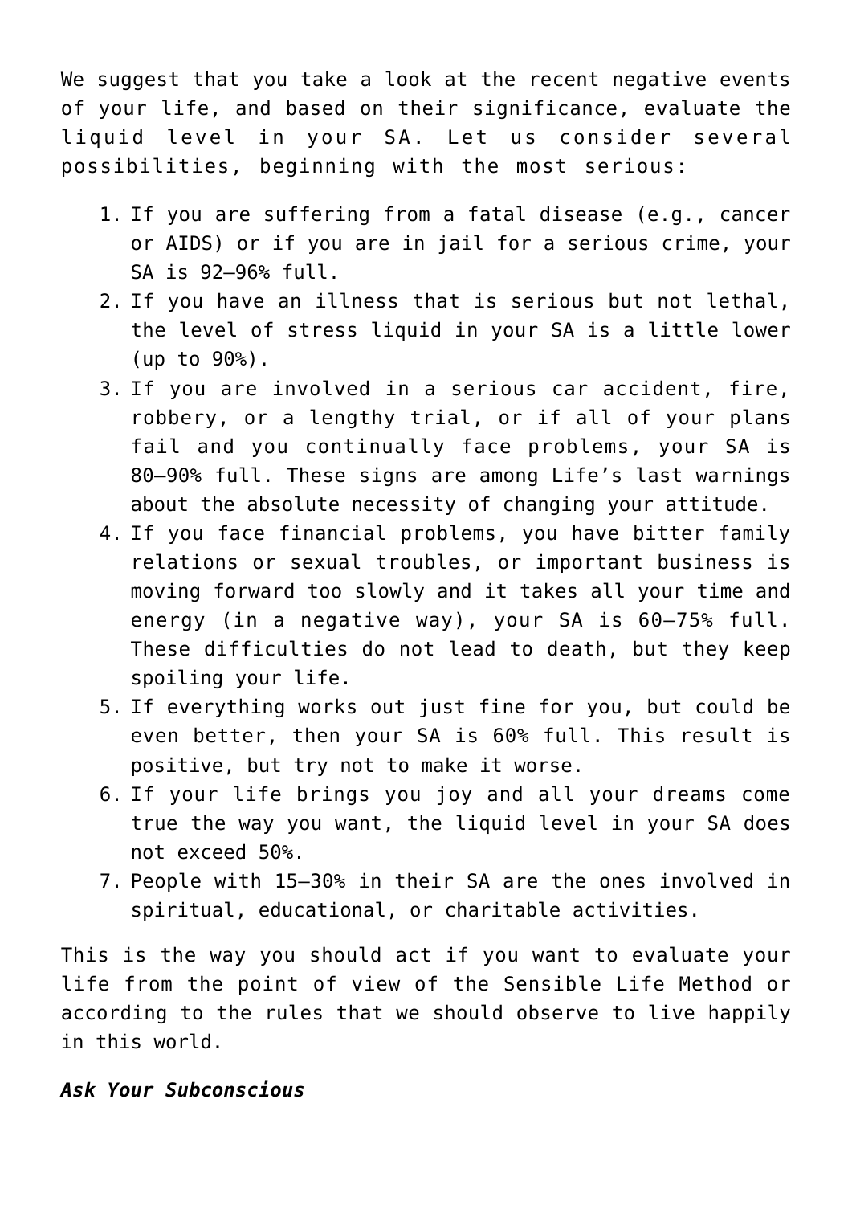We suggest that you take a look at the recent negative events of your life, and based on their significance, evaluate the liquid level in your SA. Let us consider several possibilities, beginning with the most serious:

1. If you are suffering from a fatal disease (e.g., cancer or AIDS) or if you are in jail for a serious crime, your SA is 92–96% full.
2. If you have an illness that is serious but not lethal, the level of stress liquid in your SA is a little lower (up to 90%).
3. If you are involved in a serious car accident, fire, robbery, or a lengthy trial, or if all of your plans fail and you continually face problems, your SA is 80–90% full. These signs are among Life's last warnings about the absolute necessity of changing your attitude.
4. If you face financial problems, you have bitter family relations or sexual troubles, or important business is moving forward too slowly and it takes all your time and energy (in a negative way), your SA is 60–75% full. These difficulties do not lead to death, but they keep spoiling your life.
5. If everything works out just fine for you, but could be even better, then your SA is 60% full. This result is positive, but try not to make it worse.
6. If your life brings you joy and all your dreams come true the way you want, the liquid level in your SA does not exceed 50%.
7. People with 15–30% in their SA are the ones involved in spiritual, educational, or charitable activities.

This is the way you should act if you want to evaluate your life from the point of view of the Sensible Life Method or according to the rules that we should observe to live happily in this world.

***Ask Your Subconscious***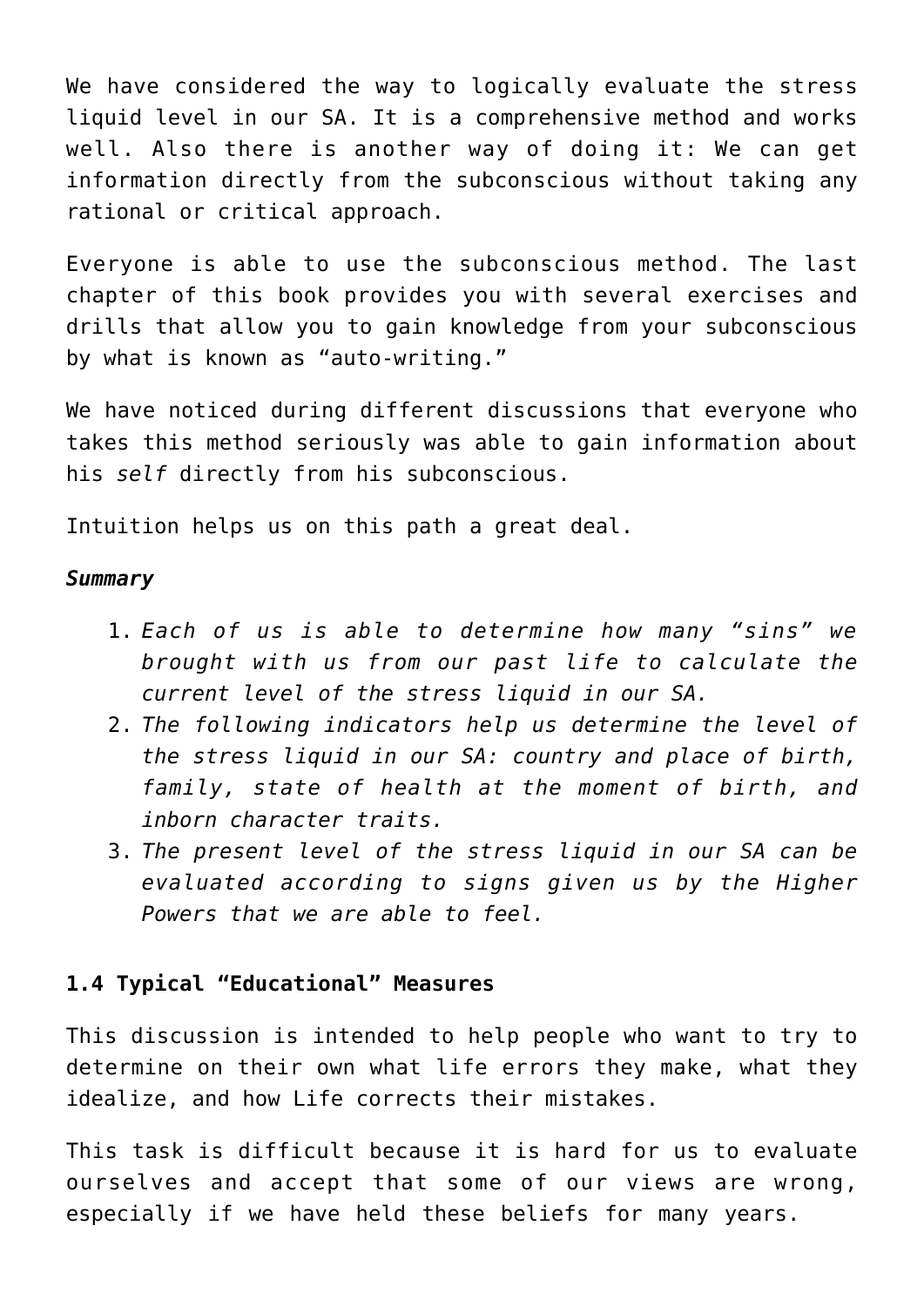We have considered the way to logically evaluate the stress liquid level in our SA. It is a comprehensive method and works well. Also there is another way of doing it: We can get information directly from the subconscious without taking any rational or critical approach.

Everyone is able to use the subconscious method. The last chapter of this book provides you with several exercises and drills that allow you to gain knowledge from your subconscious by what is known as "auto-writing."

We have noticed during different discussions that everyone who takes this method seriously was able to gain information about his *self* directly from his subconscious.

Intuition helps us on this path a great deal.

***Summary***

1. *Each of us is able to determine how many "sins" we brought with us from our past life to calculate the current level of the stress liquid in our SA.*
2. *The following indicators help us determine the level of the stress liquid in our SA: country and place of birth, family, state of health at the moment of birth, and inborn character traits.*
3. *The present level of the stress liquid in our SA can be evaluated according to signs given us by the Higher Powers that we are able to feel.*

### 1.4 Typical "Educational" Measures

This discussion is intended to help people who want to try to determine on their own what life errors they make, what they idealize, and how Life corrects their mistakes.

This task is difficult because it is hard for us to evaluate ourselves and accept that some of our views are wrong, especially if we have held these beliefs for many years.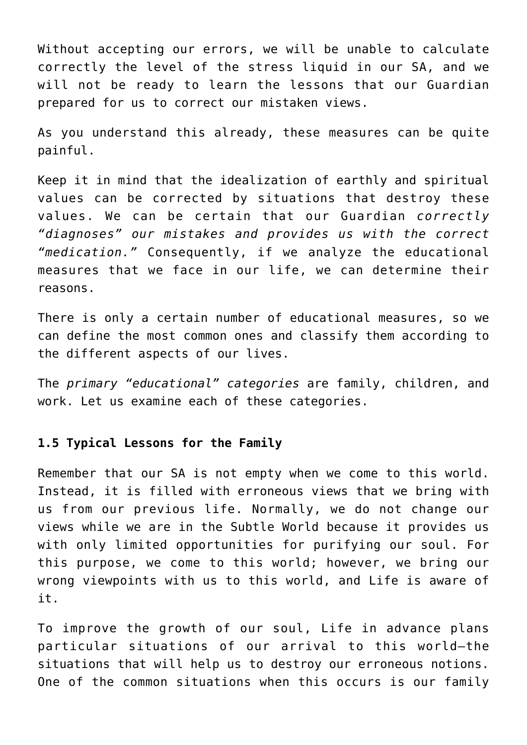Without accepting our errors, we will be unable to calculate correctly the level of the stress liquid in our SA, and we will not be ready to learn the lessons that our Guardian prepared for us to correct our mistaken views.

As you understand this already, these measures can be quite painful.

Keep it in mind that the idealization of earthly and spiritual values can be corrected by situations that destroy these values. We can be certain that our Guardian *correctly "diagnoses" our mistakes and provides us with the correct "medication."* Consequently, if we analyze the educational measures that we face in our life, we can determine their reasons.

There is only a certain number of educational measures, so we can define the most common ones and classify them according to the different aspects of our lives.

The *primary "educational" categories* are family, children, and work. Let us examine each of these categories.

### 1.5 Typical Lessons for the Family

Remember that our SA is not empty when we come to this world. Instead, it is filled with erroneous views that we bring with us from our previous life. Normally, we do not change our views while we are in the Subtle World because it provides us with only limited opportunities for purifying our soul. For this purpose, we come to this world; however, we bring our wrong viewpoints with us to this world, and Life is aware of it.

To improve the growth of our soul, Life in advance plans particular situations of our arrival to this world—the situations that will help us to destroy our erroneous notions. One of the common situations when this occurs is our family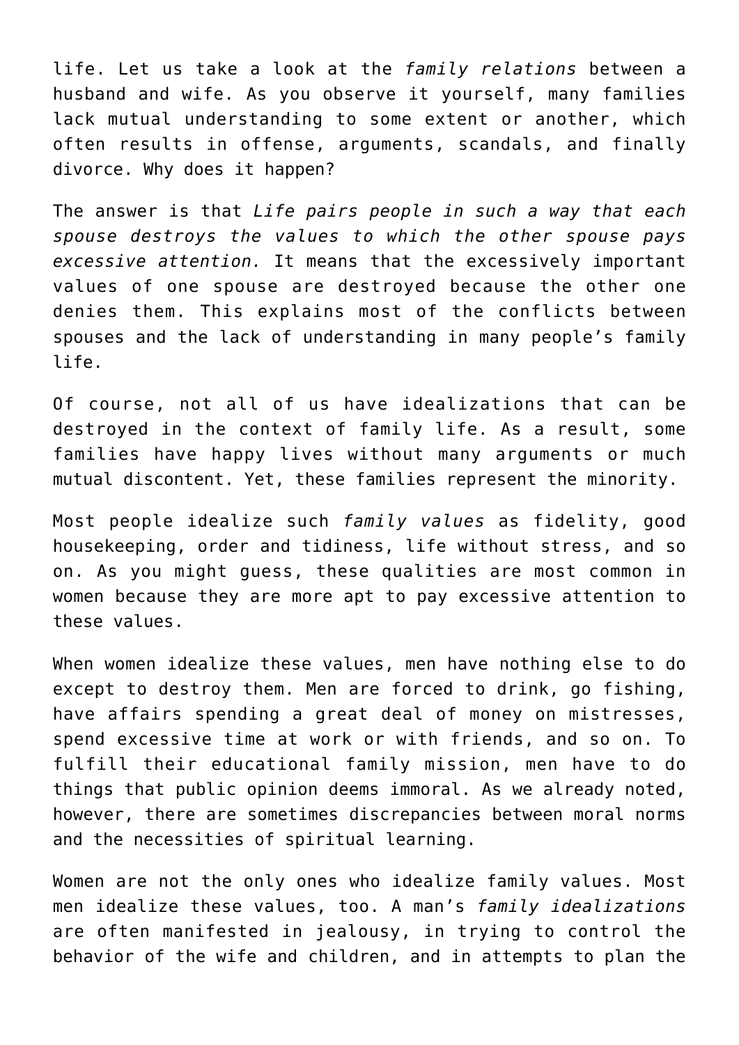life. Let us take a look at the *family relations* between a husband and wife. As you observe it yourself, many families lack mutual understanding to some extent or another, which often results in offense, arguments, scandals, and finally divorce. Why does it happen?

The answer is that *Life pairs people in such a way that each spouse destroys the values to which the other spouse pays excessive attention.* It means that the excessively important values of one spouse are destroyed because the other one denies them. This explains most of the conflicts between spouses and the lack of understanding in many people's family life.

Of course, not all of us have idealizations that can be destroyed in the context of family life. As a result, some families have happy lives without many arguments or much mutual discontent. Yet, these families represent the minority.

Most people idealize such *family values* as fidelity, good housekeeping, order and tidiness, life without stress, and so on. As you might guess, these qualities are most common in women because they are more apt to pay excessive attention to these values.

When women idealize these values, men have nothing else to do except to destroy them. Men are forced to drink, go fishing, have affairs spending a great deal of money on mistresses, spend excessive time at work or with friends, and so on. To fulfill their educational family mission, men have to do things that public opinion deems immoral. As we already noted, however, there are sometimes discrepancies between moral norms and the necessities of spiritual learning.

Women are not the only ones who idealize family values. Most men idealize these values, too. A man's *family idealizations* are often manifested in jealousy, in trying to control the behavior of the wife and children, and in attempts to plan the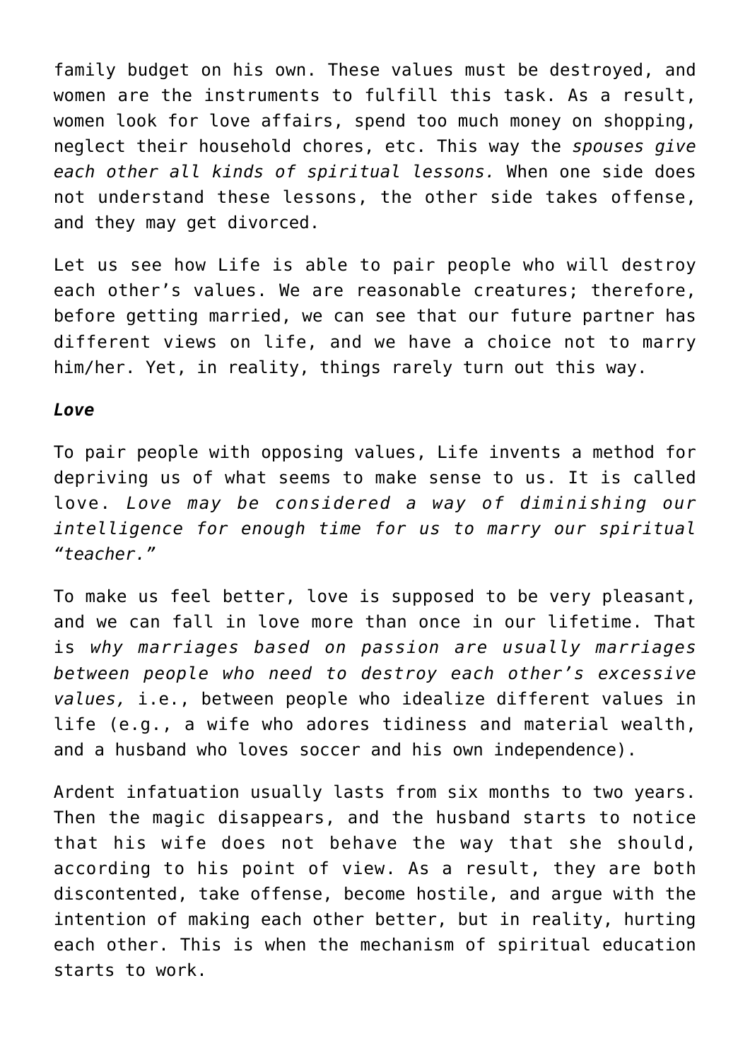family budget on his own. These values must be destroyed, and women are the instruments to fulfill this task. As a result, women look for love affairs, spend too much money on shopping, neglect their household chores, etc. This way the *spouses give each other all kinds of spiritual lessons.* When one side does not understand these lessons, the other side takes offense, and they may get divorced.

Let us see how Life is able to pair people who will destroy each other's values. We are reasonable creatures; therefore, before getting married, we can see that our future partner has different views on life, and we have a choice not to marry him/her. Yet, in reality, things rarely turn out this way.

***Love***

To pair people with opposing values, Life invents a method for depriving us of what seems to make sense to us. It is called love. *Love may be considered a way of diminishing our intelligence for enough time for us to marry our spiritual "teacher."*

To make us feel better, love is supposed to be very pleasant, and we can fall in love more than once in our lifetime. That is *why marriages based on passion are usually marriages between people who need to destroy each other's excessive values,* i.e., between people who idealize different values in life (e.g., a wife who adores tidiness and material wealth, and a husband who loves soccer and his own independence).

Ardent infatuation usually lasts from six months to two years. Then the magic disappears, and the husband starts to notice that his wife does not behave the way that she should, according to his point of view. As a result, they are both discontented, take offense, become hostile, and argue with the intention of making each other better, but in reality, hurting each other. This is when the mechanism of spiritual education starts to work.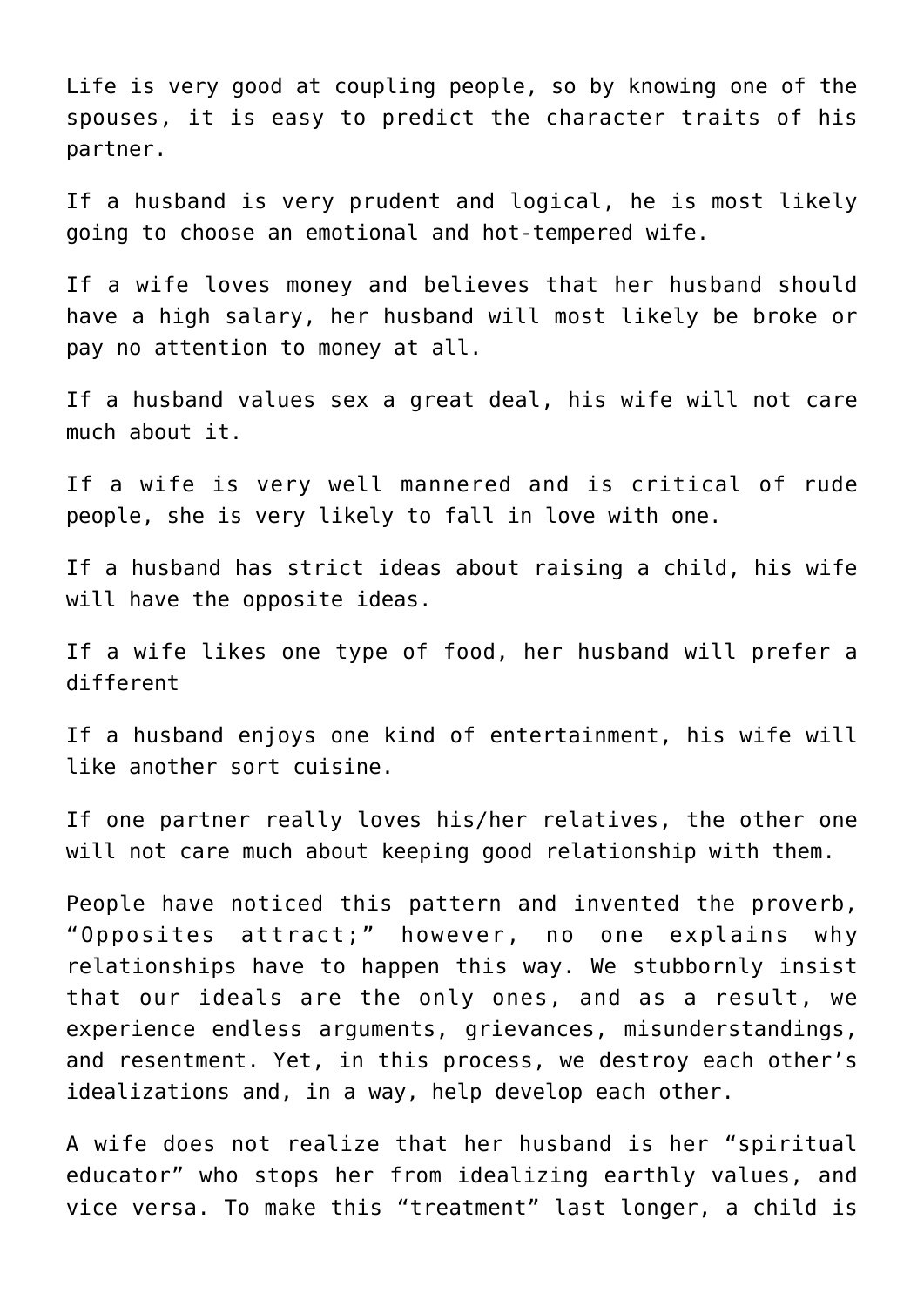Life is very good at coupling people, so by knowing one of the spouses, it is easy to predict the character traits of his partner.

If a husband is very prudent and logical, he is most likely going to choose an emotional and hot-tempered wife.

If a wife loves money and believes that her husband should have a high salary, her husband will most likely be broke or pay no attention to money at all.

If a husband values sex a great deal, his wife will not care much about it.

If a wife is very well mannered and is critical of rude people, she is very likely to fall in love with one.

If a husband has strict ideas about raising a child, his wife will have the opposite ideas.

If a wife likes one type of food, her husband will prefer a different

If a husband enjoys one kind of entertainment, his wife will like another sort cuisine.

If one partner really loves his/her relatives, the other one will not care much about keeping good relationship with them.

People have noticed this pattern and invented the proverb, "Opposites attract;" however, no one explains why relationships have to happen this way. We stubbornly insist that our ideals are the only ones, and as a result, we experience endless arguments, grievances, misunderstandings, and resentment. Yet, in this process, we destroy each other's idealizations and, in a way, help develop each other.

A wife does not realize that her husband is her "spiritual educator" who stops her from idealizing earthly values, and vice versa. To make this "treatment" last longer, a child is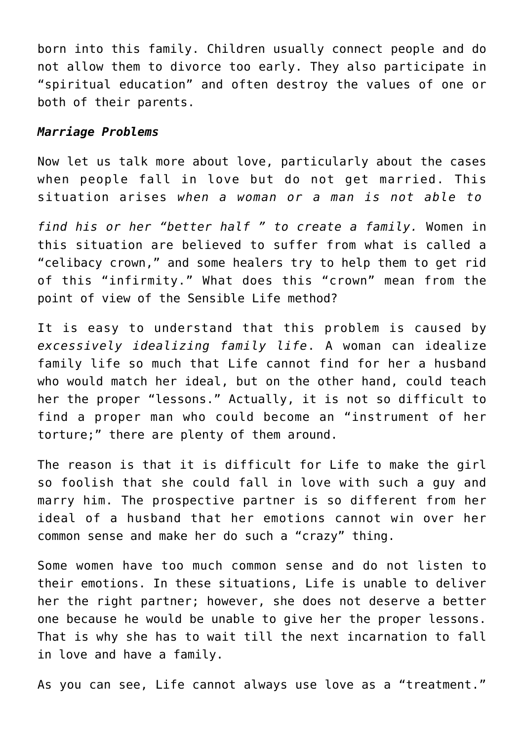born into this family. Children usually connect people and do not allow them to divorce too early. They also participate in "spiritual education" and often destroy the values of one or both of their parents.

***Marriage Problems***

Now let us talk more about love, particularly about the cases when people fall in love but do not get married. This situation arises *when a woman or a man is not able to find his or her "better half " to create a family.* Women in this situation are believed to suffer from what is called a "celibacy crown," and some healers try to help them to get rid of this "infirmity." What does this "crown" mean from the point of view of the Sensible Life method?

It is easy to understand that this problem is caused by *excessively idealizing family life*. A woman can idealize family life so much that Life cannot find for her a husband who would match her ideal, but on the other hand, could teach her the proper "lessons." Actually, it is not so difficult to find a proper man who could become an "instrument of her torture;" there are plenty of them around.

The reason is that it is difficult for Life to make the girl so foolish that she could fall in love with such a guy and marry him. The prospective partner is so different from her ideal of a husband that her emotions cannot win over her common sense and make her do such a "crazy" thing.

Some women have too much common sense and do not listen to their emotions. In these situations, Life is unable to deliver her the right partner; however, she does not deserve a better one because he would be unable to give her the proper lessons. That is why she has to wait till the next incarnation to fall in love and have a family.

As you can see, Life cannot always use love as a "treatment."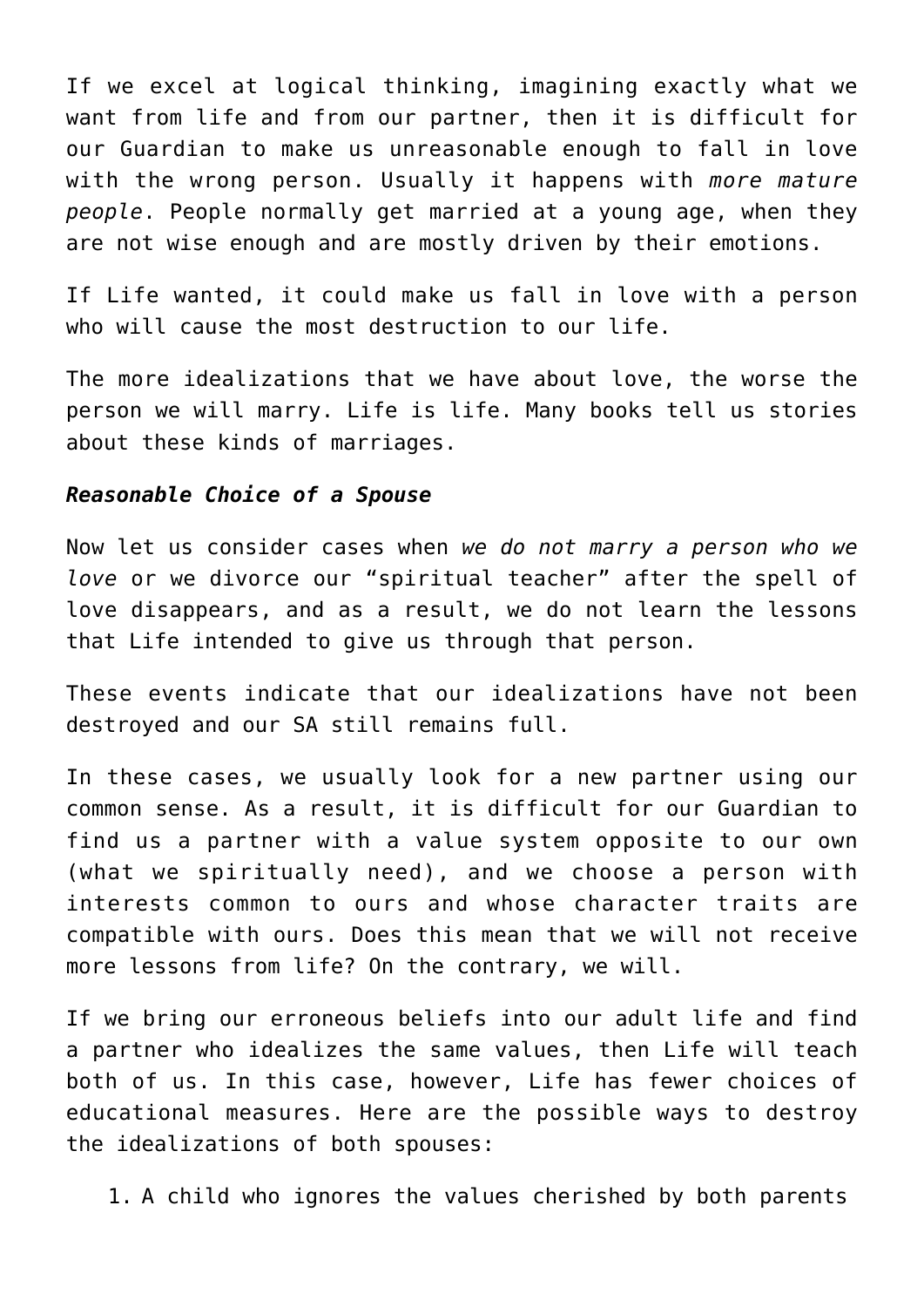If we excel at logical thinking, imagining exactly what we want from life and from our partner, then it is difficult for our Guardian to make us unreasonable enough to fall in love with the wrong person. Usually it happens with *more mature people*. People normally get married at a young age, when they are not wise enough and are mostly driven by their emotions.

If Life wanted, it could make us fall in love with a person who will cause the most destruction to our life.

The more idealizations that we have about love, the worse the person we will marry. Life is life. Many books tell us stories about these kinds of marriages.

***Reasonable Choice of a Spouse***

Now let us consider cases when *we do not marry a person who we love* or we divorce our "spiritual teacher" after the spell of love disappears, and as a result, we do not learn the lessons that Life intended to give us through that person.

These events indicate that our idealizations have not been destroyed and our SA still remains full.

In these cases, we usually look for a new partner using our common sense. As a result, it is difficult for our Guardian to find us a partner with a value system opposite to our own (what we spiritually need), and we choose a person with interests common to ours and whose character traits are compatible with ours. Does this mean that we will not receive more lessons from life? On the contrary, we will.

If we bring our erroneous beliefs into our adult life and find a partner who idealizes the same values, then Life will teach both of us. In this case, however, Life has fewer choices of educational measures. Here are the possible ways to destroy the idealizations of both spouses:

1. A child who ignores the values cherished by both parents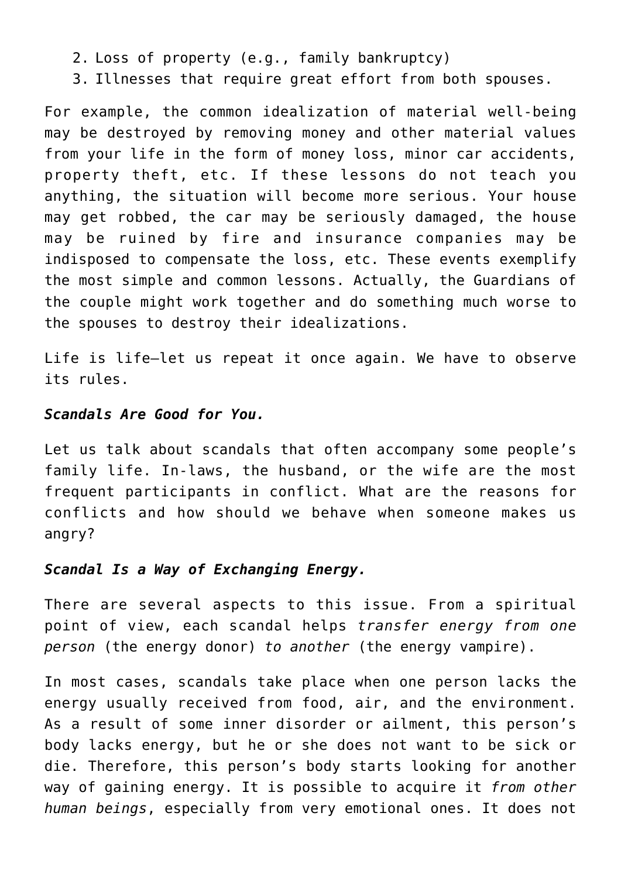2. Loss of property (e.g., family bankruptcy)
3. Illnesses that require great effort from both spouses.

For example, the common idealization of material well-being may be destroyed by removing money and other material values from your life in the form of money loss, minor car accidents, property theft, etc. If these lessons do not teach you anything, the situation will become more serious. Your house may get robbed, the car may be seriously damaged, the house may be ruined by fire and insurance companies may be indisposed to compensate the loss, etc. These events exemplify the most simple and common lessons. Actually, the Guardians of the couple might work together and do something much worse to the spouses to destroy their idealizations.

Life is life—let us repeat it once again. We have to observe its rules.

***Scandals Are Good for You.***

Let us talk about scandals that often accompany some people's family life. In-laws, the husband, or the wife are the most frequent participants in conflict. What are the reasons for conflicts and how should we behave when someone makes us angry?

***Scandal Is a Way of Exchanging Energy.***

There are several aspects to this issue. From a spiritual point of view, each scandal helps *transfer energy from one person* (the energy donor) *to another* (the energy vampire).

In most cases, scandals take place when one person lacks the energy usually received from food, air, and the environment. As a result of some inner disorder or ailment, this person's body lacks energy, but he or she does not want to be sick or die. Therefore, this person's body starts looking for another way of gaining energy. It is possible to acquire it *from other human beings*, especially from very emotional ones. It does not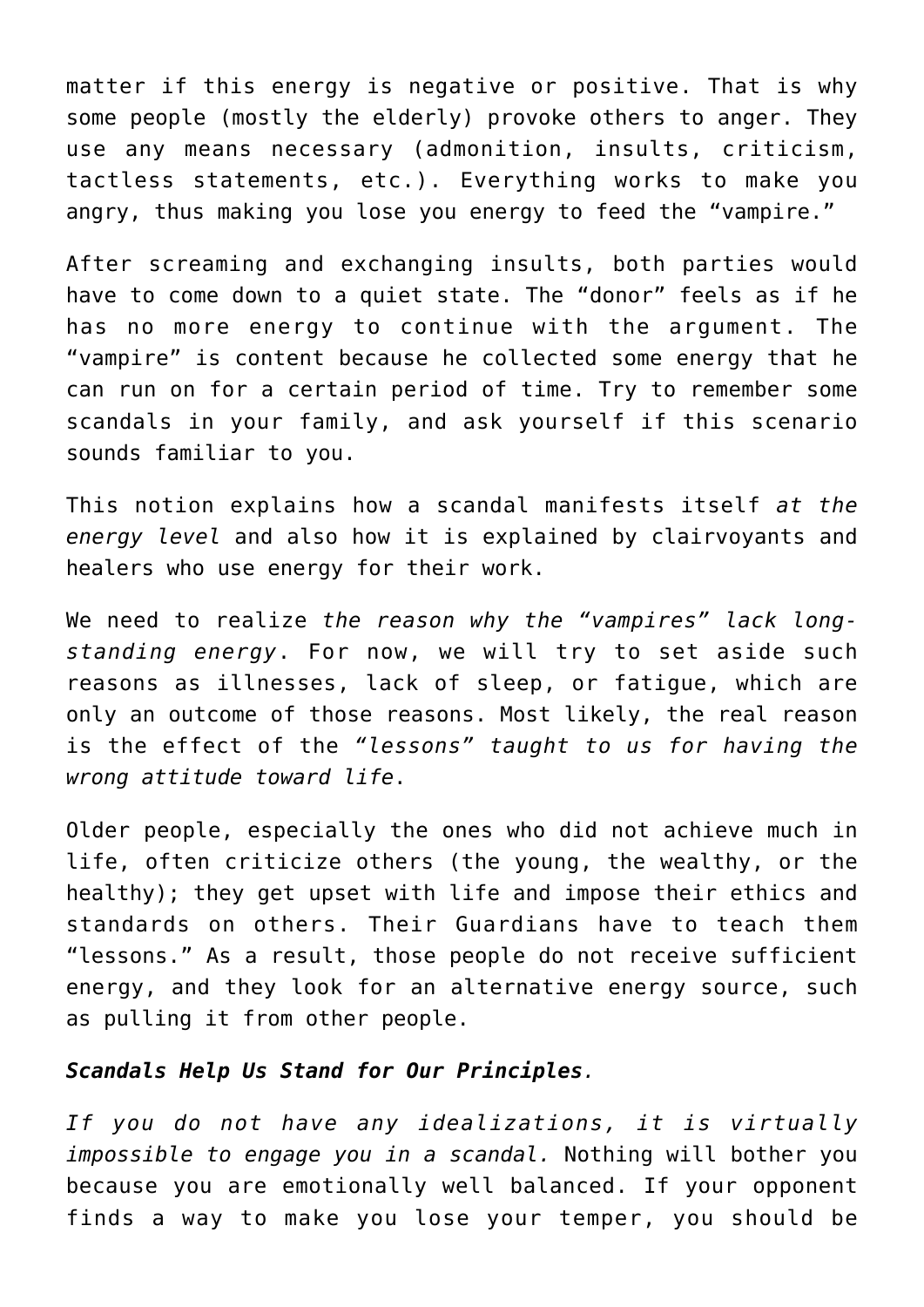matter if this energy is negative or positive. That is why some people (mostly the elderly) provoke others to anger. They use any means necessary (admonition, insults, criticism, tactless statements, etc.). Everything works to make you angry, thus making you lose you energy to feed the "vampire."

After screaming and exchanging insults, both parties would have to come down to a quiet state. The "donor" feels as if he has no more energy to continue with the argument. The "vampire" is content because he collected some energy that he can run on for a certain period of time. Try to remember some scandals in your family, and ask yourself if this scenario sounds familiar to you.

This notion explains how a scandal manifests itself *at the energy level* and also how it is explained by clairvoyants and healers who use energy for their work.

We need to realize *the reason why the "vampires" lack long-standing energy*. For now, we will try to set aside such reasons as illnesses, lack of sleep, or fatigue, which are only an outcome of those reasons. Most likely, the real reason is the effect of the *"lessons" taught to us for having the wrong attitude toward life*.

Older people, especially the ones who did not achieve much in life, often criticize others (the young, the wealthy, or the healthy); they get upset with life and impose their ethics and standards on others. Their Guardians have to teach them "lessons." As a result, those people do not receive sufficient energy, and they look for an alternative energy source, such as pulling it from other people.

***Scandals Help Us Stand for Our Principles.***

*If you do not have any idealizations, it is virtually impossible to engage you in a scandal.* Nothing will bother you because you are emotionally well balanced. If your opponent finds a way to make you lose your temper, you should be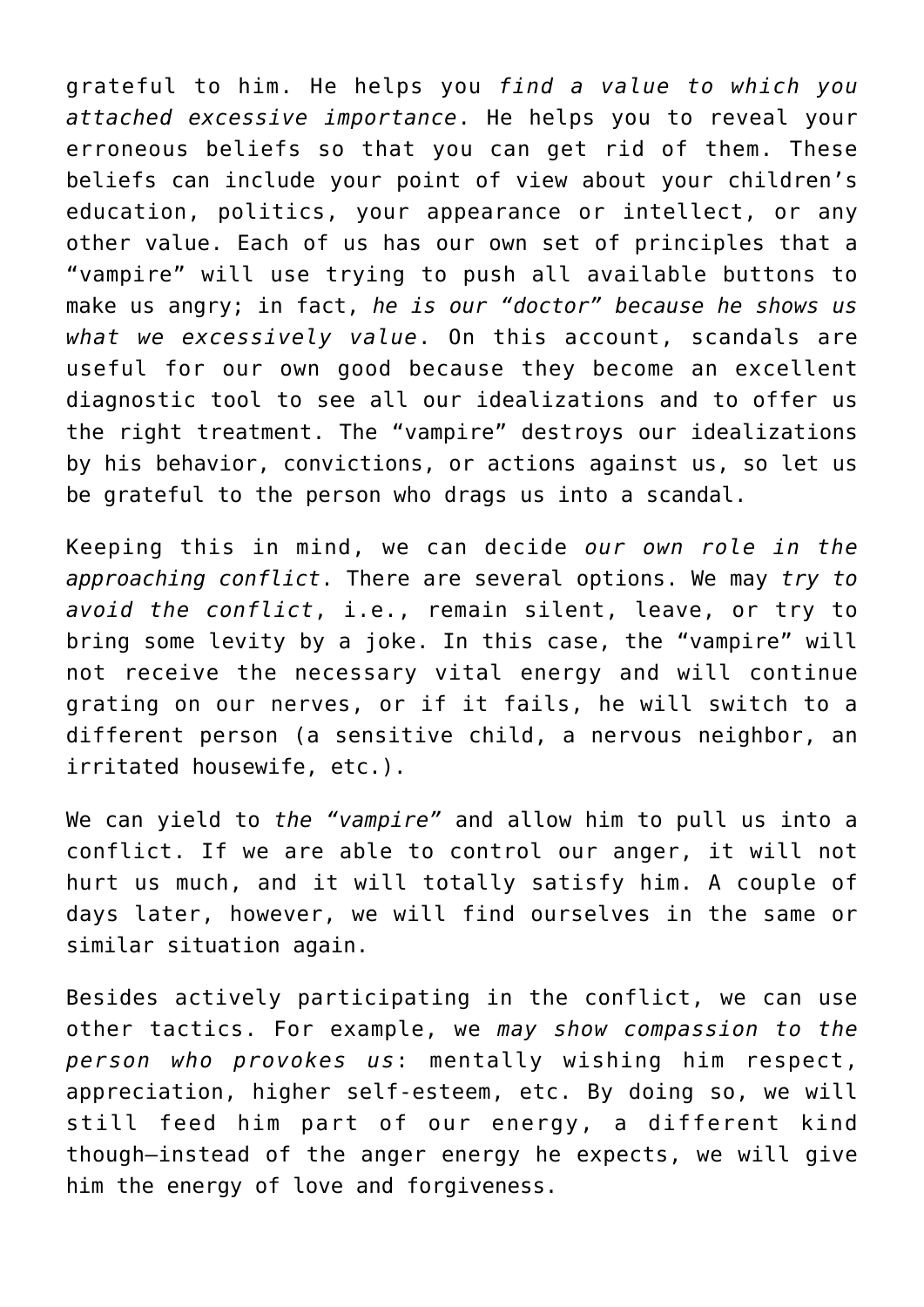grateful to him. He helps you *find a value to which you attached excessive importance*. He helps you to reveal your erroneous beliefs so that you can get rid of them. These beliefs can include your point of view about your children's education, politics, your appearance or intellect, or any other value. Each of us has our own set of principles that a "vampire" will use trying to push all available buttons to make us angry; in fact, *he is our "doctor" because he shows us what we excessively value*. On this account, scandals are useful for our own good because they become an excellent diagnostic tool to see all our idealizations and to offer us the right treatment. The "vampire" destroys our idealizations by his behavior, convictions, or actions against us, so let us be grateful to the person who drags us into a scandal.

Keeping this in mind, we can decide *our own role in the approaching conflict*. There are several options. We may *try to avoid the conflict*, i.e., remain silent, leave, or try to bring some levity by a joke. In this case, the "vampire" will not receive the necessary vital energy and will continue grating on our nerves, or if it fails, he will switch to a different person (a sensitive child, a nervous neighbor, an irritated housewife, etc.).

We can yield to *the "vampire"* and allow him to pull us into a conflict. If we are able to control our anger, it will not hurt us much, and it will totally satisfy him. A couple of days later, however, we will find ourselves in the same or similar situation again.

Besides actively participating in the conflict, we can use other tactics. For example, we *may show compassion to the person who provokes us*: mentally wishing him respect, appreciation, higher self-esteem, etc. By doing so, we will still feed him part of our energy, a different kind though—instead of the anger energy he expects, we will give him the energy of love and forgiveness.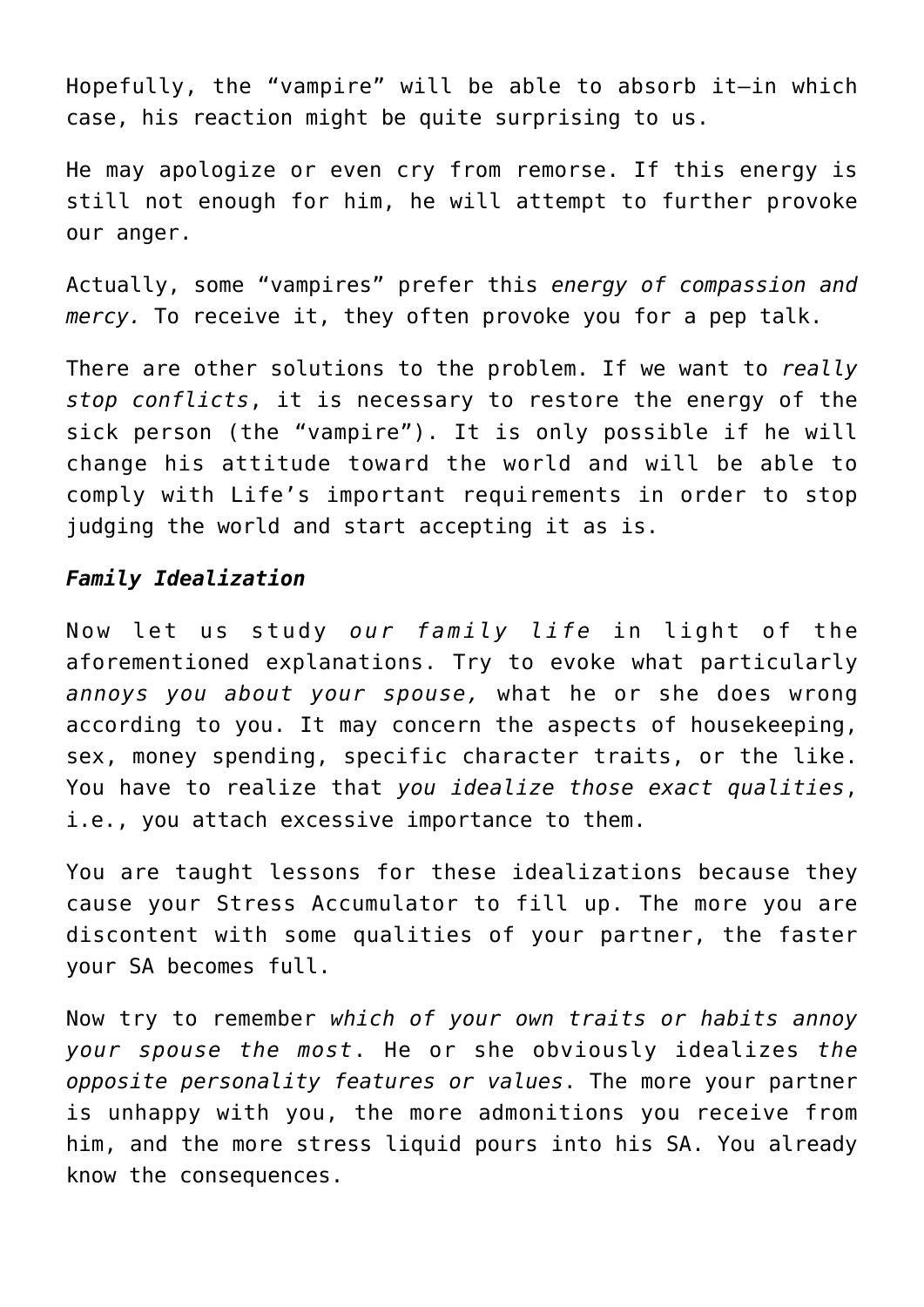Hopefully, the “vampire” will be able to absorb it—in which case, his reaction might be quite surprising to us.

He may apologize or even cry from remorse. If this energy is still not enough for him, he will attempt to further provoke our anger.

Actually, some “vampires” prefer this *energy of compassion and mercy.* To receive it, they often provoke you for a pep talk.

There are other solutions to the problem. If we want to *really stop conflicts*, it is necessary to restore the energy of the sick person (the “vampire”). It is only possible if he will change his attitude toward the world and will be able to comply with Life’s important requirements in order to stop judging the world and start accepting it as is.

***Family Idealization***

Now let us study *our family life* in light of the aforementioned explanations. Try to evoke what particularly *annoys you about your spouse,* what he or she does wrong according to you. It may concern the aspects of housekeeping, sex, money spending, specific character traits, or the like. You have to realize that *you idealize those exact qualities*, i.e., you attach excessive importance to them.

You are taught lessons for these idealizations because they cause your Stress Accumulator to fill up. The more you are discontent with some qualities of your partner, the faster your SA becomes full.

Now try to remember *which of your own traits or habits annoy your spouse the most*. He or she obviously idealizes *the opposite personality features or values*. The more your partner is unhappy with you, the more admonitions you receive from him, and the more stress liquid pours into his SA. You already know the consequences.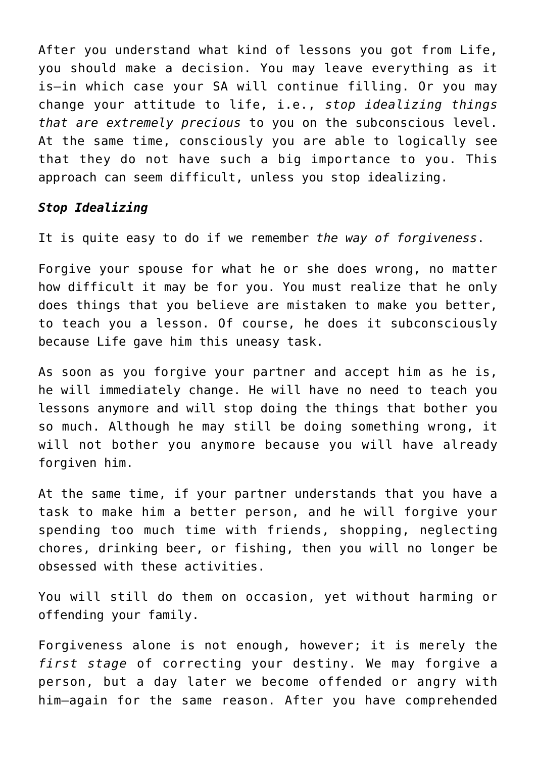After you understand what kind of lessons you got from Life, you should make a decision. You may leave everything as it is—in which case your SA will continue filling. Or you may change your attitude to life, i.e., *stop idealizing things that are extremely precious* to you on the subconscious level. At the same time, consciously you are able to logically see that they do not have such a big importance to you. This approach can seem difficult, unless you stop idealizing.

***Stop Idealizing***

It is quite easy to do if we remember *the way of forgiveness*.

Forgive your spouse for what he or she does wrong, no matter how difficult it may be for you. You must realize that he only does things that you believe are mistaken to make you better, to teach you a lesson. Of course, he does it subconsciously because Life gave him this uneasy task.

As soon as you forgive your partner and accept him as he is, he will immediately change. He will have no need to teach you lessons anymore and will stop doing the things that bother you so much. Although he may still be doing something wrong, it will not bother you anymore because you will have already forgiven him.

At the same time, if your partner understands that you have a task to make him a better person, and he will forgive your spending too much time with friends, shopping, neglecting chores, drinking beer, or fishing, then you will no longer be obsessed with these activities.

You will still do them on occasion, yet without harming or offending your family.

Forgiveness alone is not enough, however; it is merely the *first stage* of correcting your destiny. We may forgive a person, but a day later we become offended or angry with him—again for the same reason. After you have comprehended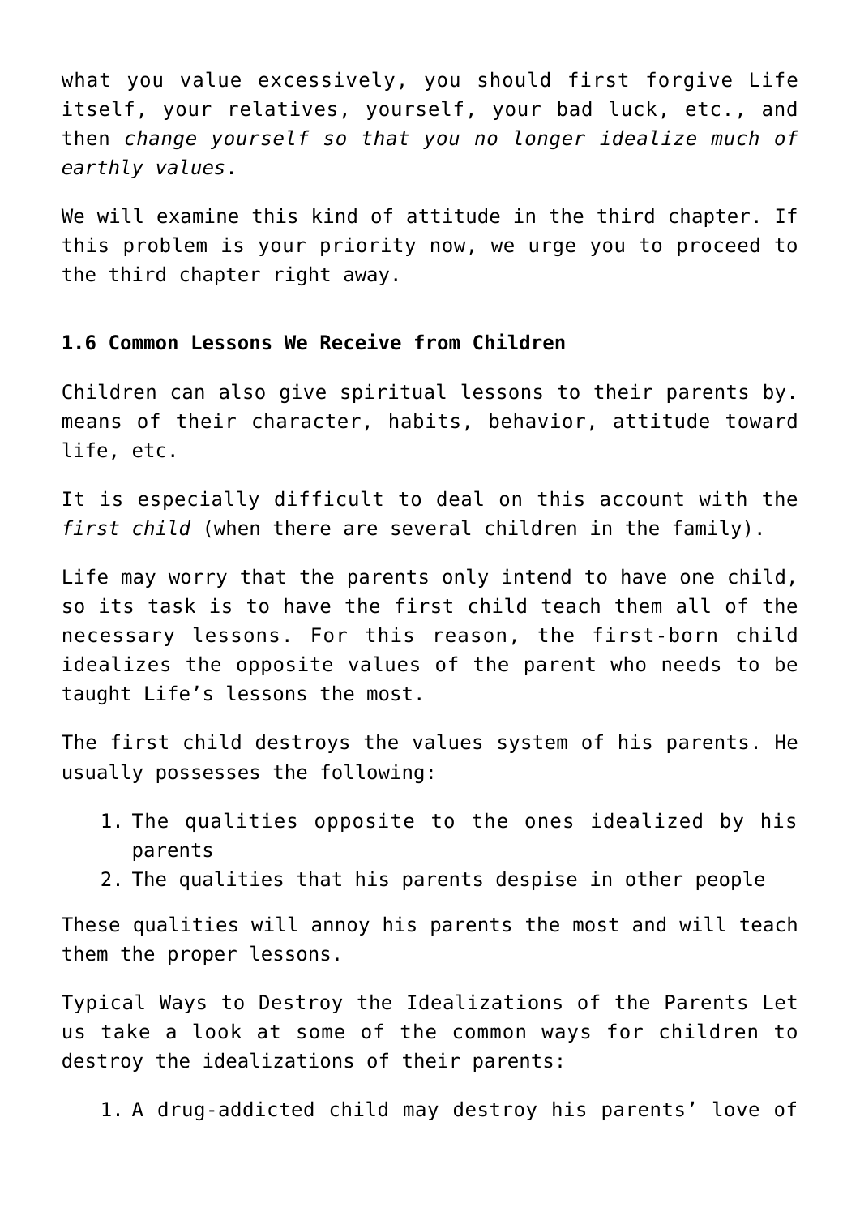what you value excessively, you should first forgive Life itself, your relatives, yourself, your bad luck, etc., and then *change yourself so that you no longer idealize much of earthly values*.

We will examine this kind of attitude in the third chapter. If this problem is your priority now, we urge you to proceed to the third chapter right away.

### 1.6 Common Lessons We Receive from Children

Children can also give spiritual lessons to their parents by. means of their character, habits, behavior, attitude toward life, etc.

It is especially difficult to deal on this account with the *first child* (when there are several children in the family).

Life may worry that the parents only intend to have one child, so its task is to have the first child teach them all of the necessary lessons. For this reason, the first-born child idealizes the opposite values of the parent who needs to be taught Life's lessons the most.

The first child destroys the values system of his parents. He usually possesses the following:

1. The qualities opposite to the ones idealized by his parents
2. The qualities that his parents despise in other people

These qualities will annoy his parents the most and will teach them the proper lessons.

Typical Ways to Destroy the Idealizations of the Parents Let us take a look at some of the common ways for children to destroy the idealizations of their parents:

1. A drug-addicted child may destroy his parents' love of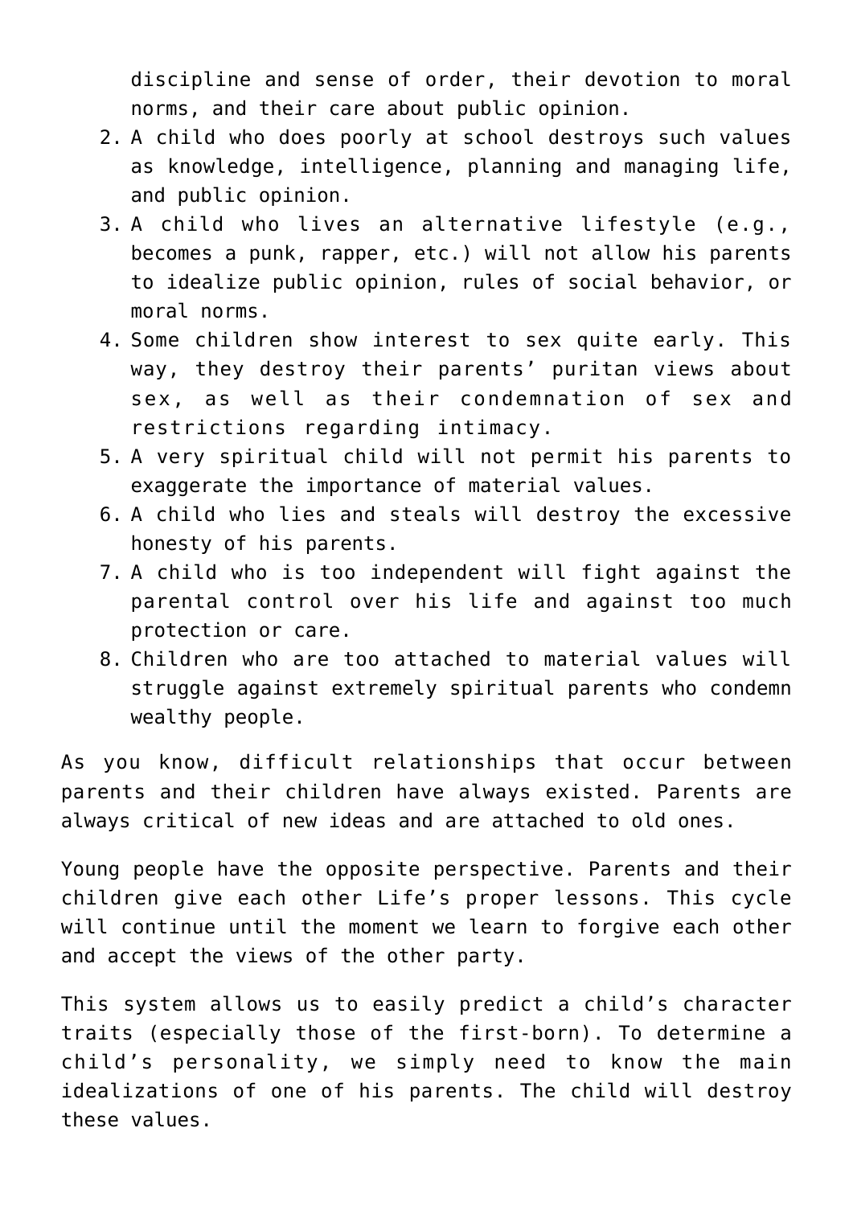discipline and sense of order, their devotion to moral norms, and their care about public opinion.

2. A child who does poorly at school destroys such values as knowledge, intelligence, planning and managing life, and public opinion.
3. A child who lives an alternative lifestyle (e.g., becomes a punk, rapper, etc.) will not allow his parents to idealize public opinion, rules of social behavior, or moral norms.
4. Some children show interest to sex quite early. This way, they destroy their parents' puritan views about sex, as well as their condemnation of sex and restrictions regarding intimacy.
5. A very spiritual child will not permit his parents to exaggerate the importance of material values.
6. A child who lies and steals will destroy the excessive honesty of his parents.
7. A child who is too independent will fight against the parental control over his life and against too much protection or care.
8. Children who are too attached to material values will struggle against extremely spiritual parents who condemn wealthy people.

As you know, difficult relationships that occur between parents and their children have always existed. Parents are always critical of new ideas and are attached to old ones.

Young people have the opposite perspective. Parents and their children give each other Life's proper lessons. This cycle will continue until the moment we learn to forgive each other and accept the views of the other party.

This system allows us to easily predict a child's character traits (especially those of the first-born). To determine a child's personality, we simply need to know the main idealizations of one of his parents. The child will destroy these values.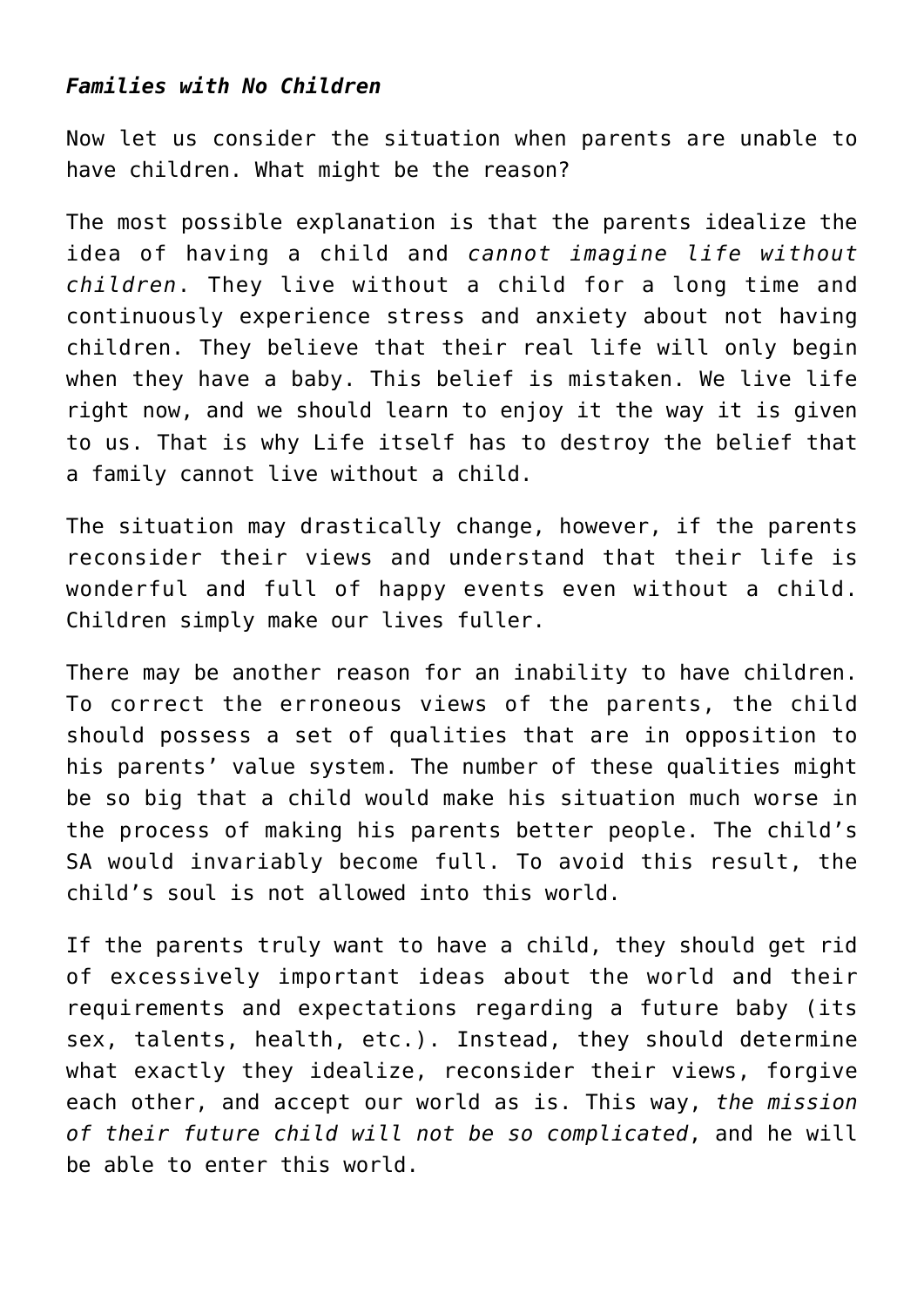***Families with No Children***

Now let us consider the situation when parents are unable to have children. What might be the reason?

The most possible explanation is that the parents idealize the idea of having a child and *cannot imagine life without children*. They live without a child for a long time and continuously experience stress and anxiety about not having children. They believe that their real life will only begin when they have a baby. This belief is mistaken. We live life right now, and we should learn to enjoy it the way it is given to us. That is why Life itself has to destroy the belief that a family cannot live without a child.

The situation may drastically change, however, if the parents reconsider their views and understand that their life is wonderful and full of happy events even without a child. Children simply make our lives fuller.

There may be another reason for an inability to have children. To correct the erroneous views of the parents, the child should possess a set of qualities that are in opposition to his parents' value system. The number of these qualities might be so big that a child would make his situation much worse in the process of making his parents better people. The child's SA would invariably become full. To avoid this result, the child's soul is not allowed into this world.

If the parents truly want to have a child, they should get rid of excessively important ideas about the world and their requirements and expectations regarding a future baby (its sex, talents, health, etc.). Instead, they should determine what exactly they idealize, reconsider their views, forgive each other, and accept our world as is. This way, *the mission of their future child will not be so complicated*, and he will be able to enter this world.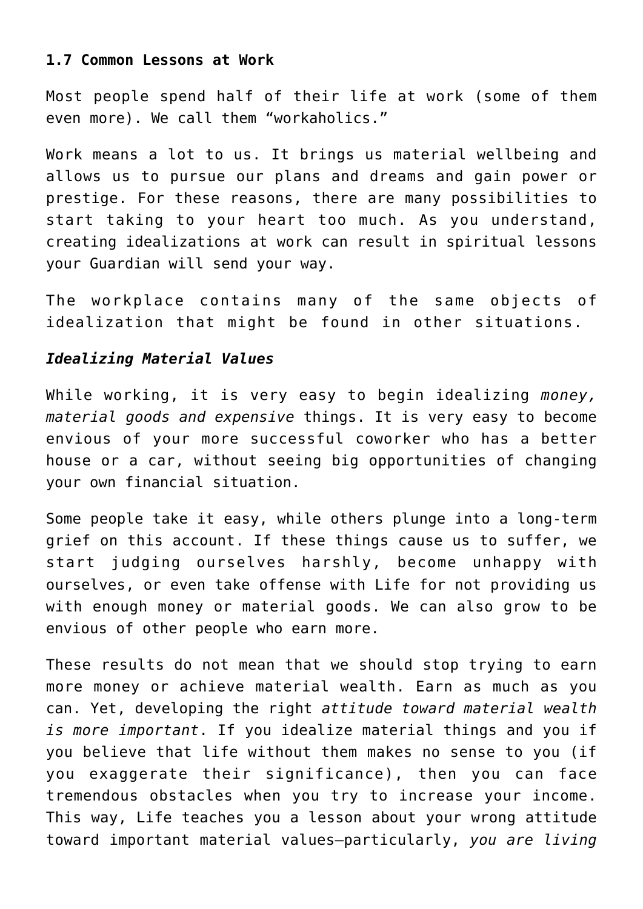**1.7 Common Lessons at Work**

Most people spend half of their life at work (some of them even more). We call them "workaholics."

Work means a lot to us. It brings us material wellbeing and allows us to pursue our plans and dreams and gain power or prestige. For these reasons, there are many possibilities to start taking to your heart too much. As you understand, creating idealizations at work can result in spiritual lessons your Guardian will send your way.

The workplace contains many of the same objects of idealization that might be found in other situations.

***Idealizing Material Values***

While working, it is very easy to begin idealizing *money, material goods and expensive* things. It is very easy to become envious of your more successful coworker who has a better house or a car, without seeing big opportunities of changing your own financial situation.

Some people take it easy, while others plunge into a long-term grief on this account. If these things cause us to suffer, we start judging ourselves harshly, become unhappy with ourselves, or even take offense with Life for not providing us with enough money or material goods. We can also grow to be envious of other people who earn more.

These results do not mean that we should stop trying to earn more money or achieve material wealth. Earn as much as you can. Yet, developing the right *attitude toward material wealth is more important*. If you idealize material things and you if you believe that life without them makes no sense to you (if you exaggerate their significance), then you can face tremendous obstacles when you try to increase your income. This way, Life teaches you a lesson about your wrong attitude toward important material values—particularly, *you are living*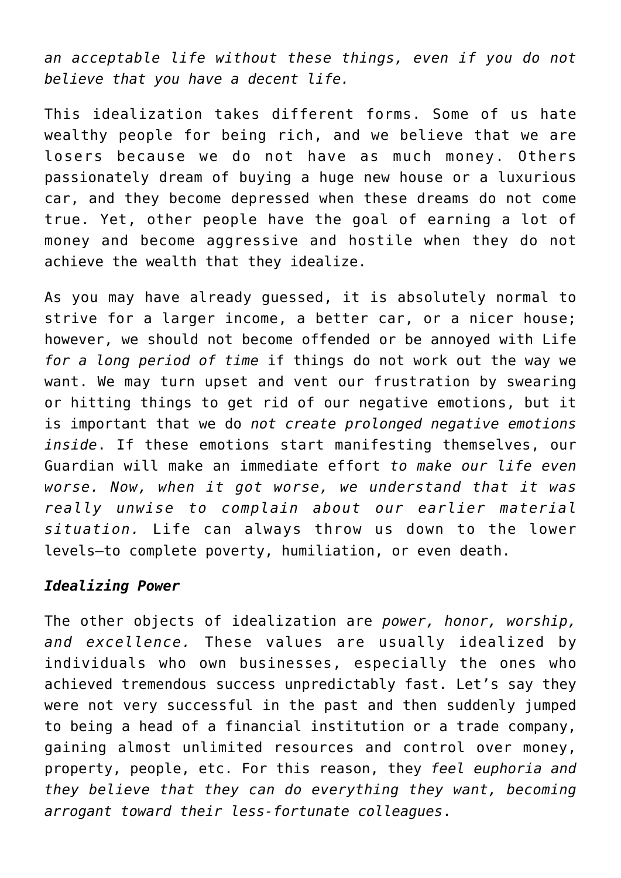*an acceptable life without these things, even if you do not believe that you have a decent life.*

This idealization takes different forms. Some of us hate wealthy people for being rich, and we believe that we are losers because we do not have as much money. Others passionately dream of buying a huge new house or a luxurious car, and they become depressed when these dreams do not come true. Yet, other people have the goal of earning a lot of money and become aggressive and hostile when they do not achieve the wealth that they idealize.

As you may have already guessed, it is absolutely normal to strive for a larger income, a better car, or a nicer house; however, we should not become offended or be annoyed with Life *for a long period of time* if things do not work out the way we want. We may turn upset and vent our frustration by swearing or hitting things to get rid of our negative emotions, but it is important that we do *not create prolonged negative emotions inside*. If these emotions start manifesting themselves, our Guardian will make an immediate effort *to make our life even worse. Now, when it got worse, we understand that it was really unwise to complain about our earlier material situation.* Life can always throw us down to the lower levels—to complete poverty, humiliation, or even death.

***Idealizing Power***

The other objects of idealization are *power, honor, worship, and excellence.* These values are usually idealized by individuals who own businesses, especially the ones who achieved tremendous success unpredictably fast. Let's say they were not very successful in the past and then suddenly jumped to being a head of a financial institution or a trade company, gaining almost unlimited resources and control over money, property, people, etc. For this reason, they *feel euphoria and they believe that they can do everything they want, becoming arrogant toward their less-fortunate colleagues*.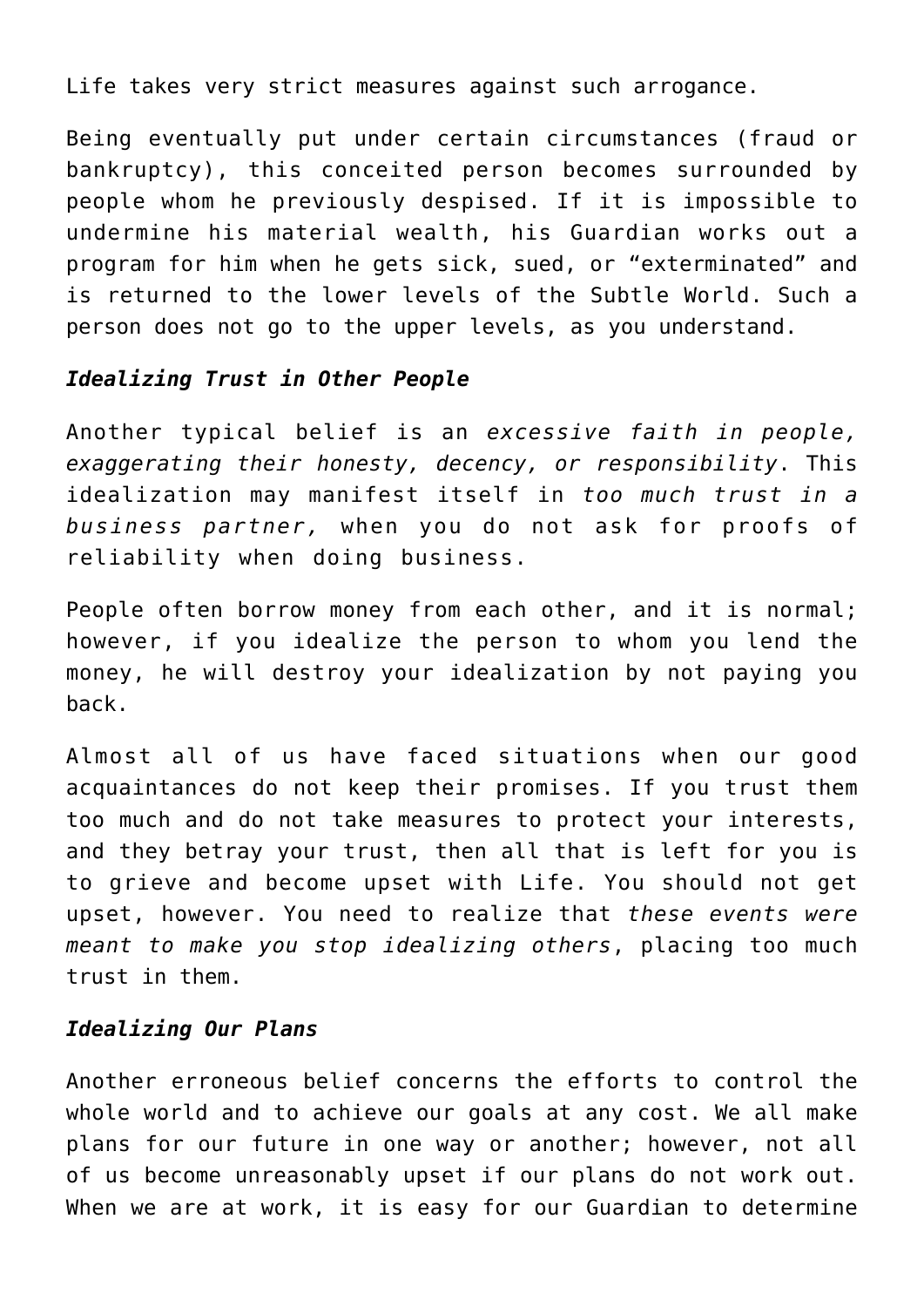Life takes very strict measures against such arrogance.

Being eventually put under certain circumstances (fraud or bankruptcy), this conceited person becomes surrounded by people whom he previously despised. If it is impossible to undermine his material wealth, his Guardian works out a program for him when he gets sick, sued, or "exterminated" and is returned to the lower levels of the Subtle World. Such a person does not go to the upper levels, as you understand.

### *Idealizing Trust in Other People*

Another typical belief is an *excessive faith in people, exaggerating their honesty, decency, or responsibility*. This idealization may manifest itself in *too much trust in a business partner,* when you do not ask for proofs of reliability when doing business.

People often borrow money from each other, and it is normal; however, if you idealize the person to whom you lend the money, he will destroy your idealization by not paying you back.

Almost all of us have faced situations when our good acquaintances do not keep their promises. If you trust them too much and do not take measures to protect your interests, and they betray your trust, then all that is left for you is to grieve and become upset with Life. You should not get upset, however. You need to realize that *these events were meant to make you stop idealizing others*, placing too much trust in them.

### *Idealizing Our Plans*

Another erroneous belief concerns the efforts to control the whole world and to achieve our goals at any cost. We all make plans for our future in one way or another; however, not all of us become unreasonably upset if our plans do not work out. When we are at work, it is easy for our Guardian to determine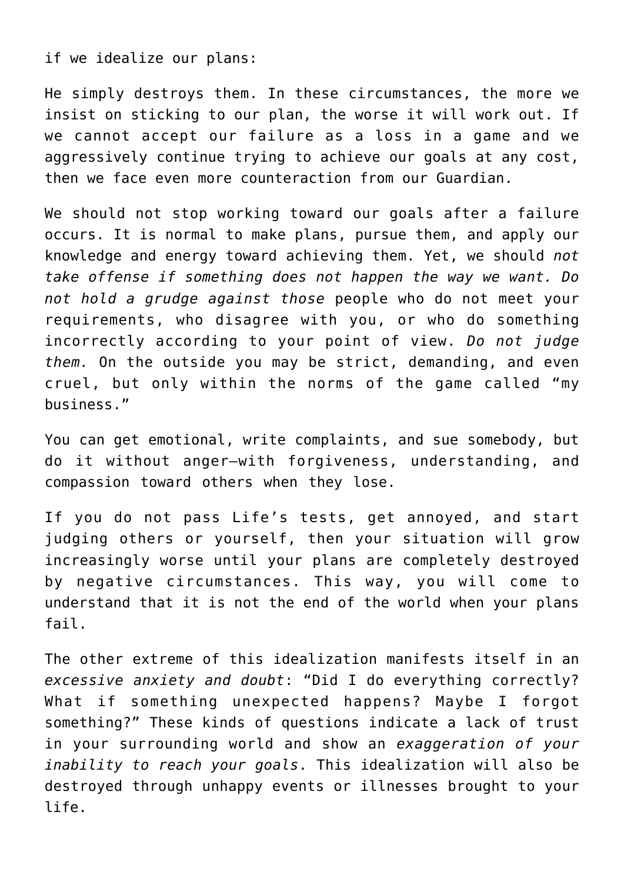if we idealize our plans:

He simply destroys them. In these circumstances, the more we insist on sticking to our plan, the worse it will work out. If we cannot accept our failure as a loss in a game and we aggressively continue trying to achieve our goals at any cost, then we face even more counteraction from our Guardian.

We should not stop working toward our goals after a failure occurs. It is normal to make plans, pursue them, and apply our knowledge and energy toward achieving them. Yet, we should *not take offense if something does not happen the way we want. Do not hold a grudge against those* people who do not meet your requirements, who disagree with you, or who do something incorrectly according to your point of view. *Do not judge them.* On the outside you may be strict, demanding, and even cruel, but only within the norms of the game called “my business.”

You can get emotional, write complaints, and sue somebody, but do it without anger—with forgiveness, understanding, and compassion toward others when they lose.

If you do not pass Life’s tests, get annoyed, and start judging others or yourself, then your situation will grow increasingly worse until your plans are completely destroyed by negative circumstances. This way, you will come to understand that it is not the end of the world when your plans fail.

The other extreme of this idealization manifests itself in an *excessive anxiety and doubt*: “Did I do everything correctly? What if something unexpected happens? Maybe I forgot something?” These kinds of questions indicate a lack of trust in your surrounding world and show an *exaggeration of your inability to reach your goals*. This idealization will also be destroyed through unhappy events or illnesses brought to your life.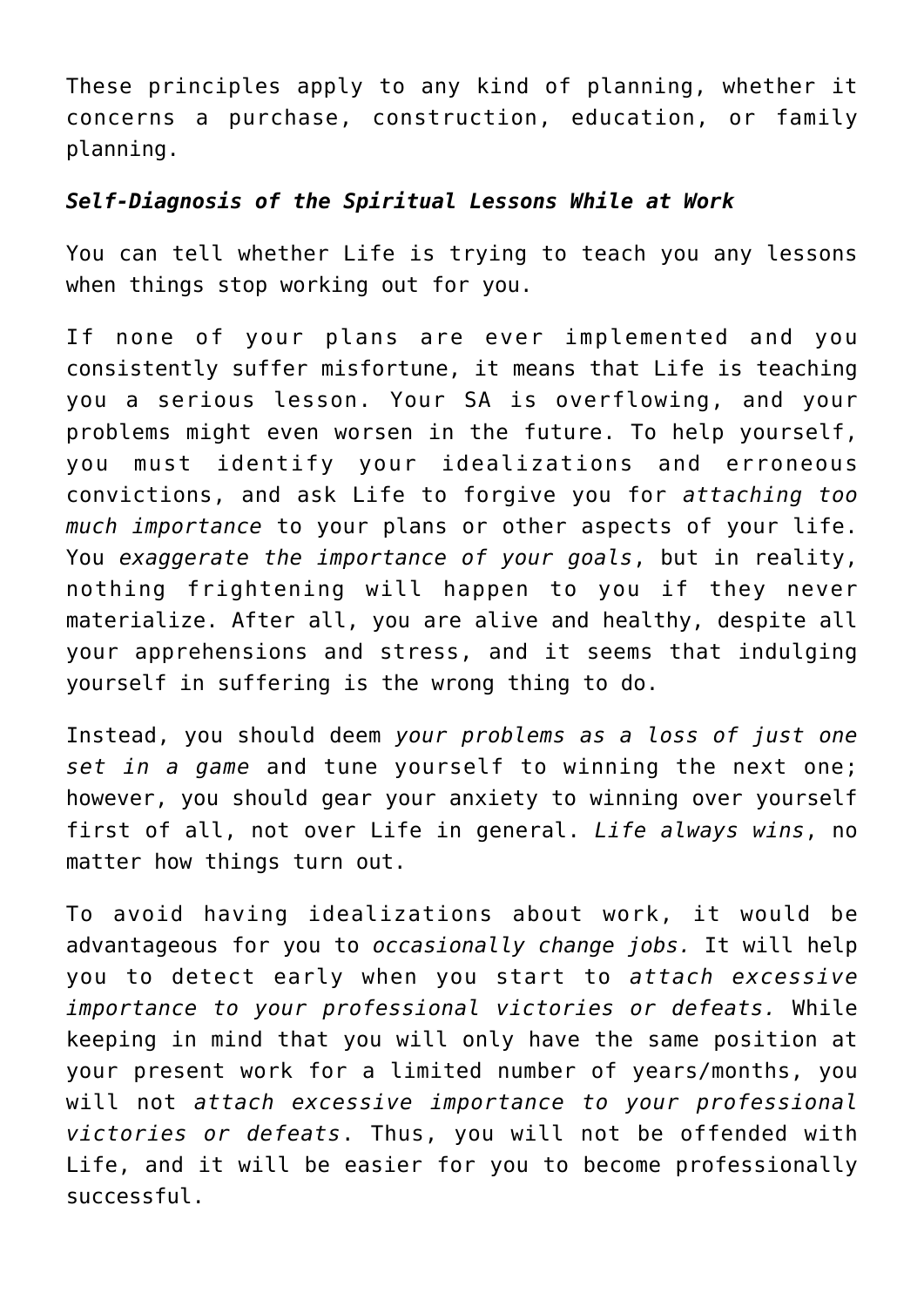These principles apply to any kind of planning, whether it concerns a purchase, construction, education, or family planning.

***Self-Diagnosis of the Spiritual Lessons While at Work***

You can tell whether Life is trying to teach you any lessons when things stop working out for you.

If none of your plans are ever implemented and you consistently suffer misfortune, it means that Life is teaching you a serious lesson. Your SA is overflowing, and your problems might even worsen in the future. To help yourself, you must identify your idealizations and erroneous convictions, and ask Life to forgive you for *attaching too much importance* to your plans or other aspects of your life. You *exaggerate the importance of your goals*, but in reality, nothing frightening will happen to you if they never materialize. After all, you are alive and healthy, despite all your apprehensions and stress, and it seems that indulging yourself in suffering is the wrong thing to do.

Instead, you should deem *your problems as a loss of just one set in a game* and tune yourself to winning the next one; however, you should gear your anxiety to winning over yourself first of all, not over Life in general. *Life always wins*, no matter how things turn out.

To avoid having idealizations about work, it would be advantageous for you to *occasionally change jobs.* It will help you to detect early when you start to *attach excessive importance to your professional victories or defeats.* While keeping in mind that you will only have the same position at your present work for a limited number of years/months, you will not *attach excessive importance to your professional victories or defeats*. Thus, you will not be offended with Life, and it will be easier for you to become professionally successful.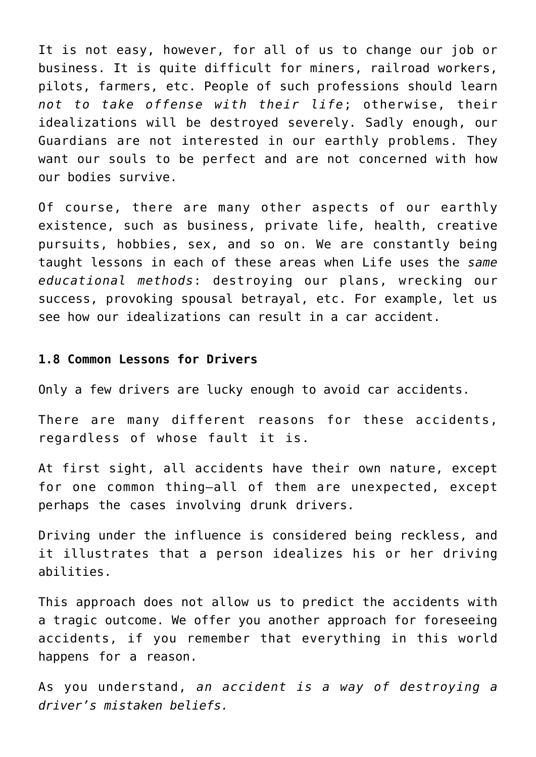It is not easy, however, for all of us to change our job or business. It is quite difficult for miners, railroad workers, pilots, farmers, etc. People of such professions should learn *not to take offense with their life*; otherwise, their idealizations will be destroyed severely. Sadly enough, our Guardians are not interested in our earthly problems. They want our souls to be perfect and are not concerned with how our bodies survive.

Of course, there are many other aspects of our earthly existence, such as business, private life, health, creative pursuits, hobbies, sex, and so on. We are constantly being taught lessons in each of these areas when Life uses the *same educational methods*: destroying our plans, wrecking our success, provoking spousal betrayal, etc. For example, let us see how our idealizations can result in a car accident.

### 1.8 Common Lessons for Drivers

Only a few drivers are lucky enough to avoid car accidents.

There are many different reasons for these accidents, regardless of whose fault it is.

At first sight, all accidents have their own nature, except for one common thing—all of them are unexpected, except perhaps the cases involving drunk drivers.

Driving under the influence is considered being reckless, and it illustrates that a person idealizes his or her driving abilities.

This approach does not allow us to predict the accidents with a tragic outcome. We offer you another approach for foreseeing accidents, if you remember that everything in this world happens for a reason.

As you understand, *an accident is a way of destroying a driver's mistaken beliefs.*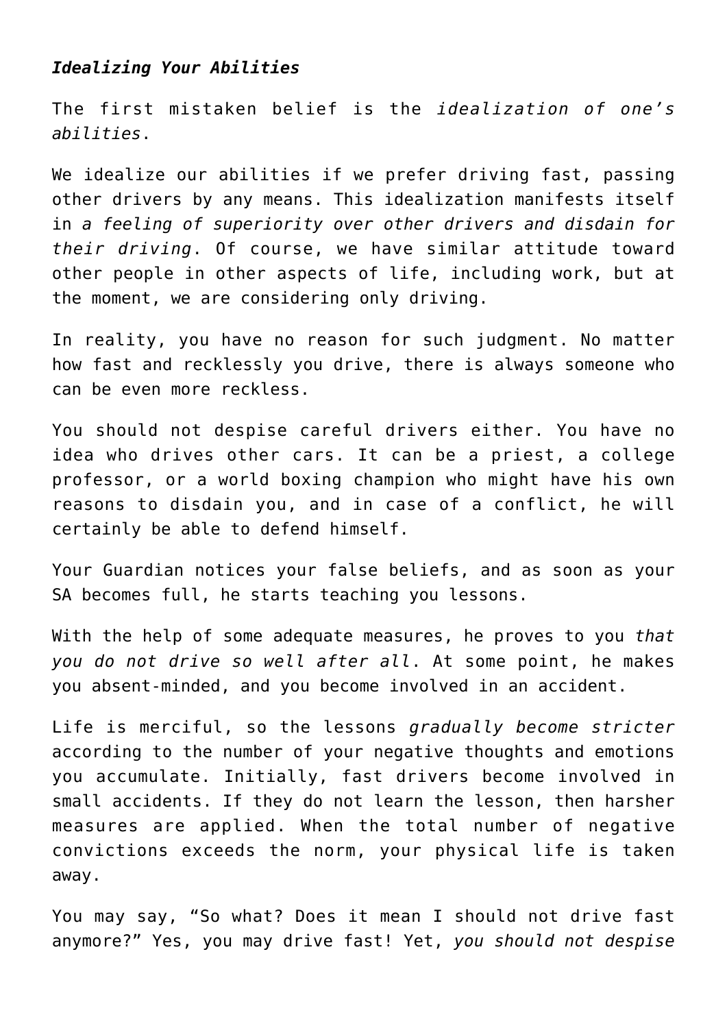***Idealizing Your Abilities***

The first mistaken belief is the *idealization of one's abilities*.

We idealize our abilities if we prefer driving fast, passing other drivers by any means. This idealization manifests itself in *a feeling of superiority over other drivers and disdain for their driving*. Of course, we have similar attitude toward other people in other aspects of life, including work, but at the moment, we are considering only driving.

In reality, you have no reason for such judgment. No matter how fast and recklessly you drive, there is always someone who can be even more reckless.

You should not despise careful drivers either. You have no idea who drives other cars. It can be a priest, a college professor, or a world boxing champion who might have his own reasons to disdain you, and in case of a conflict, he will certainly be able to defend himself.

Your Guardian notices your false beliefs, and as soon as your SA becomes full, he starts teaching you lessons.

With the help of some adequate measures, he proves to you *that you do not drive so well after all*. At some point, he makes you absent-minded, and you become involved in an accident.

Life is merciful, so the lessons *gradually become stricter* according to the number of your negative thoughts and emotions you accumulate. Initially, fast drivers become involved in small accidents. If they do not learn the lesson, then harsher measures are applied. When the total number of negative convictions exceeds the norm, your physical life is taken away.

You may say, "So what? Does it mean I should not drive fast anymore?" Yes, you may drive fast! Yet, *you should not despise*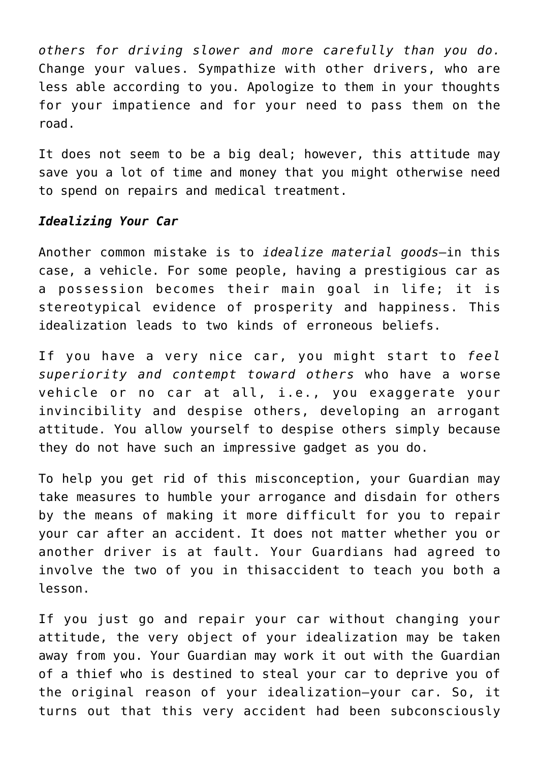*others for driving slower and more carefully than you do.* Change your values. Sympathize with other drivers, who are less able according to you. Apologize to them in your thoughts for your impatience and for your need to pass them on the road.

It does not seem to be a big deal; however, this attitude may save you a lot of time and money that you might otherwise need to spend on repairs and medical treatment.

***Idealizing Your Car***

Another common mistake is to *idealize material goods*—in this case, a vehicle. For some people, having a prestigious car as a possession becomes their main goal in life; it is stereotypical evidence of prosperity and happiness. This idealization leads to two kinds of erroneous beliefs.

If you have a very nice car, you might start to *feel superiority and contempt toward others* who have a worse vehicle or no car at all, i.e., you exaggerate your invincibility and despise others, developing an arrogant attitude. You allow yourself to despise others simply because they do not have such an impressive gadget as you do.

To help you get rid of this misconception, your Guardian may take measures to humble your arrogance and disdain for others by the means of making it more difficult for you to repair your car after an accident. It does not matter whether you or another driver is at fault. Your Guardians had agreed to involve the two of you in thisaccident to teach you both a lesson.

If you just go and repair your car without changing your attitude, the very object of your idealization may be taken away from you. Your Guardian may work it out with the Guardian of a thief who is destined to steal your car to deprive you of the original reason of your idealization—your car. So, it turns out that this very accident had been subconsciously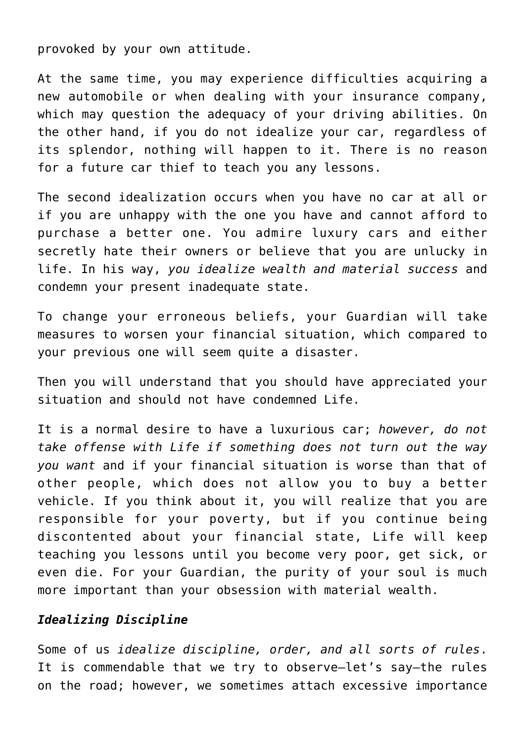provoked by your own attitude.

At the same time, you may experience difficulties acquiring a new automobile or when dealing with your insurance company, which may question the adequacy of your driving abilities. On the other hand, if you do not idealize your car, regardless of its splendor, nothing will happen to it. There is no reason for a future car thief to teach you any lessons.

The second idealization occurs when you have no car at all or if you are unhappy with the one you have and cannot afford to purchase a better one. You admire luxury cars and either secretly hate their owners or believe that you are unlucky in life. In his way, *you idealize wealth and material success* and condemn your present inadequate state.

To change your erroneous beliefs, your Guardian will take measures to worsen your financial situation, which compared to your previous one will seem quite a disaster.

Then you will understand that you should have appreciated your situation and should not have condemned Life.

It is a normal desire to have a luxurious car; *however, do not take offense with Life if something does not turn out the way you want* and if your financial situation is worse than that of other people, which does not allow you to buy a better vehicle. If you think about it, you will realize that you are responsible for your poverty, but if you continue being discontented about your financial state, Life will keep teaching you lessons until you become very poor, get sick, or even die. For your Guardian, the purity of your soul is much more important than your obsession with material wealth.

***Idealizing Discipline***

Some of us *idealize discipline, order, and all sorts of rules*. It is commendable that we try to observe—let's say—the rules on the road; however, we sometimes attach excessive importance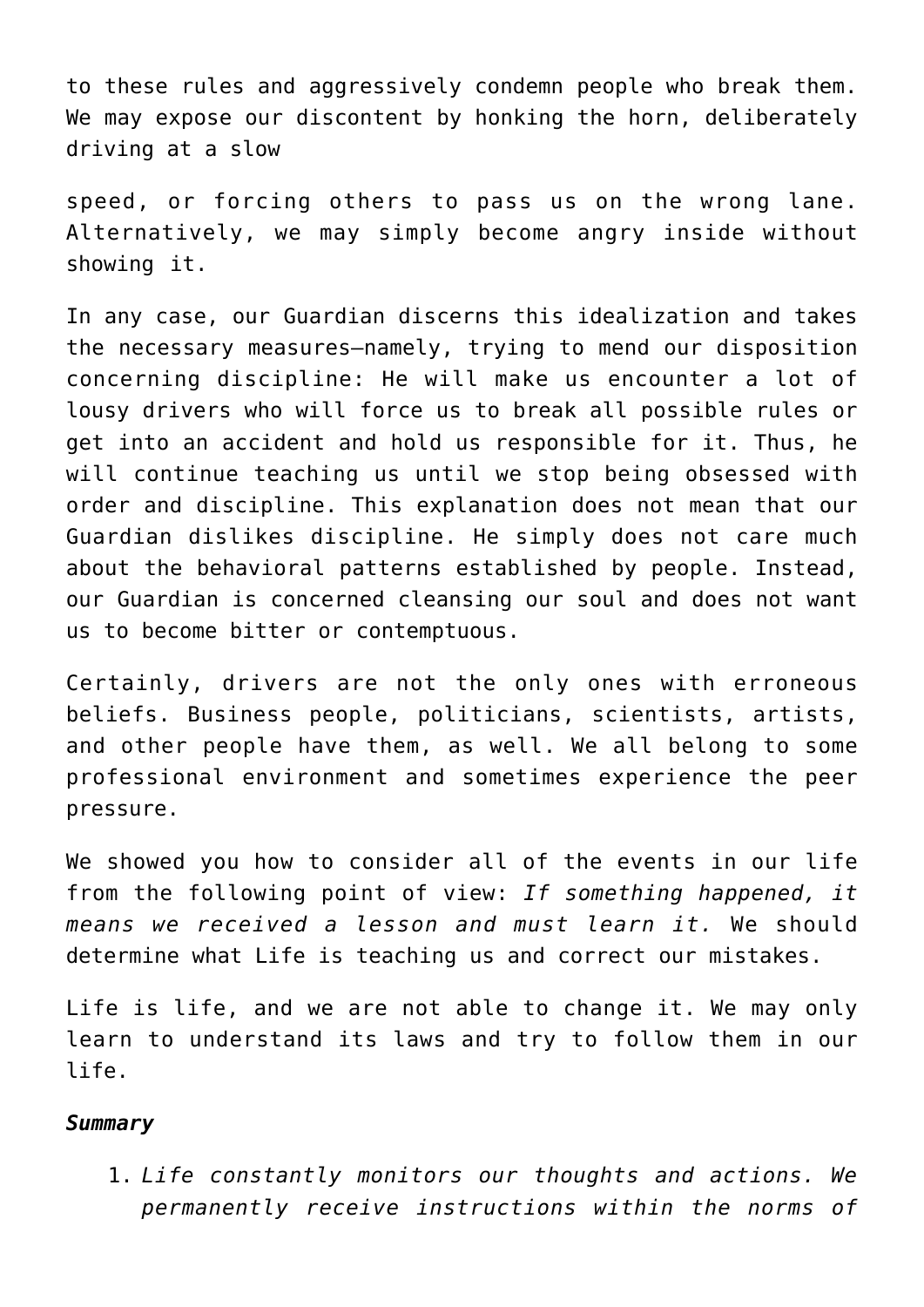to these rules and aggressively condemn people who break them. We may expose our discontent by honking the horn, deliberately driving at a slow speed, or forcing others to pass us on the wrong lane. Alternatively, we may simply become angry inside without showing it.

In any case, our Guardian discerns this idealization and takes the necessary measures—namely, trying to mend our disposition concerning discipline: He will make us encounter a lot of lousy drivers who will force us to break all possible rules or get into an accident and hold us responsible for it. Thus, he will continue teaching us until we stop being obsessed with order and discipline. This explanation does not mean that our Guardian dislikes discipline. He simply does not care much about the behavioral patterns established by people. Instead, our Guardian is concerned cleansing our soul and does not want us to become bitter or contemptuous.

Certainly, drivers are not the only ones with erroneous beliefs. Business people, politicians, scientists, artists, and other people have them, as well. We all belong to some professional environment and sometimes experience the peer pressure.

We showed you how to consider all of the events in our life from the following point of view: *If something happened, it means we received a lesson and must learn it.* We should determine what Life is teaching us and correct our mistakes.

Life is life, and we are not able to change it. We may only learn to understand its laws and try to follow them in our life.

***Summary***

1. *Life constantly monitors our thoughts and actions. We permanently receive instructions within the norms of*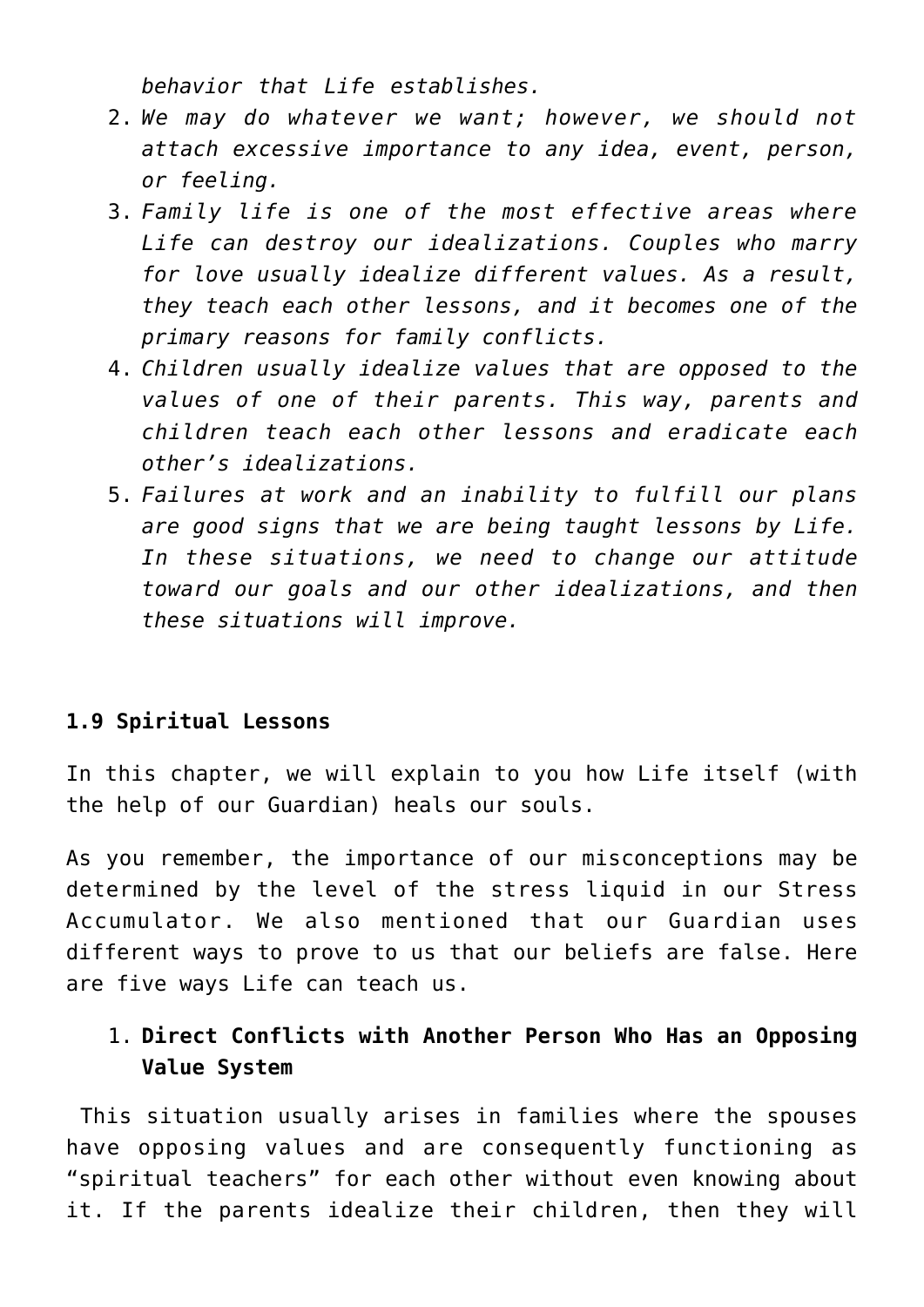*behavior that Life establishes.*

2. *We may do whatever we want; however, we should not attach excessive importance to any idea, event, person, or feeling.*
3. *Family life is one of the most effective areas where Life can destroy our idealizations. Couples who marry for love usually idealize different values. As a result, they teach each other lessons, and it becomes one of the primary reasons for family conflicts.*
4. *Children usually idealize values that are opposed to the values of one of their parents. This way, parents and children teach each other lessons and eradicate each other's idealizations.*
5. *Failures at work and an inability to fulfill our plans are good signs that we are being taught lessons by Life. In these situations, we need to change our attitude toward our goals and our other idealizations, and then these situations will improve.*

### 1.9 Spiritual Lessons

In this chapter, we will explain to you how Life itself (with the help of our Guardian) heals our souls.

As you remember, the importance of our misconceptions may be determined by the level of the stress liquid in our Stress Accumulator. We also mentioned that our Guardian uses different ways to prove to us that our beliefs are false. Here are five ways Life can teach us.

1. **Direct Conflicts with Another Person Who Has an Opposing Value System**

This situation usually arises in families where the spouses have opposing values and are consequently functioning as "spiritual teachers" for each other without even knowing about it. If the parents idealize their children, then they will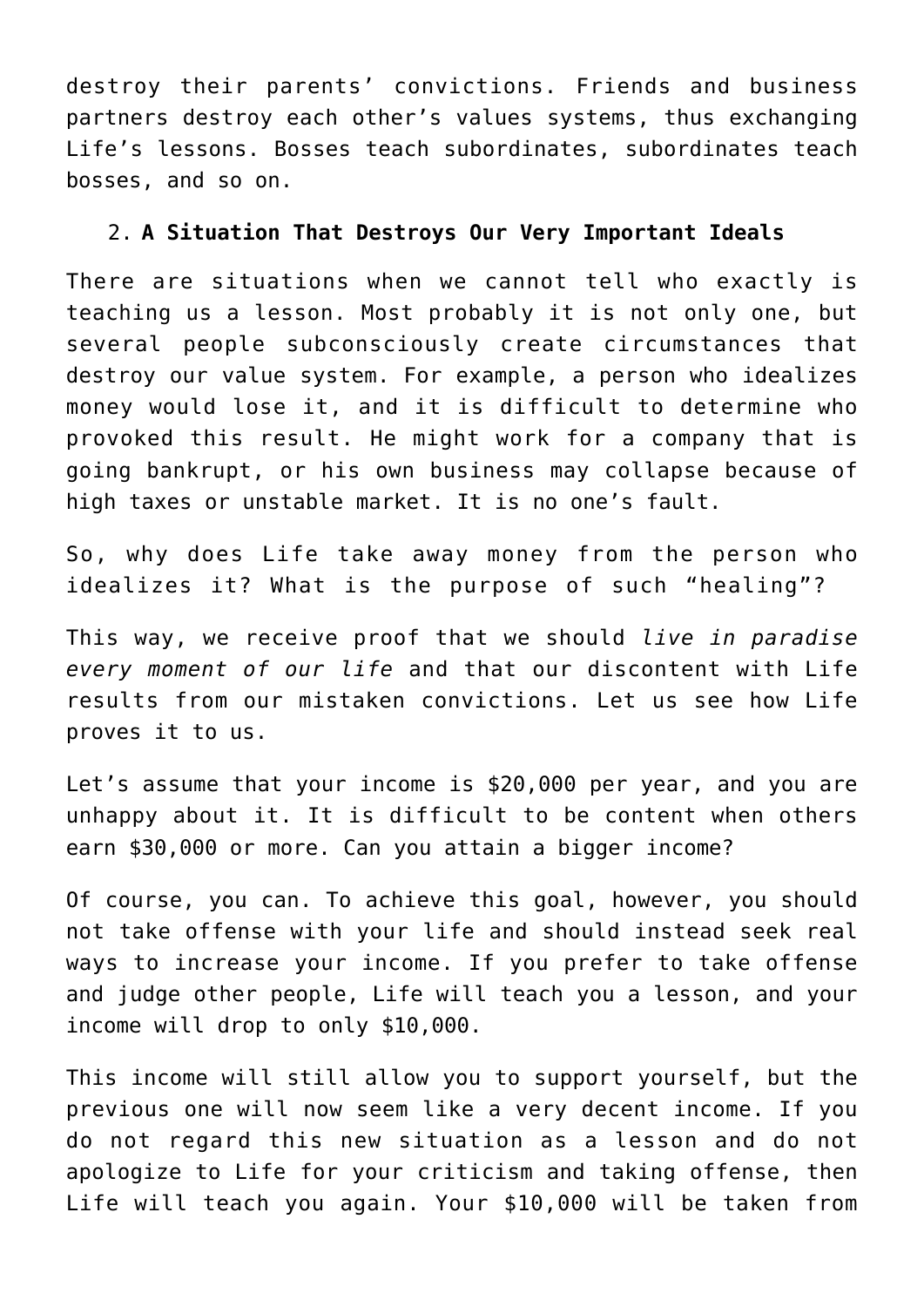destroy their parents' convictions. Friends and business partners destroy each other's values systems, thus exchanging Life's lessons. Bosses teach subordinates, subordinates teach bosses, and so on.

2. **A Situation That Destroys Our Very Important Ideals**

There are situations when we cannot tell who exactly is teaching us a lesson. Most probably it is not only one, but several people subconsciously create circumstances that destroy our value system. For example, a person who idealizes money would lose it, and it is difficult to determine who provoked this result. He might work for a company that is going bankrupt, or his own business may collapse because of high taxes or unstable market. It is no one's fault.

So, why does Life take away money from the person who idealizes it? What is the purpose of such "healing"?

This way, we receive proof that we should *live in paradise every moment of our life* and that our discontent with Life results from our mistaken convictions. Let us see how Life proves it to us.

Let's assume that your income is $20,000 per year, and you are unhappy about it. It is difficult to be content when others earn $30,000 or more. Can you attain a bigger income?

Of course, you can. To achieve this goal, however, you should not take offense with your life and should instead seek real ways to increase your income. If you prefer to take offense and judge other people, Life will teach you a lesson, and your income will drop to only $10,000.

This income will still allow you to support yourself, but the previous one will now seem like a very decent income. If you do not regard this new situation as a lesson and do not apologize to Life for your criticism and taking offense, then Life will teach you again. Your $10,000 will be taken from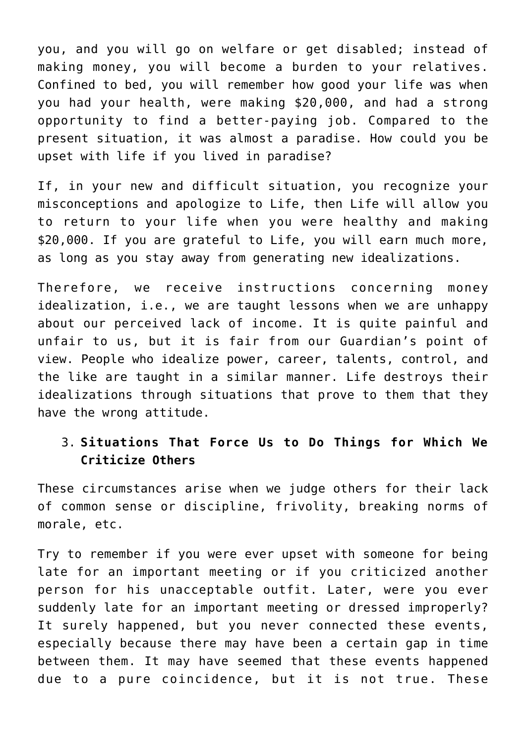you, and you will go on welfare or get disabled; instead of making money, you will become a burden to your relatives. Confined to bed, you will remember how good your life was when you had your health, were making $20,000, and had a strong opportunity to find a better-paying job. Compared to the present situation, it was almost a paradise. How could you be upset with life if you lived in paradise?

If, in your new and difficult situation, you recognize your misconceptions and apologize to Life, then Life will allow you to return to your life when you were healthy and making $20,000. If you are grateful to Life, you will earn much more, as long as you stay away from generating new idealizations.

Therefore, we receive instructions concerning money idealization, i.e., we are taught lessons when we are unhappy about our perceived lack of income. It is quite painful and unfair to us, but it is fair from our Guardian's point of view. People who idealize power, career, talents, control, and the like are taught in a similar manner. Life destroys their idealizations through situations that prove to them that they have the wrong attitude.

3. **Situations That Force Us to Do Things for Which We Criticize Others**

These circumstances arise when we judge others for their lack of common sense or discipline, frivolity, breaking norms of morale, etc.

Try to remember if you were ever upset with someone for being late for an important meeting or if you criticized another person for his unacceptable outfit. Later, were you ever suddenly late for an important meeting or dressed improperly? It surely happened, but you never connected these events, especially because there may have been a certain gap in time between them. It may have seemed that these events happened due to a pure coincidence, but it is not true. These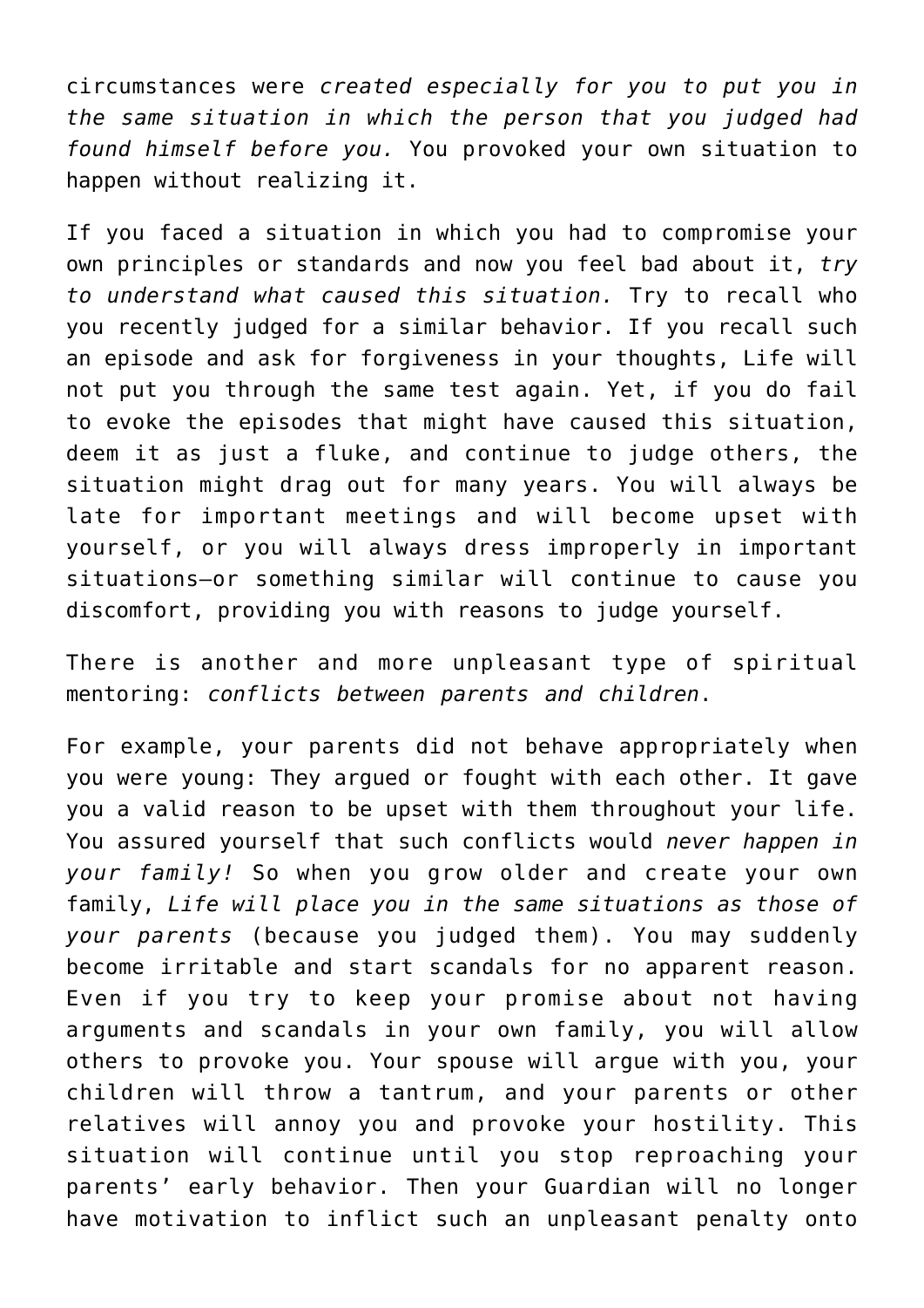circumstances were *created especially for you to put you in the same situation in which the person that you judged had found himself before you.* You provoked your own situation to happen without realizing it.

If you faced a situation in which you had to compromise your own principles or standards and now you feel bad about it, *try to understand what caused this situation.* Try to recall who you recently judged for a similar behavior. If you recall such an episode and ask for forgiveness in your thoughts, Life will not put you through the same test again. Yet, if you do fail to evoke the episodes that might have caused this situation, deem it as just a fluke, and continue to judge others, the situation might drag out for many years. You will always be late for important meetings and will become upset with yourself, or you will always dress improperly in important situations—or something similar will continue to cause you discomfort, providing you with reasons to judge yourself.

There is another and more unpleasant type of spiritual mentoring: *conflicts between parents and children*.

For example, your parents did not behave appropriately when you were young: They argued or fought with each other. It gave you a valid reason to be upset with them throughout your life. You assured yourself that such conflicts would *never happen in your family!* So when you grow older and create your own family, *Life will place you in the same situations as those of your parents* (because you judged them). You may suddenly become irritable and start scandals for no apparent reason. Even if you try to keep your promise about not having arguments and scandals in your own family, you will allow others to provoke you. Your spouse will argue with you, your children will throw a tantrum, and your parents or other relatives will annoy you and provoke your hostility. This situation will continue until you stop reproaching your parents' early behavior. Then your Guardian will no longer have motivation to inflict such an unpleasant penalty onto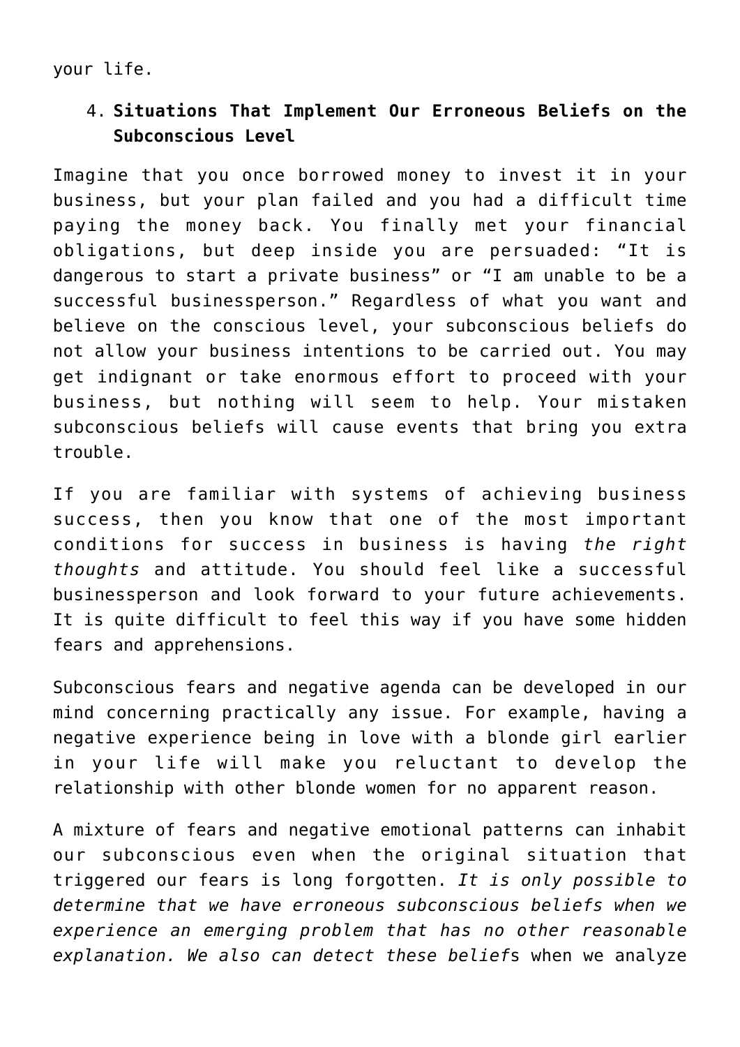your life.

4. **Situations That Implement Our Erroneous Beliefs on the Subconscious Level**

Imagine that you once borrowed money to invest it in your business, but your plan failed and you had a difficult time paying the money back. You finally met your financial obligations, but deep inside you are persuaded: "It is dangerous to start a private business" or "I am unable to be a successful businessperson." Regardless of what you want and believe on the conscious level, your subconscious beliefs do not allow your business intentions to be carried out. You may get indignant or take enormous effort to proceed with your business, but nothing will seem to help. Your mistaken subconscious beliefs will cause events that bring you extra trouble.

If you are familiar with systems of achieving business success, then you know that one of the most important conditions for success in business is having *the right thoughts* and attitude. You should feel like a successful businessperson and look forward to your future achievements. It is quite difficult to feel this way if you have some hidden fears and apprehensions.

Subconscious fears and negative agenda can be developed in our mind concerning practically any issue. For example, having a negative experience being in love with a blonde girl earlier in your life will make you reluctant to develop the relationship with other blonde women for no apparent reason.

A mixture of fears and negative emotional patterns can inhabit our subconscious even when the original situation that triggered our fears is long forgotten. *It is only possible to determine that we have erroneous subconscious beliefs when we experience an emerging problem that has no other reasonable explanation. We also can detect these belief*s when we analyze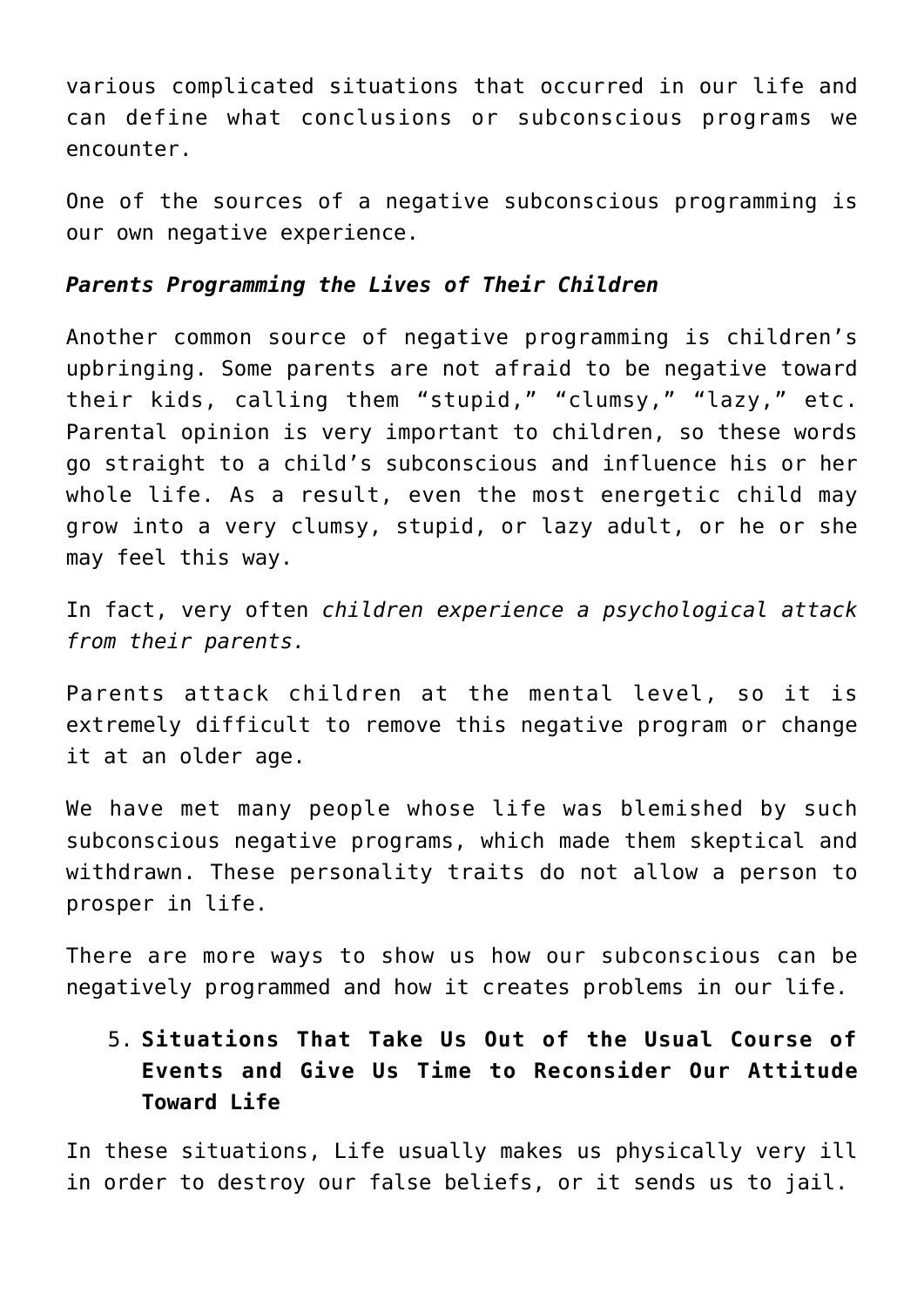various complicated situations that occurred in our life and can define what conclusions or subconscious programs we encounter.

One of the sources of a negative subconscious programming is our own negative experience.

***Parents Programming the Lives of Their Children***

Another common source of negative programming is children's upbringing. Some parents are not afraid to be negative toward their kids, calling them "stupid," "clumsy," "lazy," etc. Parental opinion is very important to children, so these words go straight to a child's subconscious and influence his or her whole life. As a result, even the most energetic child may grow into a very clumsy, stupid, or lazy adult, or he or she may feel this way.

In fact, very often *children experience a psychological attack from their parents.*

Parents attack children at the mental level, so it is extremely difficult to remove this negative program or change it at an older age.

We have met many people whose life was blemished by such subconscious negative programs, which made them skeptical and withdrawn. These personality traits do not allow a person to prosper in life.

There are more ways to show us how our subconscious can be negatively programmed and how it creates problems in our life.

5. **Situations That Take Us Out of the Usual Course of Events and Give Us Time to Reconsider Our Attitude Toward Life**

In these situations, Life usually makes us physically very ill in order to destroy our false beliefs, or it sends us to jail.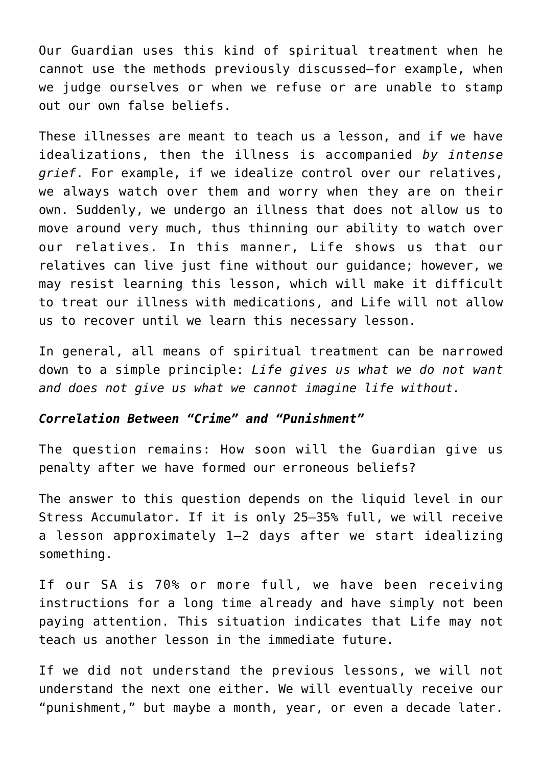Our Guardian uses this kind of spiritual treatment when he cannot use the methods previously discussed—for example, when we judge ourselves or when we refuse or are unable to stamp out our own false beliefs.

These illnesses are meant to teach us a lesson, and if we have idealizations, then the illness is accompanied *by intense grief*. For example, if we idealize control over our relatives, we always watch over them and worry when they are on their own. Suddenly, we undergo an illness that does not allow us to move around very much, thus thinning our ability to watch over our relatives. In this manner, Life shows us that our relatives can live just fine without our guidance; however, we may resist learning this lesson, which will make it difficult to treat our illness with medications, and Life will not allow us to recover until we learn this necessary lesson.

In general, all means of spiritual treatment can be narrowed down to a simple principle: *Life gives us what we do not want and does not give us what we cannot imagine life without.*

***Correlation Between "Crime" and "Punishment"***

The question remains: How soon will the Guardian give us penalty after we have formed our erroneous beliefs?

The answer to this question depends on the liquid level in our Stress Accumulator. If it is only 25–35% full, we will receive a lesson approximately 1–2 days after we start idealizing something.

If our SA is 70% or more full, we have been receiving instructions for a long time already and have simply not been paying attention. This situation indicates that Life may not teach us another lesson in the immediate future.

If we did not understand the previous lessons, we will not understand the next one either. We will eventually receive our "punishment," but maybe a month, year, or even a decade later.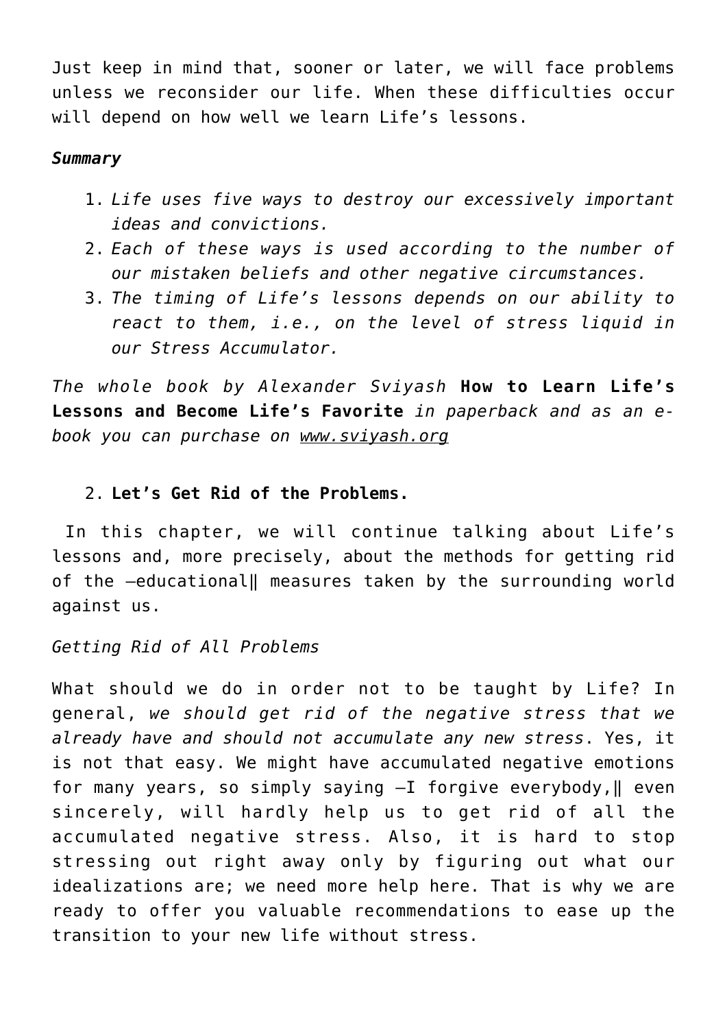Just keep in mind that, sooner or later, we will face problems unless we reconsider our life. When these difficulties occur will depend on how well we learn Life's lessons.

***Summary***

1. *Life uses five ways to destroy our excessively important ideas and convictions.*
2. *Each of these ways is used according to the number of our mistaken beliefs and other negative circumstances.*
3. *The timing of Life's lessons depends on our ability to react to them, i.e., on the level of stress liquid in our Stress Accumulator.*

*The whole book by Alexander Sviyash* **How to Learn Life's Lessons and Become Life's Favorite** *in paperback and as an e-book you can purchase on [www.sviyash.org](www.sviyash.org)*

2. **Let's Get Rid of the Problems.**

In this chapter, we will continue talking about Life's lessons and, more precisely, about the methods for getting rid of the ―educational‖ measures taken by the surrounding world against us.

*Getting Rid of All Problems*

What should we do in order not to be taught by Life? In general, *we should get rid of the negative stress that we already have and should not accumulate any new stress*. Yes, it is not that easy. We might have accumulated negative emotions for many years, so simply saying ―I forgive everybody,‖ even sincerely, will hardly help us to get rid of all the accumulated negative stress. Also, it is hard to stop stressing out right away only by figuring out what our idealizations are; we need more help here. That is why we are ready to offer you valuable recommendations to ease up the transition to your new life without stress.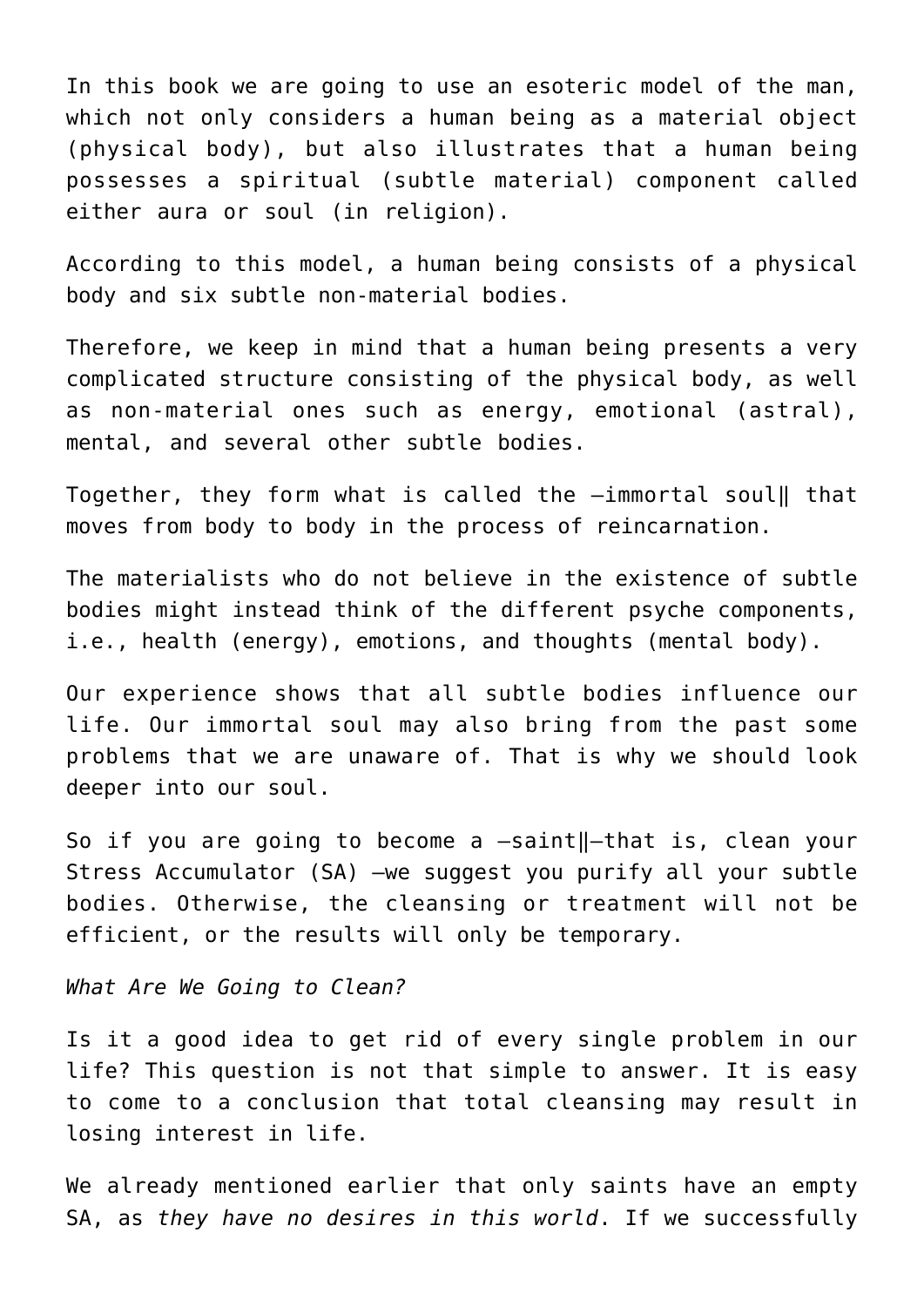In this book we are going to use an esoteric model of the man, which not only considers a human being as a material object (physical body), but also illustrates that a human being possesses a spiritual (subtle material) component called either aura or soul (in religion).

According to this model, a human being consists of a physical body and six subtle non-material bodies.

Therefore, we keep in mind that a human being presents a very complicated structure consisting of the physical body, as well as non-material ones such as energy, emotional (astral), mental, and several other subtle bodies.

Together, they form what is called the ―immortal soul‖ that moves from body to body in the process of reincarnation.

The materialists who do not believe in the existence of subtle bodies might instead think of the different psyche components, i.e., health (energy), emotions, and thoughts (mental body).

Our experience shows that all subtle bodies influence our life. Our immortal soul may also bring from the past some problems that we are unaware of. That is why we should look deeper into our soul.

So if you are going to become a ―saint‖—that is, clean your Stress Accumulator (SA) —we suggest you purify all your subtle bodies. Otherwise, the cleansing or treatment will not be efficient, or the results will only be temporary.

*What Are We Going to Clean?*

Is it a good idea to get rid of every single problem in our life? This question is not that simple to answer. It is easy to come to a conclusion that total cleansing may result in losing interest in life.

We already mentioned earlier that only saints have an empty SA, as *they have no desires in this world*. If we successfully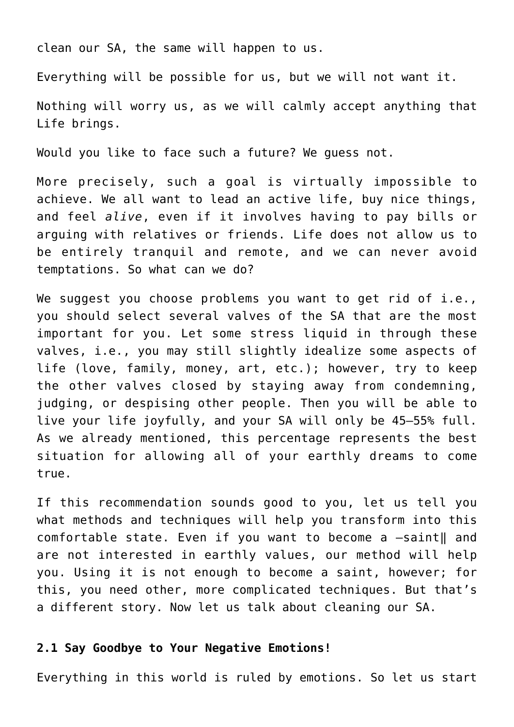clean our SA, the same will happen to us.

Everything will be possible for us, but we will not want it.

Nothing will worry us, as we will calmly accept anything that Life brings.

Would you like to face such a future? We guess not.

More precisely, such a goal is virtually impossible to achieve. We all want to lead an active life, buy nice things, and feel *alive*, even if it involves having to pay bills or arguing with relatives or friends. Life does not allow us to be entirely tranquil and remote, and we can never avoid temptations. So what can we do?

We suggest you choose problems you want to get rid of i.e., you should select several valves of the SA that are the most important for you. Let some stress liquid in through these valves, i.e., you may still slightly idealize some aspects of life (love, family, money, art, etc.); however, try to keep the other valves closed by staying away from condemning, judging, or despising other people. Then you will be able to live your life joyfully, and your SA will only be 45–55% full. As we already mentioned, this percentage represents the best situation for allowing all of your earthly dreams to come true.

If this recommendation sounds good to you, let us tell you what methods and techniques will help you transform into this comfortable state. Even if you want to become a ―saint‖ and are not interested in earthly values, our method will help you. Using it is not enough to become a saint, however; for this, you need other, more complicated techniques. But that's a different story. Now let us talk about cleaning our SA.

### 2.1 Say Goodbye to Your Negative Emotions!

Everything in this world is ruled by emotions. So let us start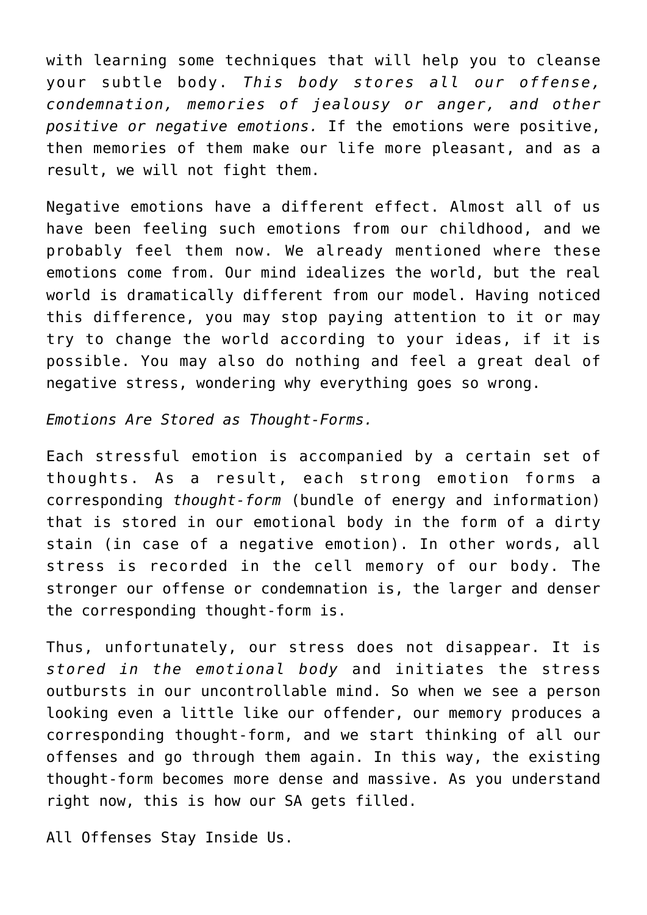with learning some techniques that will help you to cleanse your subtle body. *This body stores all our offense, condemnation, memories of jealousy or anger, and other positive or negative emotions.* If the emotions were positive, then memories of them make our life more pleasant, and as a result, we will not fight them.

Negative emotions have a different effect. Almost all of us have been feeling such emotions from our childhood, and we probably feel them now. We already mentioned where these emotions come from. Our mind idealizes the world, but the real world is dramatically different from our model. Having noticed this difference, you may stop paying attention to it or may try to change the world according to your ideas, if it is possible. You may also do nothing and feel a great deal of negative stress, wondering why everything goes so wrong.

*Emotions Are Stored as Thought-Forms.*

Each stressful emotion is accompanied by a certain set of thoughts. As a result, each strong emotion forms a corresponding *thought-form* (bundle of energy and information) that is stored in our emotional body in the form of a dirty stain (in case of a negative emotion). In other words, all stress is recorded in the cell memory of our body. The stronger our offense or condemnation is, the larger and denser the corresponding thought-form is.

Thus, unfortunately, our stress does not disappear. It is *stored in the emotional body* and initiates the stress outbursts in our uncontrollable mind. So when we see a person looking even a little like our offender, our memory produces a corresponding thought-form, and we start thinking of all our offenses and go through them again. In this way, the existing thought-form becomes more dense and massive. As you understand right now, this is how our SA gets filled.

All Offenses Stay Inside Us.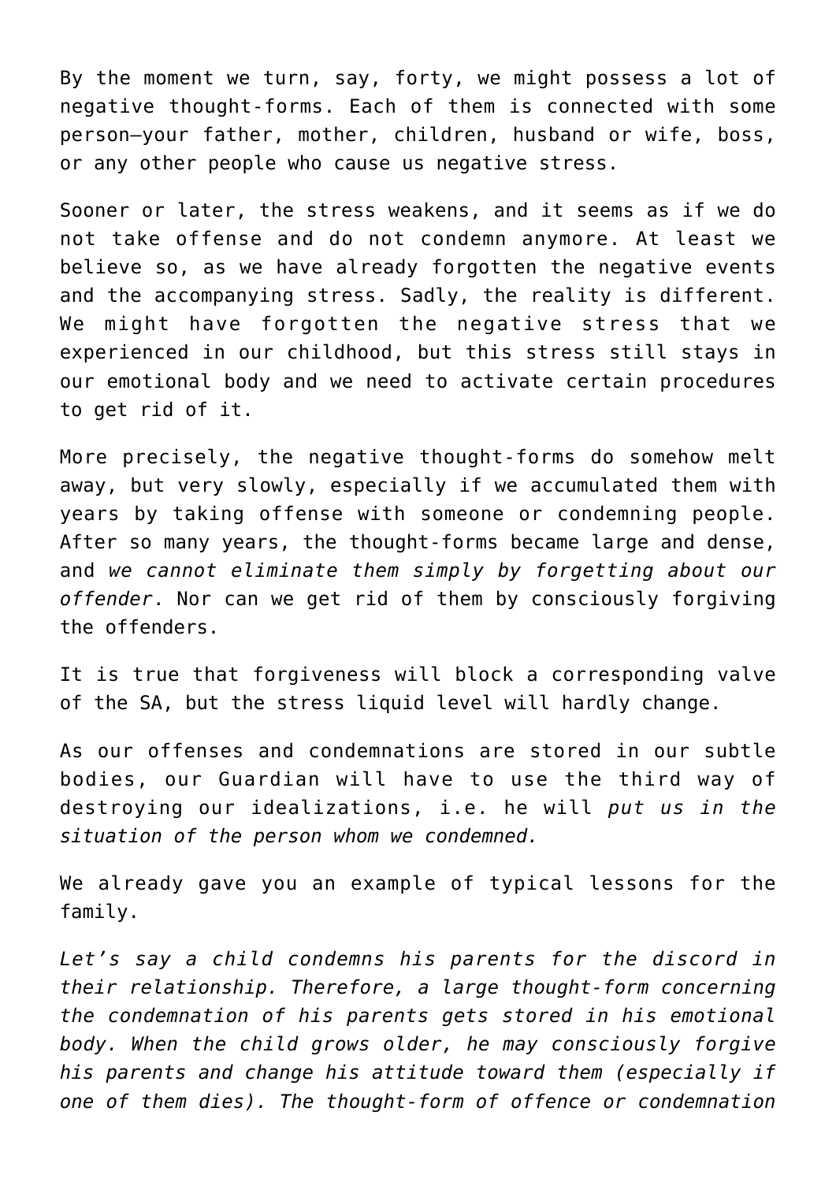By the moment we turn, say, forty, we might possess a lot of negative thought-forms. Each of them is connected with some person—your father, mother, children, husband or wife, boss, or any other people who cause us negative stress.

Sooner or later, the stress weakens, and it seems as if we do not take offense and do not condemn anymore. At least we believe so, as we have already forgotten the negative events and the accompanying stress. Sadly, the reality is different. We might have forgotten the negative stress that we experienced in our childhood, but this stress still stays in our emotional body and we need to activate certain procedures to get rid of it.

More precisely, the negative thought-forms do somehow melt away, but very slowly, especially if we accumulated them with years by taking offense with someone or condemning people. After so many years, the thought-forms became large and dense, and *we cannot eliminate them simply by forgetting about our offender*. Nor can we get rid of them by consciously forgiving the offenders.

It is true that forgiveness will block a corresponding valve of the SA, but the stress liquid level will hardly change.

As our offenses and condemnations are stored in our subtle bodies, our Guardian will have to use the third way of destroying our idealizations, i.e. he will *put us in the situation of the person whom we condemned.*

We already gave you an example of typical lessons for the family.

*Let's say a child condemns his parents for the discord in their relationship. Therefore, a large thought-form concerning the condemnation of his parents gets stored in his emotional body. When the child grows older, he may consciously forgive his parents and change his attitude toward them (especially if one of them dies). The thought-form of offence or condemnation*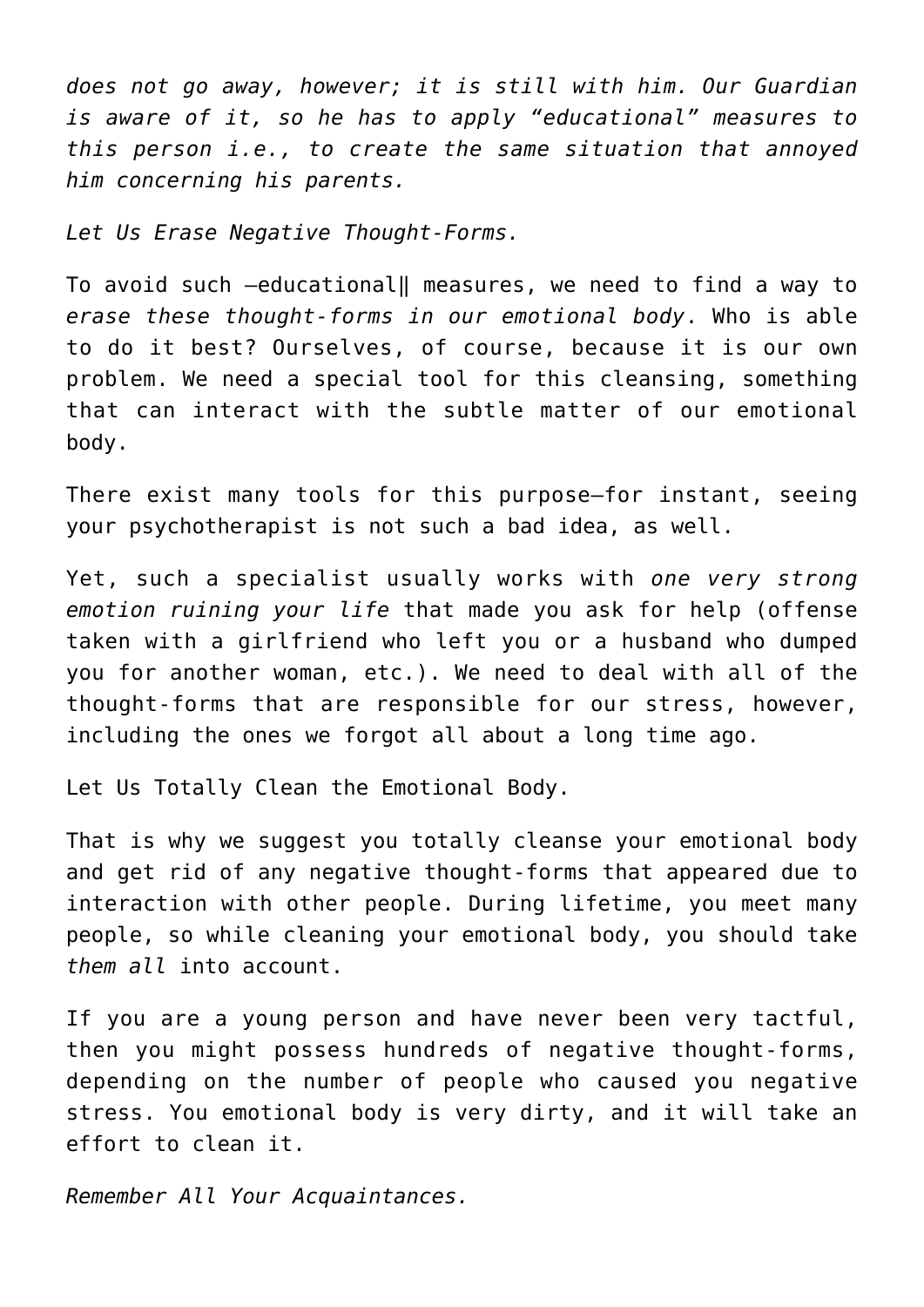*does not go away, however; it is still with him. Our Guardian is aware of it, so he has to apply “educational” measures to this person i.e., to create the same situation that annoyed him concerning his parents.*

*Let Us Erase Negative Thought-Forms.*

To avoid such ―educational‖ measures, we need to find a way to *erase these thought-forms in our emotional body*. Who is able to do it best? Ourselves, of course, because it is our own problem. We need a special tool for this cleansing, something that can interact with the subtle matter of our emotional body.

There exist many tools for this purpose—for instant, seeing your psychotherapist is not such a bad idea, as well.

Yet, such a specialist usually works with *one very strong emotion ruining your life* that made you ask for help (offense taken with a girlfriend who left you or a husband who dumped you for another woman, etc.). We need to deal with all of the thought-forms that are responsible for our stress, however, including the ones we forgot all about a long time ago.

Let Us Totally Clean the Emotional Body.

That is why we suggest you totally cleanse your emotional body and get rid of any negative thought-forms that appeared due to interaction with other people. During lifetime, you meet many people, so while cleaning your emotional body, you should take *them all* into account.

If you are a young person and have never been very tactful, then you might possess hundreds of negative thought-forms, depending on the number of people who caused you negative stress. You emotional body is very dirty, and it will take an effort to clean it.

*Remember All Your Acquaintances.*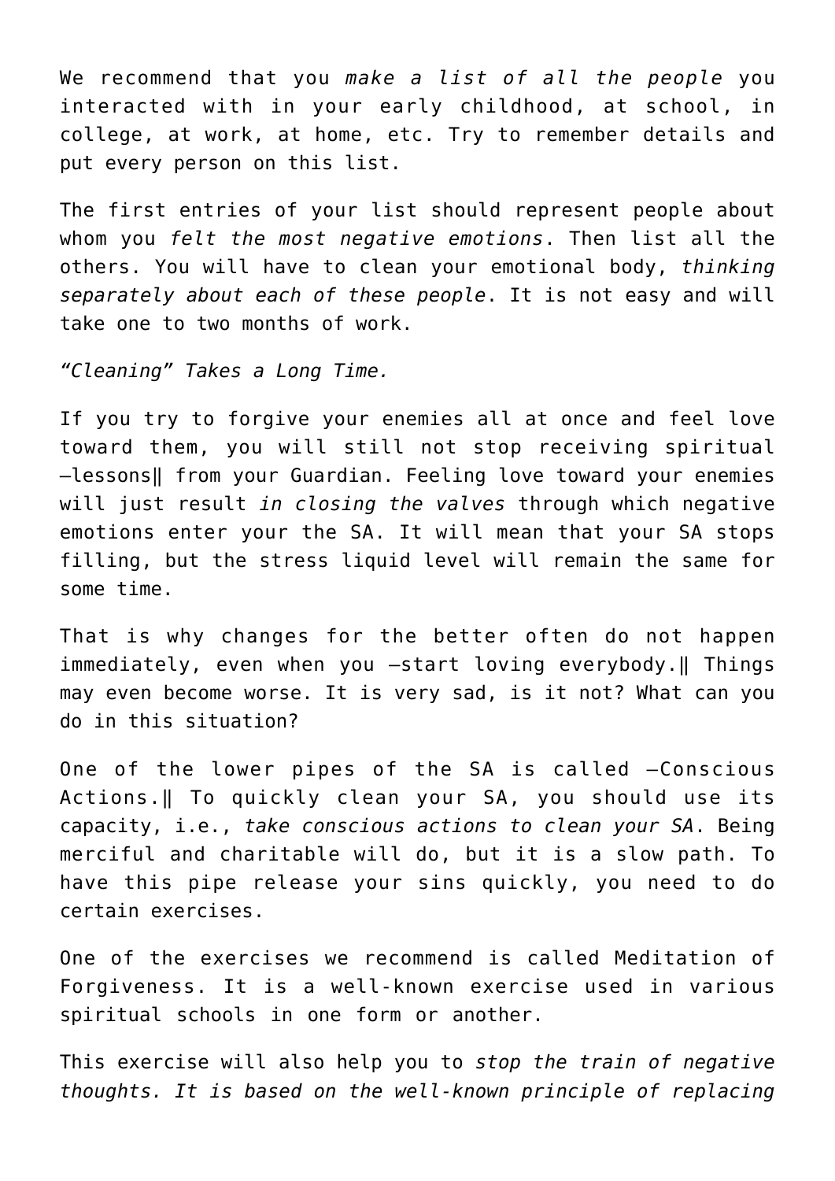We recommend that you *make a list of all the people* you interacted with in your early childhood, at school, in college, at work, at home, etc. Try to remember details and put every person on this list.

The first entries of your list should represent people about whom you *felt the most negative emotions*. Then list all the others. You will have to clean your emotional body, *thinking separately about each of these people*. It is not easy and will take one to two months of work.

*"Cleaning" Takes a Long Time.*

If you try to forgive your enemies all at once and feel love toward them, you will still not stop receiving spiritual ―lessons‖ from your Guardian. Feeling love toward your enemies will just result *in closing the valves* through which negative emotions enter your the SA. It will mean that your SA stops filling, but the stress liquid level will remain the same for some time.

That is why changes for the better often do not happen immediately, even when you ―start loving everybody.‖ Things may even become worse. It is very sad, is it not? What can you do in this situation?

One of the lower pipes of the SA is called ―Conscious Actions.‖ To quickly clean your SA, you should use its capacity, i.e., *take conscious actions to clean your SA*. Being merciful and charitable will do, but it is a slow path. To have this pipe release your sins quickly, you need to do certain exercises.

One of the exercises we recommend is called Meditation of Forgiveness. It is a well-known exercise used in various spiritual schools in one form or another.

This exercise will also help you to *stop the train of negative thoughts. It is based on the well-known principle of replacing*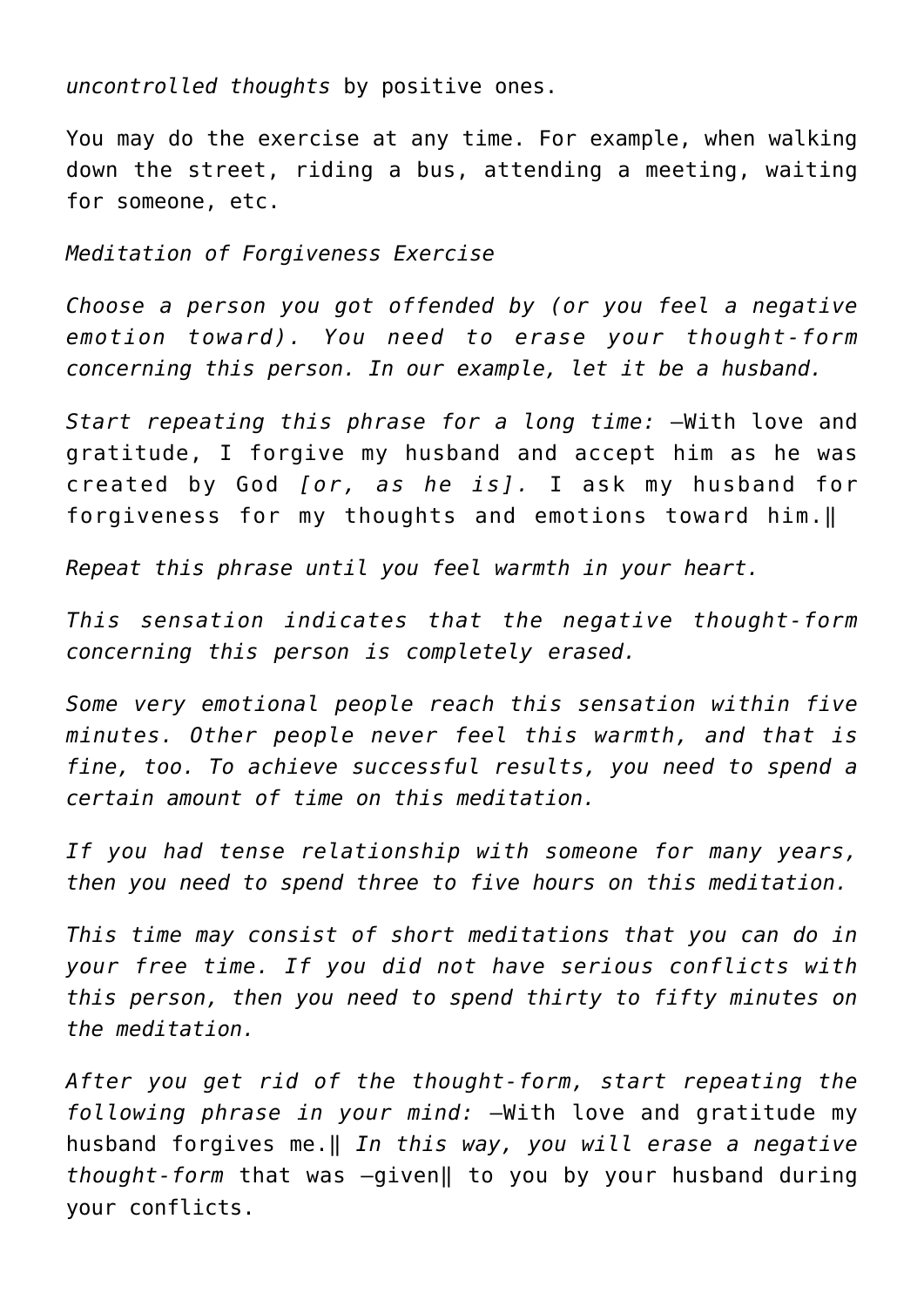*uncontrolled thoughts* by positive ones.

You may do the exercise at any time. For example, when walking down the street, riding a bus, attending a meeting, waiting for someone, etc.

*Meditation of Forgiveness Exercise*

*Choose a person you got offended by (or you feel a negative emotion toward). You need to erase your thought-form concerning this person. In our example, let it be a husband.*

*Start repeating this phrase for a long time:* ―With love and gratitude, I forgive my husband and accept him as he was created by God *[or, as he is].* I ask my husband for forgiveness for my thoughts and emotions toward him.‖

*Repeat this phrase until you feel warmth in your heart.*

*This sensation indicates that the negative thought-form concerning this person is completely erased.*

*Some very emotional people reach this sensation within five minutes. Other people never feel this warmth, and that is fine, too. To achieve successful results, you need to spend a certain amount of time on this meditation.*

*If you had tense relationship with someone for many years, then you need to spend three to five hours on this meditation.*

*This time may consist of short meditations that you can do in your free time. If you did not have serious conflicts with this person, then you need to spend thirty to fifty minutes on the meditation.*

*After you get rid of the thought-form, start repeating the following phrase in your mind:* ―With love and gratitude my husband forgives me.‖ *In this way, you will erase a negative thought-form* that was ―given‖ to you by your husband during your conflicts.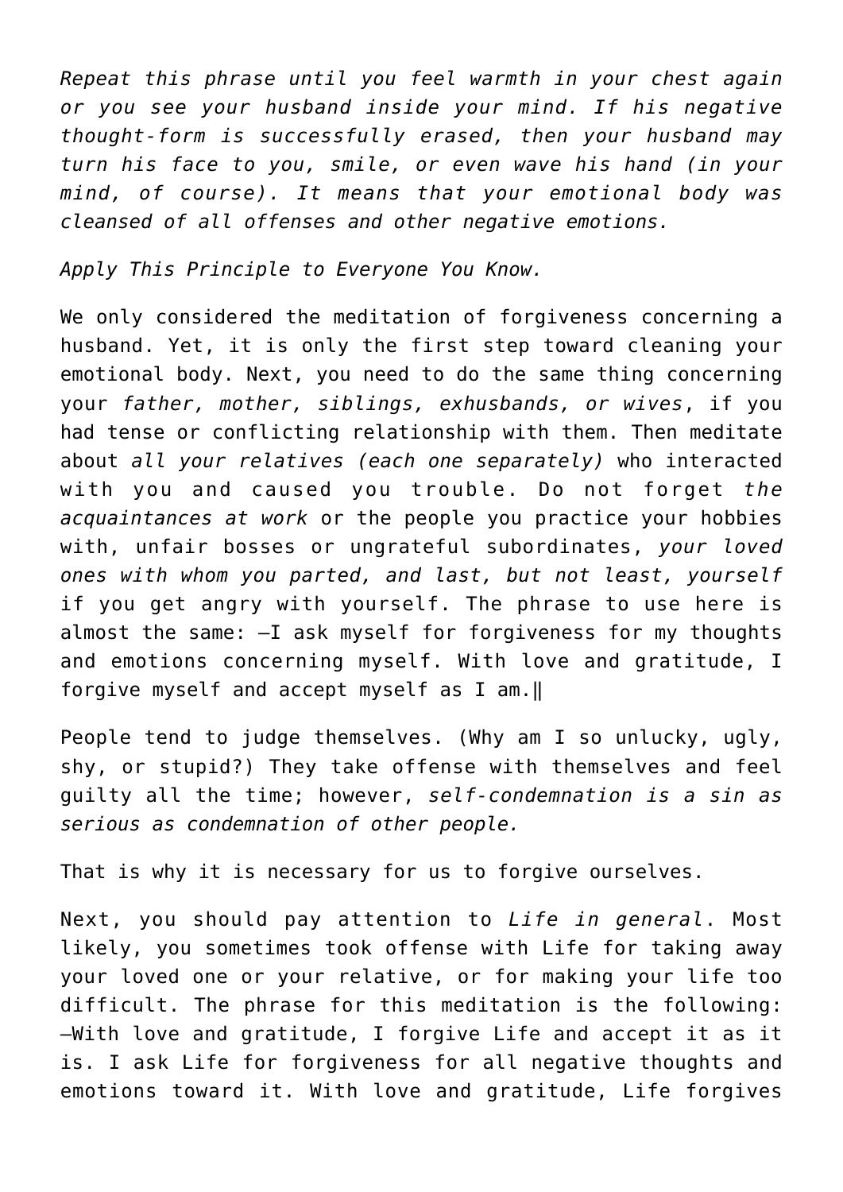*Repeat this phrase until you feel warmth in your chest again or you see your husband inside your mind. If his negative thought-form is successfully erased, then your husband may turn his face to you, smile, or even wave his hand (in your mind, of course). It means that your emotional body was cleansed of all offenses and other negative emotions.*

*Apply This Principle to Everyone You Know.*

We only considered the meditation of forgiveness concerning a husband. Yet, it is only the first step toward cleaning your emotional body. Next, you need to do the same thing concerning your *father, mother, siblings, exhusbands, or wives*, if you had tense or conflicting relationship with them. Then meditate about *all your relatives (each one separately)* who interacted with you and caused you trouble. Do not forget *the acquaintances at work* or the people you practice your hobbies with, unfair bosses or ungrateful subordinates, *your loved ones with whom you parted, and last, but not least, yourself* if you get angry with yourself. The phrase to use here is almost the same: ―I ask myself for forgiveness for my thoughts and emotions concerning myself. With love and gratitude, I forgive myself and accept myself as I am.‖

People tend to judge themselves. (Why am I so unlucky, ugly, shy, or stupid?) They take offense with themselves and feel guilty all the time; however, *self-condemnation is a sin as serious as condemnation of other people.*

That is why it is necessary for us to forgive ourselves.

Next, you should pay attention to *Life in general*. Most likely, you sometimes took offense with Life for taking away your loved one or your relative, or for making your life too difficult. The phrase for this meditation is the following: ―With love and gratitude, I forgive Life and accept it as it is. I ask Life for forgiveness for all negative thoughts and emotions toward it. With love and gratitude, Life forgives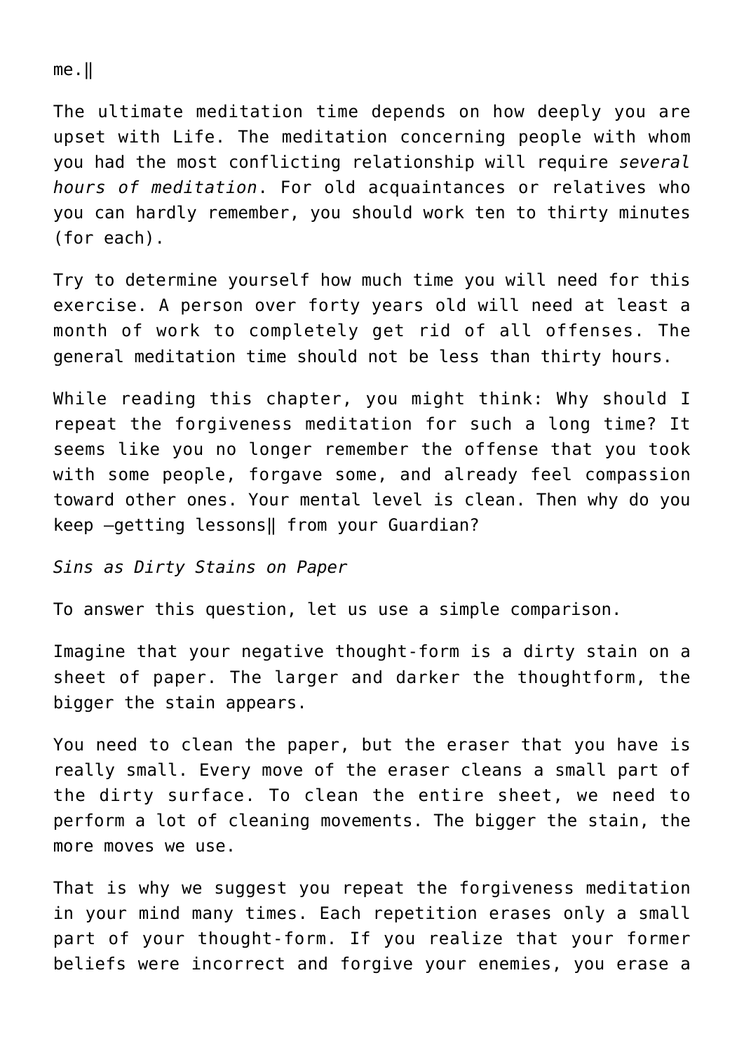me.‖

The ultimate meditation time depends on how deeply you are upset with Life. The meditation concerning people with whom you had the most conflicting relationship will require *several hours of meditation*. For old acquaintances or relatives who you can hardly remember, you should work ten to thirty minutes (for each).

Try to determine yourself how much time you will need for this exercise. A person over forty years old will need at least a month of work to completely get rid of all offenses. The general meditation time should not be less than thirty hours.

While reading this chapter, you might think: Why should I repeat the forgiveness meditation for such a long time? It seems like you no longer remember the offense that you took with some people, forgave some, and already feel compassion toward other ones. Your mental level is clean. Then why do you keep ―getting lessons‖ from your Guardian?

*Sins as Dirty Stains on Paper*

To answer this question, let us use a simple comparison.

Imagine that your negative thought-form is a dirty stain on a sheet of paper. The larger and darker the thoughtform, the bigger the stain appears.

You need to clean the paper, but the eraser that you have is really small. Every move of the eraser cleans a small part of the dirty surface. To clean the entire sheet, we need to perform a lot of cleaning movements. The bigger the stain, the more moves we use.

That is why we suggest you repeat the forgiveness meditation in your mind many times. Each repetition erases only a small part of your thought-form. If you realize that your former beliefs were incorrect and forgive your enemies, you erase a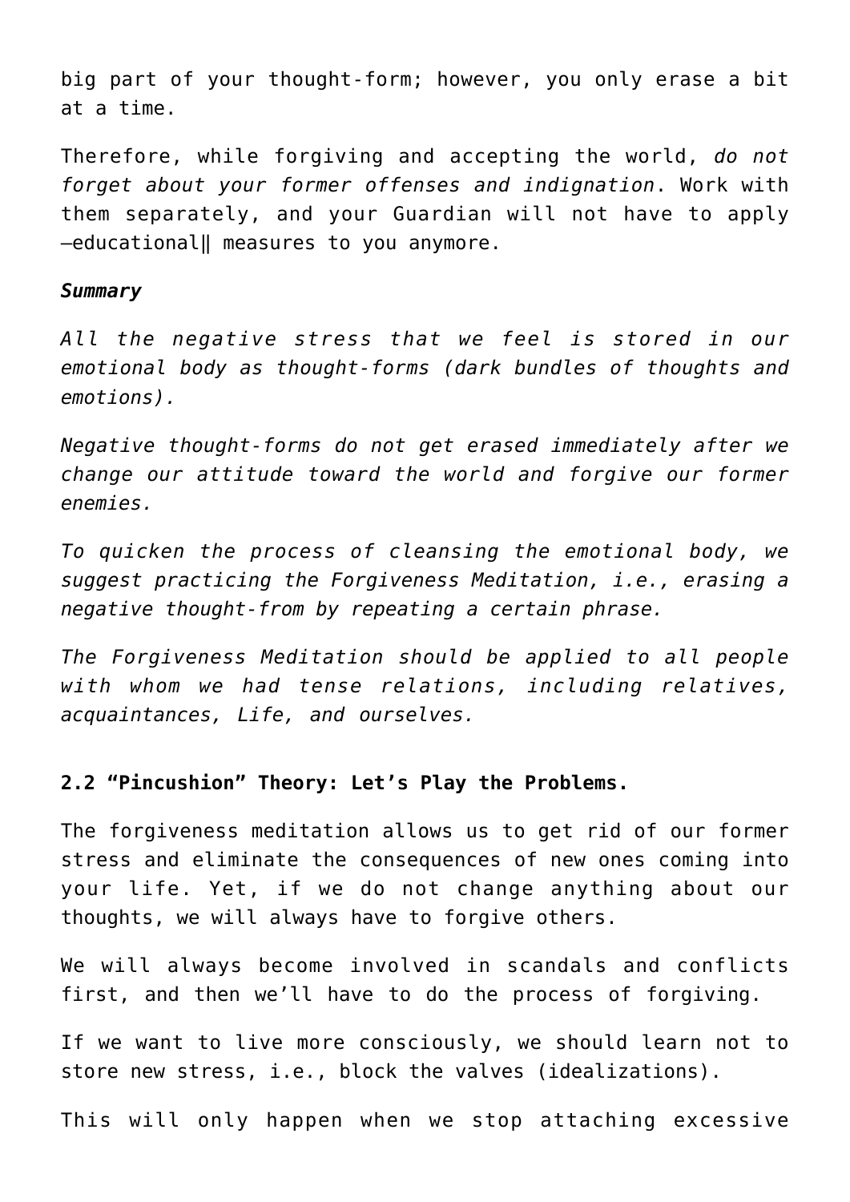big part of your thought-form; however, you only erase a bit at a time.

Therefore, while forgiving and accepting the world, *do not forget about your former offenses and indignation*. Work with them separately, and your Guardian will not have to apply ―educational‖ measures to you anymore.

***Summary***

*All the negative stress that we feel is stored in our emotional body as thought-forms (dark bundles of thoughts and emotions).*

*Negative thought-forms do not get erased immediately after we change our attitude toward the world and forgive our former enemies.*

*To quicken the process of cleansing the emotional body, we suggest practicing the Forgiveness Meditation, i.e., erasing a negative thought-from by repeating a certain phrase.*

*The Forgiveness Meditation should be applied to all people with whom we had tense relations, including relatives, acquaintances, Life, and ourselves.*

### 2.2 "Pincushion" Theory: Let's Play the Problems.

The forgiveness meditation allows us to get rid of our former stress and eliminate the consequences of new ones coming into your life. Yet, if we do not change anything about our thoughts, we will always have to forgive others.

We will always become involved in scandals and conflicts first, and then we'll have to do the process of forgiving.

If we want to live more consciously, we should learn not to store new stress, i.e., block the valves (idealizations).

This will only happen when we stop attaching excessive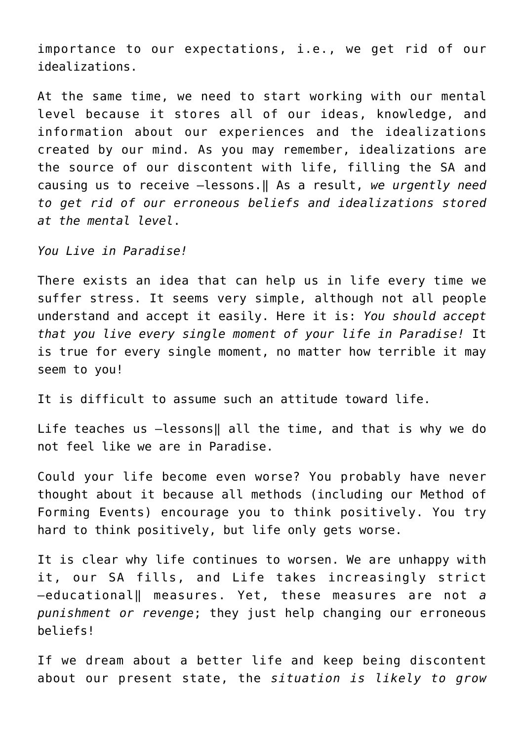importance to our expectations, i.e., we get rid of our idealizations.

At the same time, we need to start working with our mental level because it stores all of our ideas, knowledge, and information about our experiences and the idealizations created by our mind. As you may remember, idealizations are the source of our discontent with life, filling the SA and causing us to receive ―lessons.‖ As a result, *we urgently need to get rid of our erroneous beliefs and idealizations stored at the mental level*.

*You Live in Paradise!*

There exists an idea that can help us in life every time we suffer stress. It seems very simple, although not all people understand and accept it easily. Here it is: *You should accept that you live every single moment of your life in Paradise!* It is true for every single moment, no matter how terrible it may seem to you!

It is difficult to assume such an attitude toward life.

Life teaches us ―lessons‖ all the time, and that is why we do not feel like we are in Paradise.

Could your life become even worse? You probably have never thought about it because all methods (including our Method of Forming Events) encourage you to think positively. You try hard to think positively, but life only gets worse.

It is clear why life continues to worsen. We are unhappy with it, our SA fills, and Life takes increasingly strict ―educational‖ measures. Yet, these measures are not *a punishment or revenge*; they just help changing our erroneous beliefs!

If we dream about a better life and keep being discontent about our present state, the *situation is likely to grow*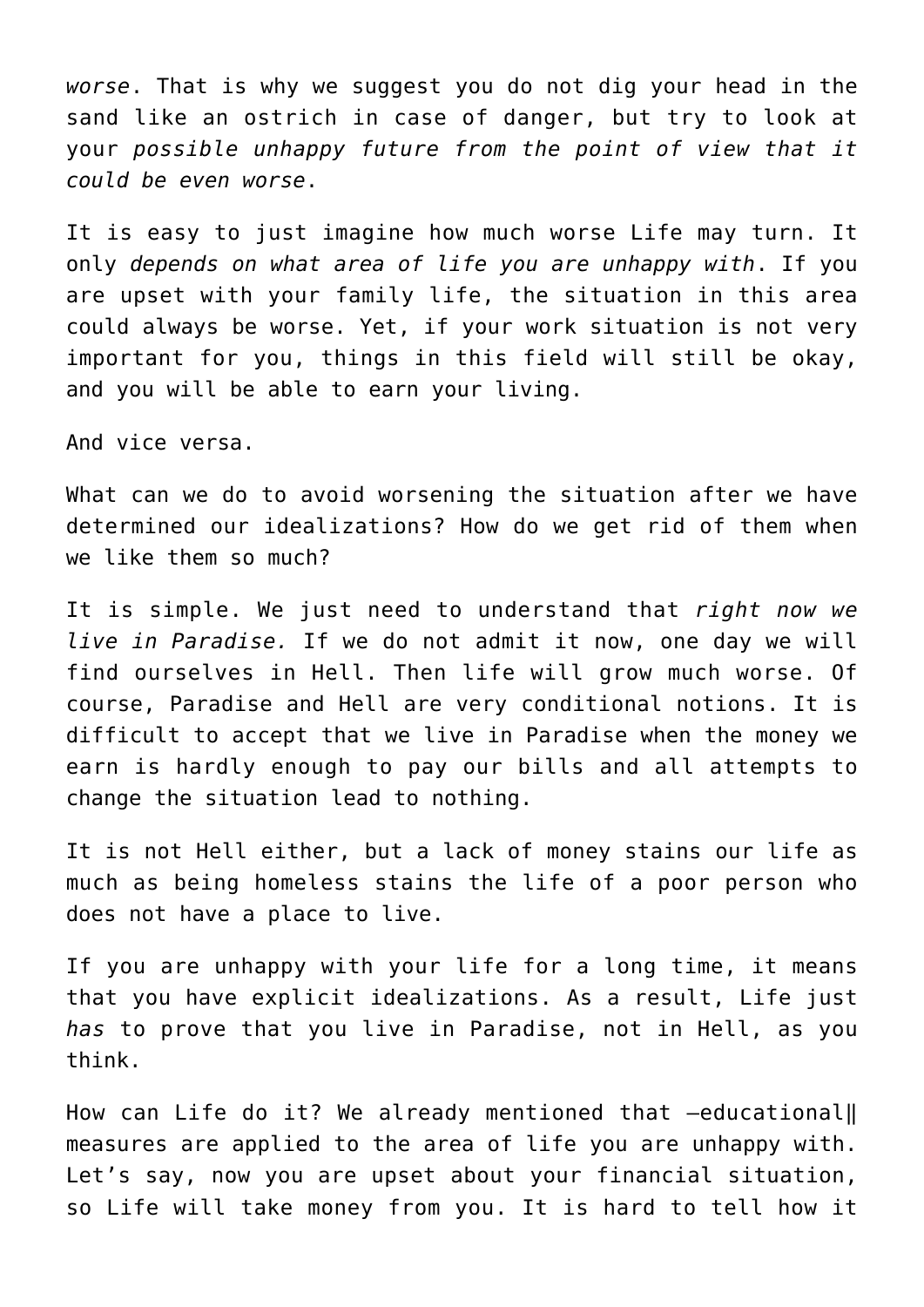*worse*. That is why we suggest you do not dig your head in the sand like an ostrich in case of danger, but try to look at your *possible unhappy future from the point of view that it could be even worse*.

It is easy to just imagine how much worse Life may turn. It only *depends on what area of life you are unhappy with*. If you are upset with your family life, the situation in this area could always be worse. Yet, if your work situation is not very important for you, things in this field will still be okay, and you will be able to earn your living.

And vice versa.

What can we do to avoid worsening the situation after we have determined our idealizations? How do we get rid of them when we like them so much?

It is simple. We just need to understand that *right now we live in Paradise.* If we do not admit it now, one day we will find ourselves in Hell. Then life will grow much worse. Of course, Paradise and Hell are very conditional notions. It is difficult to accept that we live in Paradise when the money we earn is hardly enough to pay our bills and all attempts to change the situation lead to nothing.

It is not Hell either, but a lack of money stains our life as much as being homeless stains the life of a poor person who does not have a place to live.

If you are unhappy with your life for a long time, it means that you have explicit idealizations. As a result, Life just *has* to prove that you live in Paradise, not in Hell, as you think.

How can Life do it? We already mentioned that ―educational‖ measures are applied to the area of life you are unhappy with. Let's say, now you are upset about your financial situation, so Life will take money from you. It is hard to tell how it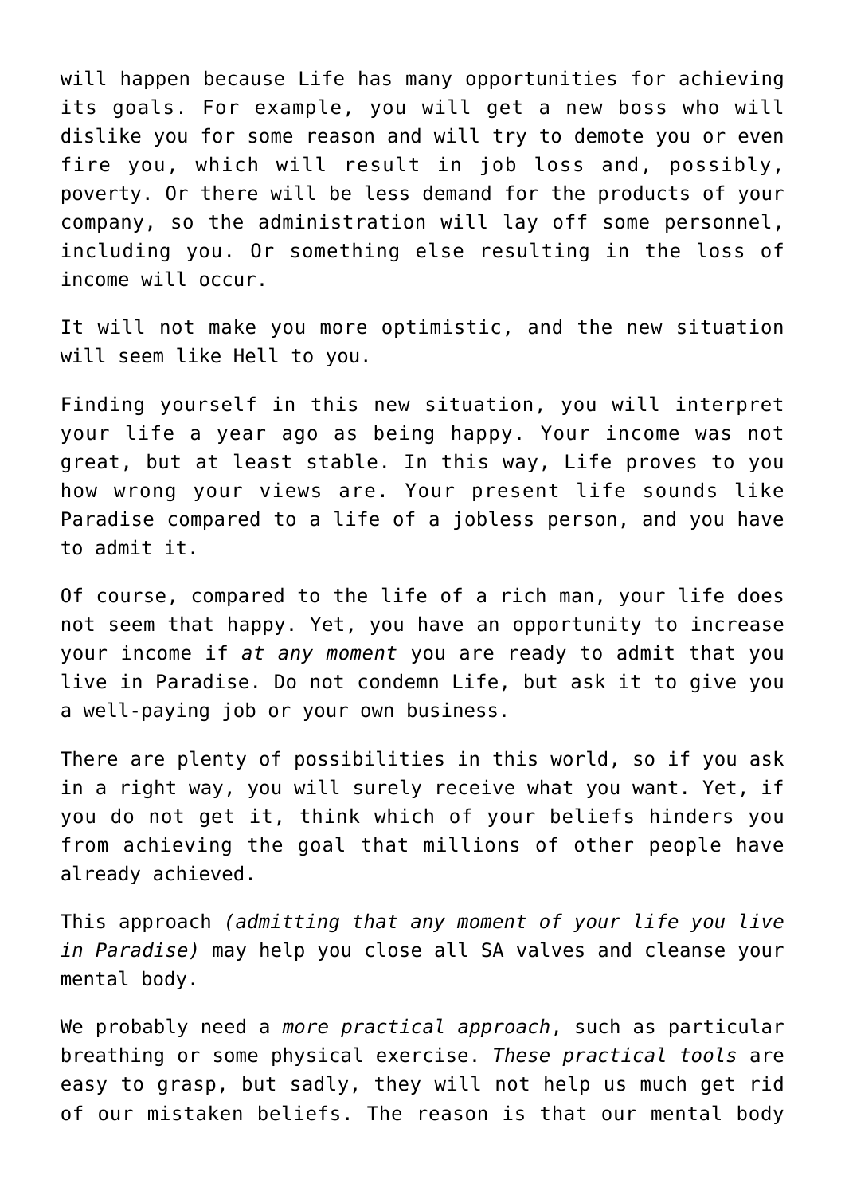will happen because Life has many opportunities for achieving its goals. For example, you will get a new boss who will dislike you for some reason and will try to demote you or even fire you, which will result in job loss and, possibly, poverty. Or there will be less demand for the products of your company, so the administration will lay off some personnel, including you. Or something else resulting in the loss of income will occur.

It will not make you more optimistic, and the new situation will seem like Hell to you.

Finding yourself in this new situation, you will interpret your life a year ago as being happy. Your income was not great, but at least stable. In this way, Life proves to you how wrong your views are. Your present life sounds like Paradise compared to a life of a jobless person, and you have to admit it.

Of course, compared to the life of a rich man, your life does not seem that happy. Yet, you have an opportunity to increase your income if *at any moment* you are ready to admit that you live in Paradise. Do not condemn Life, but ask it to give you a well-paying job or your own business.

There are plenty of possibilities in this world, so if you ask in a right way, you will surely receive what you want. Yet, if you do not get it, think which of your beliefs hinders you from achieving the goal that millions of other people have already achieved.

This approach *(admitting that any moment of your life you live in Paradise)* may help you close all SA valves and cleanse your mental body.

We probably need a *more practical approach*, such as particular breathing or some physical exercise. *These practical tools* are easy to grasp, but sadly, they will not help us much get rid of our mistaken beliefs. The reason is that our mental body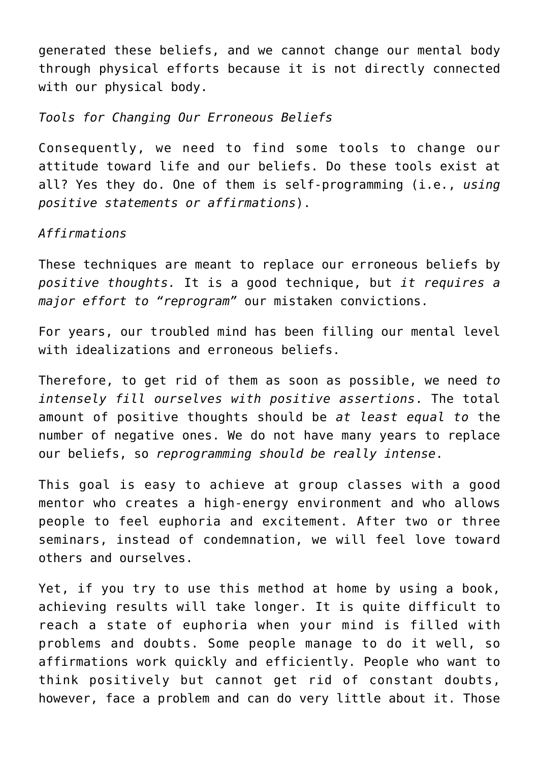generated these beliefs, and we cannot change our mental body through physical efforts because it is not directly connected with our physical body.

*Tools for Changing Our Erroneous Beliefs*

Consequently, we need to find some tools to change our attitude toward life and our beliefs. Do these tools exist at all? Yes they do. One of them is self-programming (i.e., *using positive statements or affirmations*).

*Affirmations*

These techniques are meant to replace our erroneous beliefs by *positive thoughts.* It is a good technique, but *it requires a major effort to "reprogram"* our mistaken convictions.

For years, our troubled mind has been filling our mental level with idealizations and erroneous beliefs.

Therefore, to get rid of them as soon as possible, we need *to intensely fill ourselves with positive assertions*. The total amount of positive thoughts should be *at least equal to* the number of negative ones. We do not have many years to replace our beliefs, so *reprogramming should be really intense*.

This goal is easy to achieve at group classes with a good mentor who creates a high-energy environment and who allows people to feel euphoria and excitement. After two or three seminars, instead of condemnation, we will feel love toward others and ourselves.

Yet, if you try to use this method at home by using a book, achieving results will take longer. It is quite difficult to reach a state of euphoria when your mind is filled with problems and doubts. Some people manage to do it well, so affirmations work quickly and efficiently. People who want to think positively but cannot get rid of constant doubts, however, face a problem and can do very little about it. Those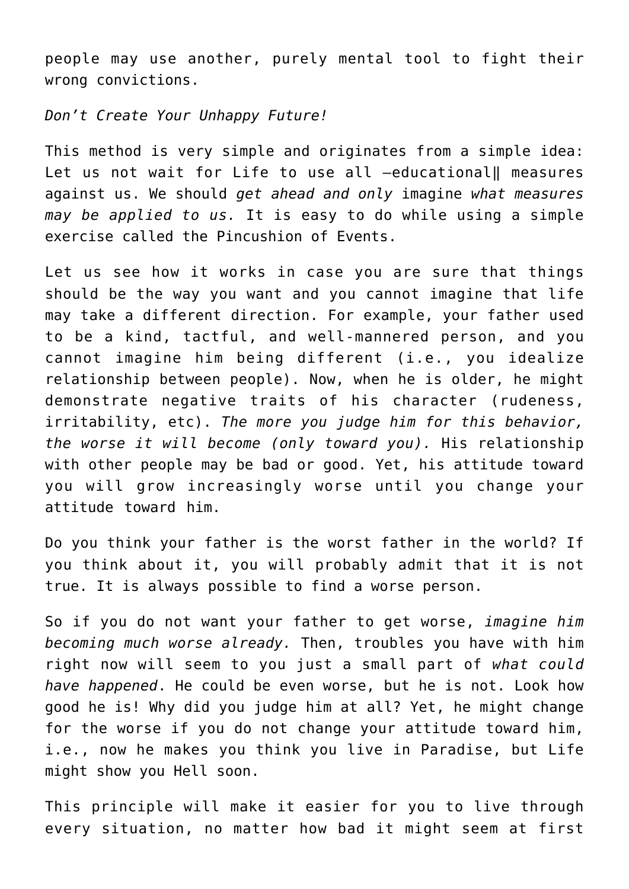people may use another, purely mental tool to fight their wrong convictions.

*Don't Create Your Unhappy Future!*

This method is very simple and originates from a simple idea: Let us not wait for Life to use all ―educational‖ measures against us. We should *get ahead and only* imagine *what measures may be applied to us.* It is easy to do while using a simple exercise called the Pincushion of Events.

Let us see how it works in case you are sure that things should be the way you want and you cannot imagine that life may take a different direction. For example, your father used to be a kind, tactful, and well-mannered person, and you cannot imagine him being different (i.e., you idealize relationship between people). Now, when he is older, he might demonstrate negative traits of his character (rudeness, irritability, etc). *The more you judge him for this behavior, the worse it will become (only toward you).* His relationship with other people may be bad or good. Yet, his attitude toward you will grow increasingly worse until you change your attitude toward him.

Do you think your father is the worst father in the world? If you think about it, you will probably admit that it is not true. It is always possible to find a worse person.

So if you do not want your father to get worse, *imagine him becoming much worse already.* Then, troubles you have with him right now will seem to you just a small part of *what could have happened*. He could be even worse, but he is not. Look how good he is! Why did you judge him at all? Yet, he might change for the worse if you do not change your attitude toward him, i.e., now he makes you think you live in Paradise, but Life might show you Hell soon.

This principle will make it easier for you to live through every situation, no matter how bad it might seem at first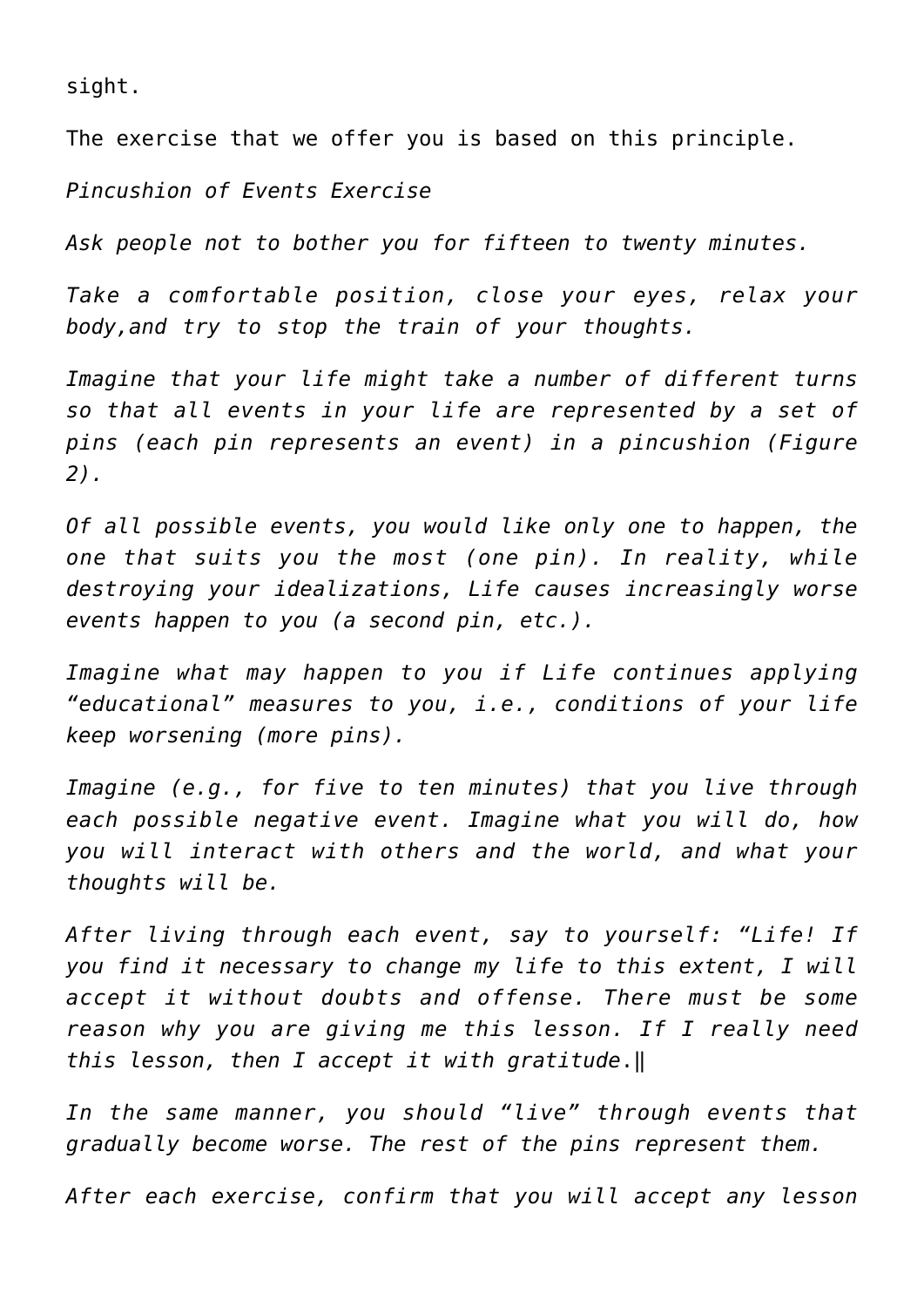sight.

The exercise that we offer you is based on this principle.

*Pincushion of Events Exercise*

*Ask people not to bother you for fifteen to twenty minutes.*

*Take a comfortable position, close your eyes, relax your body,and try to stop the train of your thoughts.*

*Imagine that your life might take a number of different turns so that all events in your life are represented by a set of pins (each pin represents an event) in a pincushion (Figure 2).*

*Of all possible events, you would like only one to happen, the one that suits you the most (one pin). In reality, while destroying your idealizations, Life causes increasingly worse events happen to you (a second pin, etc.).*

*Imagine what may happen to you if Life continues applying "educational" measures to you, i.e., conditions of your life keep worsening (more pins).*

*Imagine (e.g., for five to ten minutes) that you live through each possible negative event. Imagine what you will do, how you will interact with others and the world, and what your thoughts will be.*

*After living through each event, say to yourself: "Life! If you find it necessary to change my life to this extent, I will accept it without doubts and offense. There must be some reason why you are giving me this lesson. If I really need this lesson, then I accept it with gratitude.‖*

*In the same manner, you should "live" through events that gradually become worse. The rest of the pins represent them.*

*After each exercise, confirm that you will accept any lesson*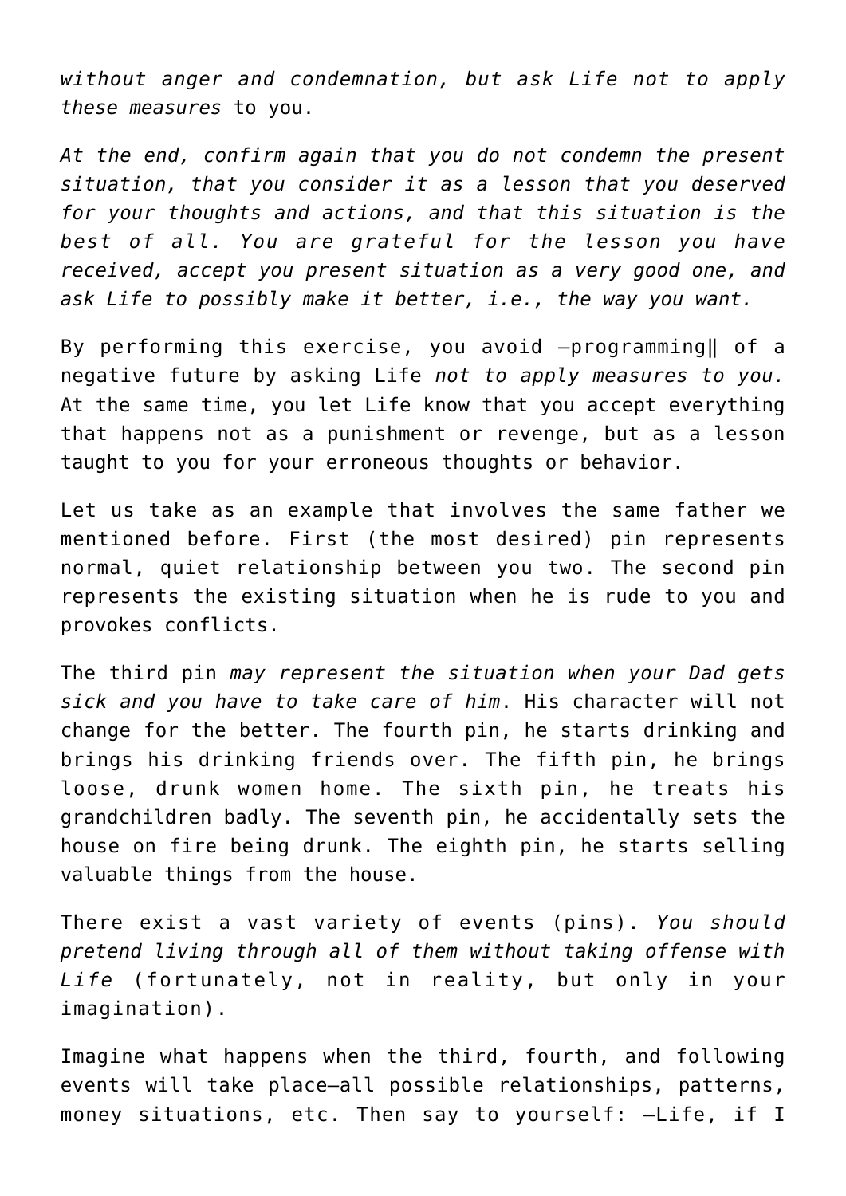*without anger and condemnation, but ask Life not to apply these measures* to you.

*At the end, confirm again that you do not condemn the present situation, that you consider it as a lesson that you deserved for your thoughts and actions, and that this situation is the best of all. You are grateful for the lesson you have received, accept you present situation as a very good one, and ask Life to possibly make it better, i.e., the way you want.*

By performing this exercise, you avoid ―programming‖ of a negative future by asking Life *not to apply measures to you.* At the same time, you let Life know that you accept everything that happens not as a punishment or revenge, but as a lesson taught to you for your erroneous thoughts or behavior.

Let us take as an example that involves the same father we mentioned before. First (the most desired) pin represents normal, quiet relationship between you two. The second pin represents the existing situation when he is rude to you and provokes conflicts.

The third pin *may represent the situation when your Dad gets sick and you have to take care of him*. His character will not change for the better. The fourth pin, he starts drinking and brings his drinking friends over. The fifth pin, he brings loose, drunk women home. The sixth pin, he treats his grandchildren badly. The seventh pin, he accidentally sets the house on fire being drunk. The eighth pin, he starts selling valuable things from the house.

There exist a vast variety of events (pins). *You should pretend living through all of them without taking offense with Life* (fortunately, not in reality, but only in your imagination).

Imagine what happens when the third, fourth, and following events will take place—all possible relationships, patterns, money situations, etc. Then say to yourself: ―Life, if I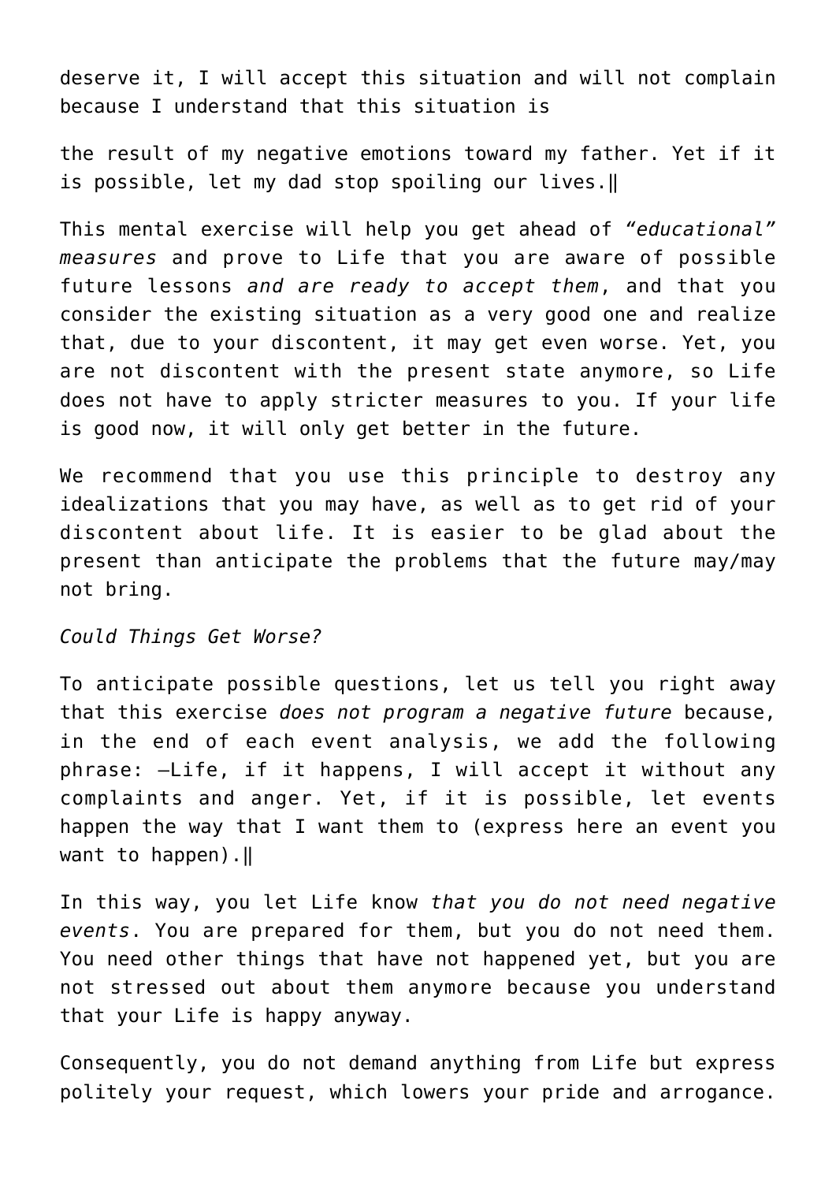deserve it, I will accept this situation and will not complain because I understand that this situation is

the result of my negative emotions toward my father. Yet if it is possible, let my dad stop spoiling our lives.‖

This mental exercise will help you get ahead of *"educational" measures* and prove to Life that you are aware of possible future lessons *and are ready to accept them*, and that you consider the existing situation as a very good one and realize that, due to your discontent, it may get even worse. Yet, you are not discontent with the present state anymore, so Life does not have to apply stricter measures to you. If your life is good now, it will only get better in the future.

We recommend that you use this principle to destroy any idealizations that you may have, as well as to get rid of your discontent about life. It is easier to be glad about the present than anticipate the problems that the future may/may not bring.

*Could Things Get Worse?*

To anticipate possible questions, let us tell you right away that this exercise *does not program a negative future* because, in the end of each event analysis, we add the following phrase: ―Life, if it happens, I will accept it without any complaints and anger. Yet, if it is possible, let events happen the way that I want them to (express here an event you want to happen).‖

In this way, you let Life know *that you do not need negative events*. You are prepared for them, but you do not need them. You need other things that have not happened yet, but you are not stressed out about them anymore because you understand that your Life is happy anyway.

Consequently, you do not demand anything from Life but express politely your request, which lowers your pride and arrogance.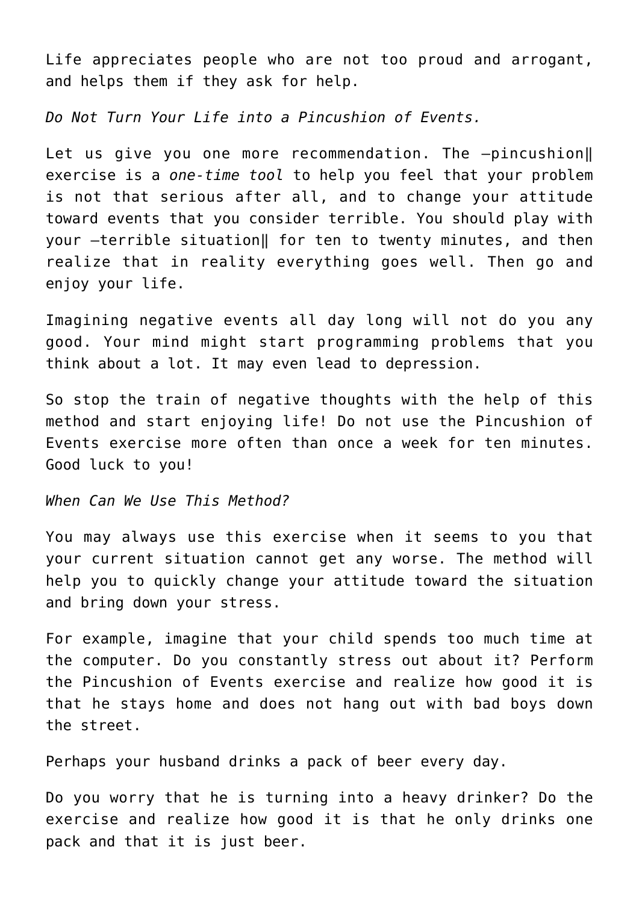Life appreciates people who are not too proud and arrogant, and helps them if they ask for help.

*Do Not Turn Your Life into a Pincushion of Events.*

Let us give you one more recommendation. The ―pincushion‖ exercise is a *one-time tool* to help you feel that your problem is not that serious after all, and to change your attitude toward events that you consider terrible. You should play with your ―terrible situation‖ for ten to twenty minutes, and then realize that in reality everything goes well. Then go and enjoy your life.

Imagining negative events all day long will not do you any good. Your mind might start programming problems that you think about a lot. It may even lead to depression.

So stop the train of negative thoughts with the help of this method and start enjoying life! Do not use the Pincushion of Events exercise more often than once a week for ten minutes. Good luck to you!

*When Can We Use This Method?*

You may always use this exercise when it seems to you that your current situation cannot get any worse. The method will help you to quickly change your attitude toward the situation and bring down your stress.

For example, imagine that your child spends too much time at the computer. Do you constantly stress out about it? Perform the Pincushion of Events exercise and realize how good it is that he stays home and does not hang out with bad boys down the street.

Perhaps your husband drinks a pack of beer every day.

Do you worry that he is turning into a heavy drinker? Do the exercise and realize how good it is that he only drinks one pack and that it is just beer.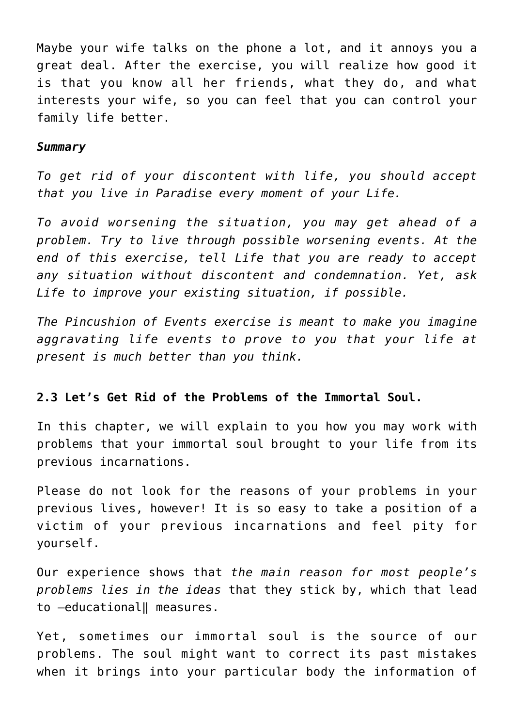Maybe your wife talks on the phone a lot, and it annoys you a great deal. After the exercise, you will realize how good it is that you know all her friends, what they do, and what interests your wife, so you can feel that you can control your family life better.

***Summary***

*To get rid of your discontent with life, you should accept that you live in Paradise every moment of your Life.*

*To avoid worsening the situation, you may get ahead of a problem. Try to live through possible worsening events. At the end of this exercise, tell Life that you are ready to accept any situation without discontent and condemnation. Yet, ask Life to improve your existing situation, if possible.*

*The Pincushion of Events exercise is meant to make you imagine aggravating life events to prove to you that your life at present is much better than you think.*

**2.3 Let's Get Rid of the Problems of the Immortal Soul.**

In this chapter, we will explain to you how you may work with problems that your immortal soul brought to your life from its previous incarnations.

Please do not look for the reasons of your problems in your previous lives, however! It is so easy to take a position of a victim of your previous incarnations and feel pity for yourself.

Our experience shows that *the main reason for most people's problems lies in the ideas* that they stick by, which that lead to ―educational‖ measures.

Yet, sometimes our immortal soul is the source of our problems. The soul might want to correct its past mistakes when it brings into your particular body the information of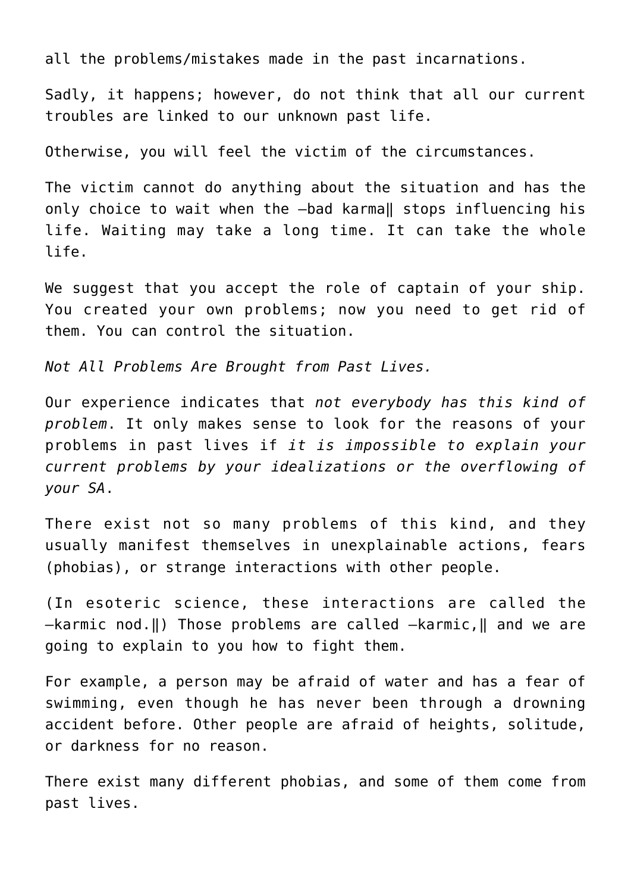all the problems/mistakes made in the past incarnations.

Sadly, it happens; however, do not think that all our current troubles are linked to our unknown past life.

Otherwise, you will feel the victim of the circumstances.

The victim cannot do anything about the situation and has the only choice to wait when the ―bad karma‖ stops influencing his life. Waiting may take a long time. It can take the whole life.

We suggest that you accept the role of captain of your ship. You created your own problems; now you need to get rid of them. You can control the situation.

*Not All Problems Are Brought from Past Lives.*

Our experience indicates that *not everybody has this kind of problem*. It only makes sense to look for the reasons of your problems in past lives if *it is impossible to explain your current problems by your idealizations or the overflowing of your SA*.

There exist not so many problems of this kind, and they usually manifest themselves in unexplainable actions, fears (phobias), or strange interactions with other people.

(In esoteric science, these interactions are called the ―karmic nod.‖) Those problems are called ―karmic,‖ and we are going to explain to you how to fight them.

For example, a person may be afraid of water and has a fear of swimming, even though he has never been through a drowning accident before. Other people are afraid of heights, solitude, or darkness for no reason.

There exist many different phobias, and some of them come from past lives.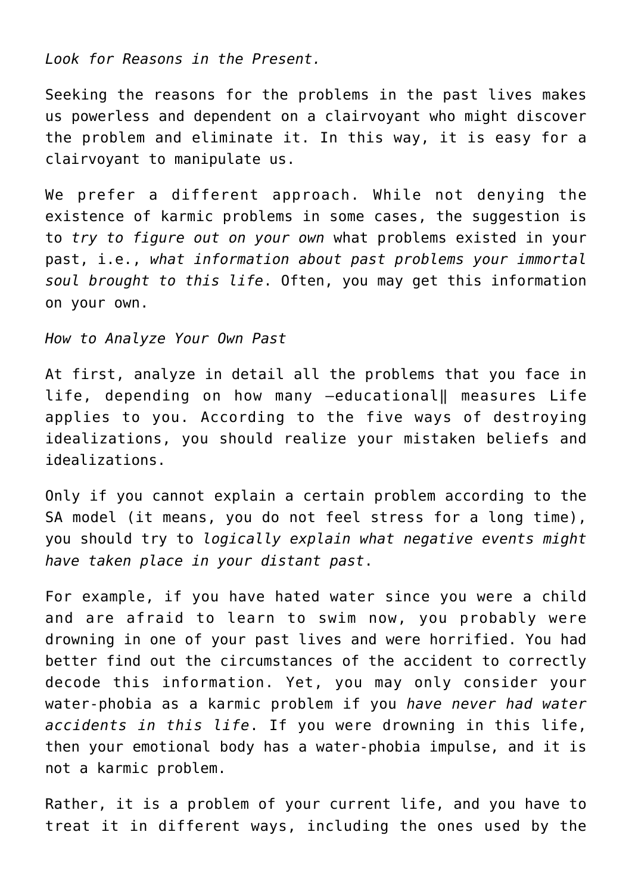*Look for Reasons in the Present.*

Seeking the reasons for the problems in the past lives makes us powerless and dependent on a clairvoyant who might discover the problem and eliminate it. In this way, it is easy for a clairvoyant to manipulate us.

We prefer a different approach. While not denying the existence of karmic problems in some cases, the suggestion is to *try to figure out on your own* what problems existed in your past, i.e., *what information about past problems your immortal soul brought to this life*. Often, you may get this information on your own.

*How to Analyze Your Own Past*

At first, analyze in detail all the problems that you face in life, depending on how many ―educational‖ measures Life applies to you. According to the five ways of destroying idealizations, you should realize your mistaken beliefs and idealizations.

Only if you cannot explain a certain problem according to the SA model (it means, you do not feel stress for a long time), you should try to *logically explain what negative events might have taken place in your distant past*.

For example, if you have hated water since you were a child and are afraid to learn to swim now, you probably were drowning in one of your past lives and were horrified. You had better find out the circumstances of the accident to correctly decode this information. Yet, you may only consider your water-phobia as a karmic problem if you *have never had water accidents in this life*. If you were drowning in this life, then your emotional body has a water-phobia impulse, and it is not a karmic problem.

Rather, it is a problem of your current life, and you have to treat it in different ways, including the ones used by the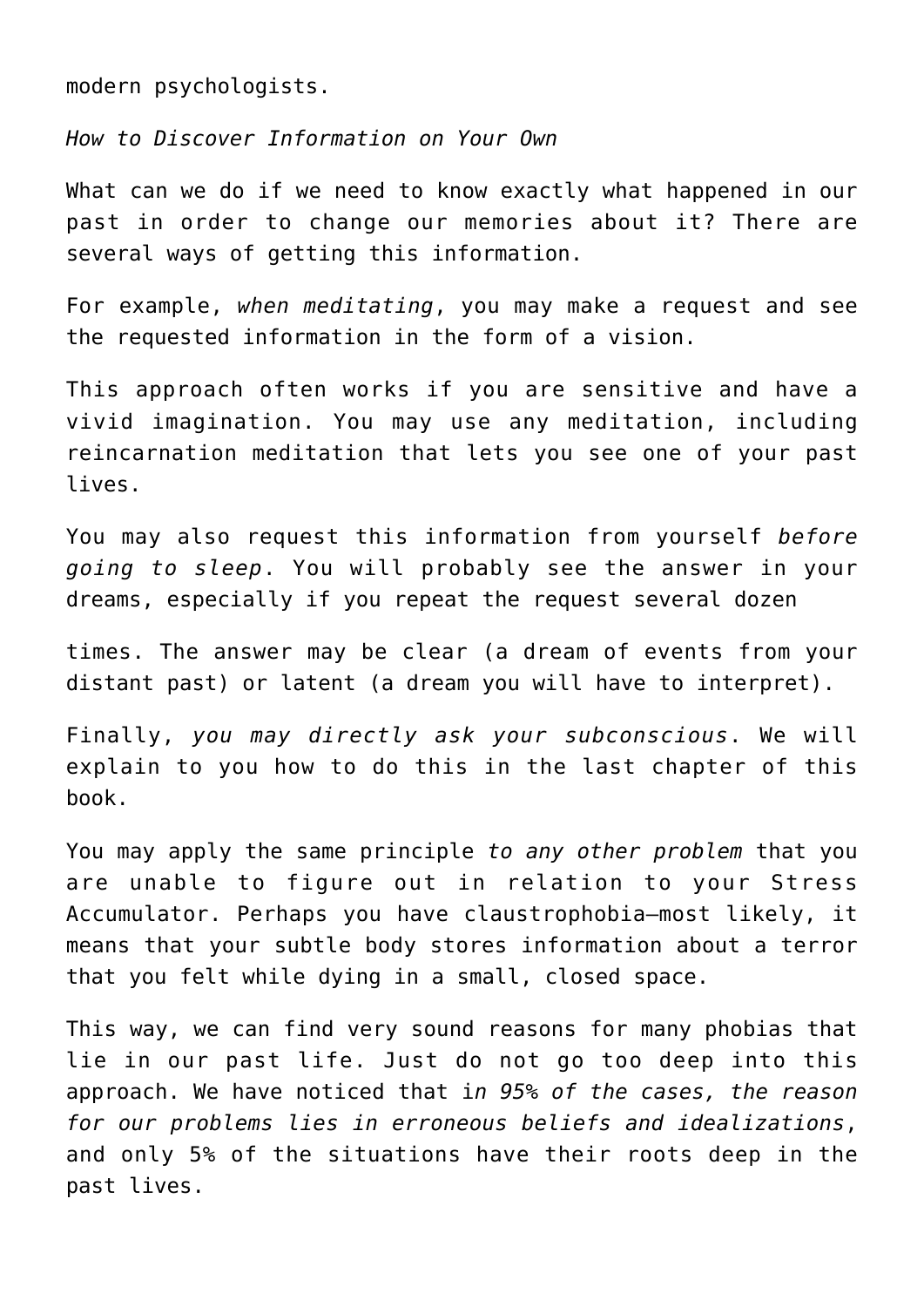modern psychologists.

*How to Discover Information on Your Own*

What can we do if we need to know exactly what happened in our past in order to change our memories about it? There are several ways of getting this information.

For example, *when meditating*, you may make a request and see the requested information in the form of a vision.

This approach often works if you are sensitive and have a vivid imagination. You may use any meditation, including reincarnation meditation that lets you see one of your past lives.

You may also request this information from yourself *before going to sleep*. You will probably see the answer in your dreams, especially if you repeat the request several dozen times. The answer may be clear (a dream of events from your distant past) or latent (a dream you will have to interpret).

Finally, *you may directly ask your subconscious*. We will explain to you how to do this in the last chapter of this book.

You may apply the same principle *to any other problem* that you are unable to figure out in relation to your Stress Accumulator. Perhaps you have claustrophobia—most likely, it means that your subtle body stores information about a terror that you felt while dying in a small, closed space.

This way, we can find very sound reasons for many phobias that lie in our past life. Just do not go too deep into this approach. We have noticed that i*n 95% of the cases, the reason for our problems lies in erroneous beliefs and idealizations*, and only 5% of the situations have their roots deep in the past lives.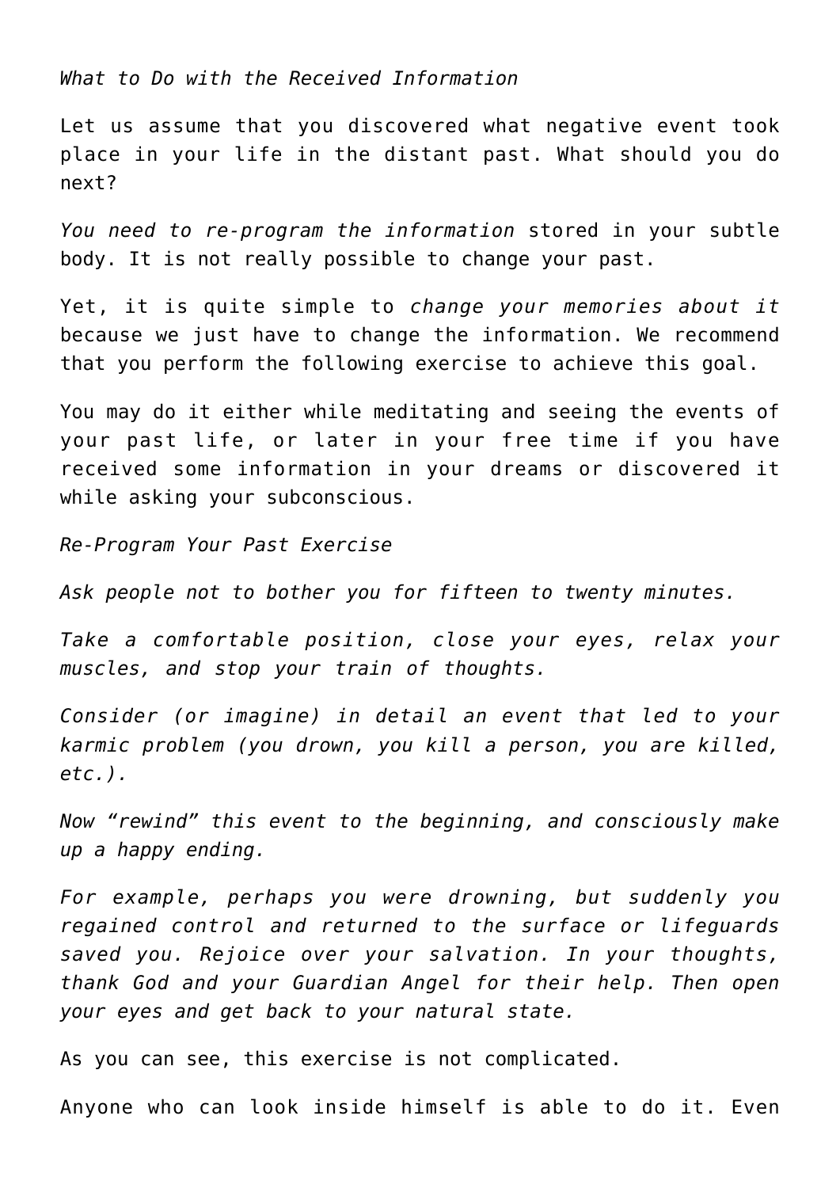*What to Do with the Received Information*

Let us assume that you discovered what negative event took place in your life in the distant past. What should you do next?

*You need to re-program the information* stored in your subtle body. It is not really possible to change your past.

Yet, it is quite simple to *change your memories about it* because we just have to change the information. We recommend that you perform the following exercise to achieve this goal.

You may do it either while meditating and seeing the events of your past life, or later in your free time if you have received some information in your dreams or discovered it while asking your subconscious.

*Re-Program Your Past Exercise*

*Ask people not to bother you for fifteen to twenty minutes.*

*Take a comfortable position, close your eyes, relax your muscles, and stop your train of thoughts.*

*Consider (or imagine) in detail an event that led to your karmic problem (you drown, you kill a person, you are killed, etc.).*

*Now “rewind” this event to the beginning, and consciously make up a happy ending.*

*For example, perhaps you were drowning, but suddenly you regained control and returned to the surface or lifeguards saved you. Rejoice over your salvation. In your thoughts, thank God and your Guardian Angel for their help. Then open your eyes and get back to your natural state.*

As you can see, this exercise is not complicated.

Anyone who can look inside himself is able to do it. Even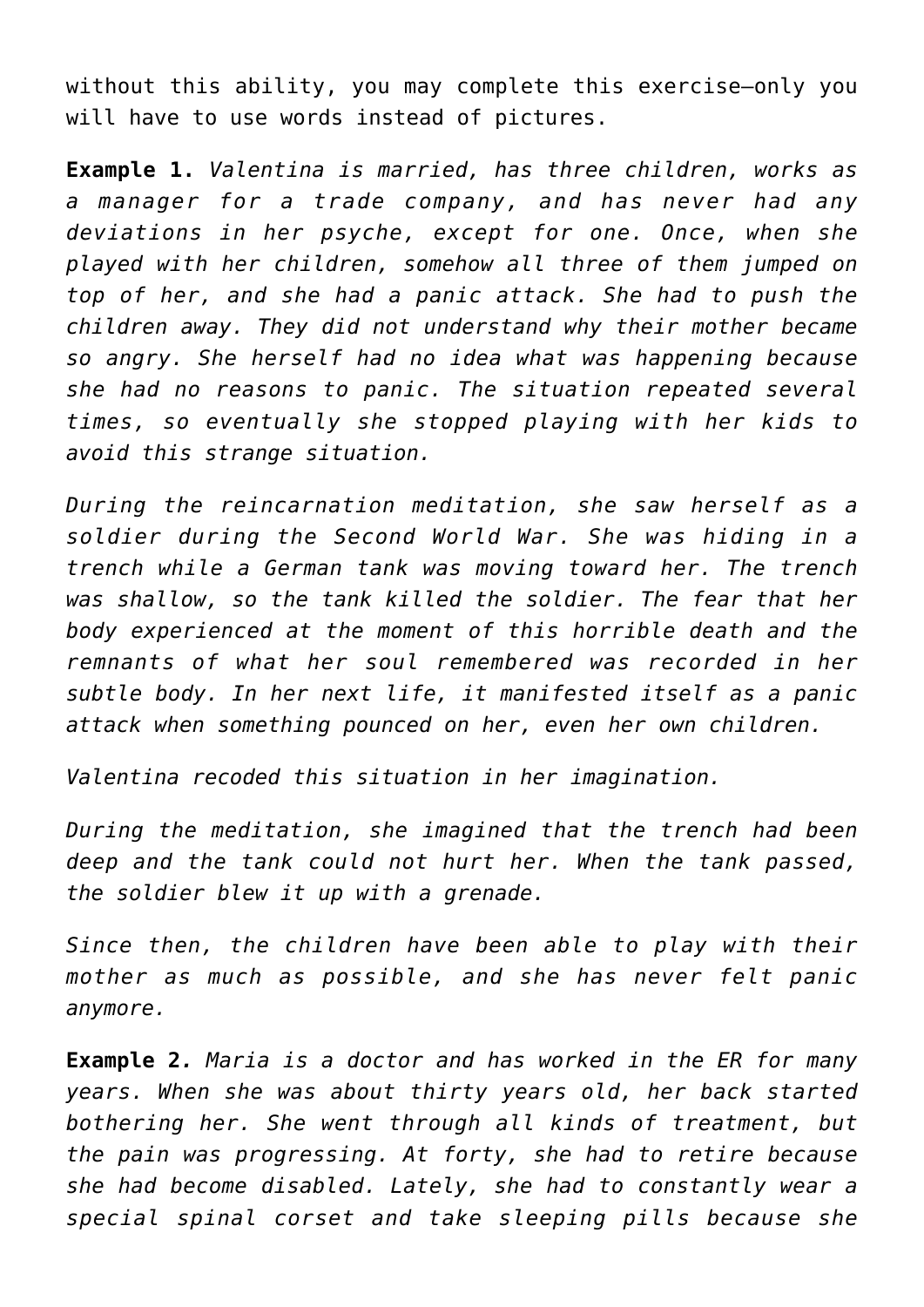without this ability, you may complete this exercise—only you will have to use words instead of pictures.

**Example 1.** *Valentina is married, has three children, works as a manager for a trade company, and has never had any deviations in her psyche, except for one. Once, when she played with her children, somehow all three of them jumped on top of her, and she had a panic attack. She had to push the children away. They did not understand why their mother became so angry. She herself had no idea what was happening because she had no reasons to panic. The situation repeated several times, so eventually she stopped playing with her kids to avoid this strange situation.*

*During the reincarnation meditation, she saw herself as a soldier during the Second World War. She was hiding in a trench while a German tank was moving toward her. The trench was shallow, so the tank killed the soldier. The fear that her body experienced at the moment of this horrible death and the remnants of what her soul remembered was recorded in her subtle body. In her next life, it manifested itself as a panic attack when something pounced on her, even her own children.*

*Valentina recoded this situation in her imagination.*

*During the meditation, she imagined that the trench had been deep and the tank could not hurt her. When the tank passed, the soldier blew it up with a grenade.*

*Since then, the children have been able to play with their mother as much as possible, and she has never felt panic anymore.*

**Example 2.** *Maria is a doctor and has worked in the ER for many years. When she was about thirty years old, her back started bothering her. She went through all kinds of treatment, but the pain was progressing. At forty, she had to retire because she had become disabled. Lately, she had to constantly wear a special spinal corset and take sleeping pills because she*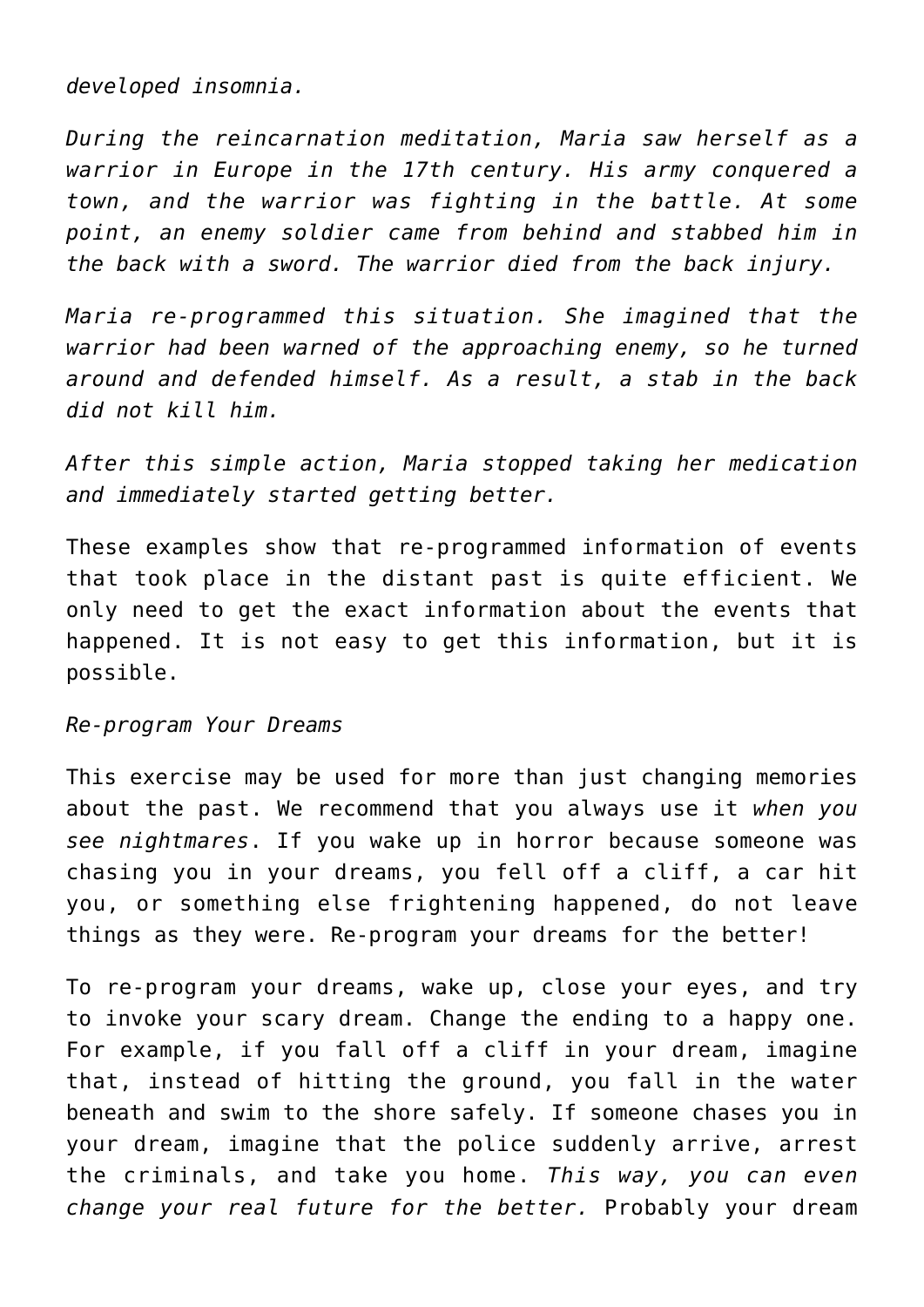*developed insomnia.*

*During the reincarnation meditation, Maria saw herself as a warrior in Europe in the 17th century. His army conquered a town, and the warrior was fighting in the battle. At some point, an enemy soldier came from behind and stabbed him in the back with a sword. The warrior died from the back injury.*

*Maria re-programmed this situation. She imagined that the warrior had been warned of the approaching enemy, so he turned around and defended himself. As a result, a stab in the back did not kill him.*

*After this simple action, Maria stopped taking her medication and immediately started getting better.*

These examples show that re-programmed information of events that took place in the distant past is quite efficient. We only need to get the exact information about the events that happened. It is not easy to get this information, but it is possible.

*Re-program Your Dreams*

This exercise may be used for more than just changing memories about the past. We recommend that you always use it *when you see nightmares*. If you wake up in horror because someone was chasing you in your dreams, you fell off a cliff, a car hit you, or something else frightening happened, do not leave things as they were. Re-program your dreams for the better!

To re-program your dreams, wake up, close your eyes, and try to invoke your scary dream. Change the ending to a happy one. For example, if you fall off a cliff in your dream, imagine that, instead of hitting the ground, you fall in the water beneath and swim to the shore safely. If someone chases you in your dream, imagine that the police suddenly arrive, arrest the criminals, and take you home. *This way, you can even change your real future for the better.* Probably your dream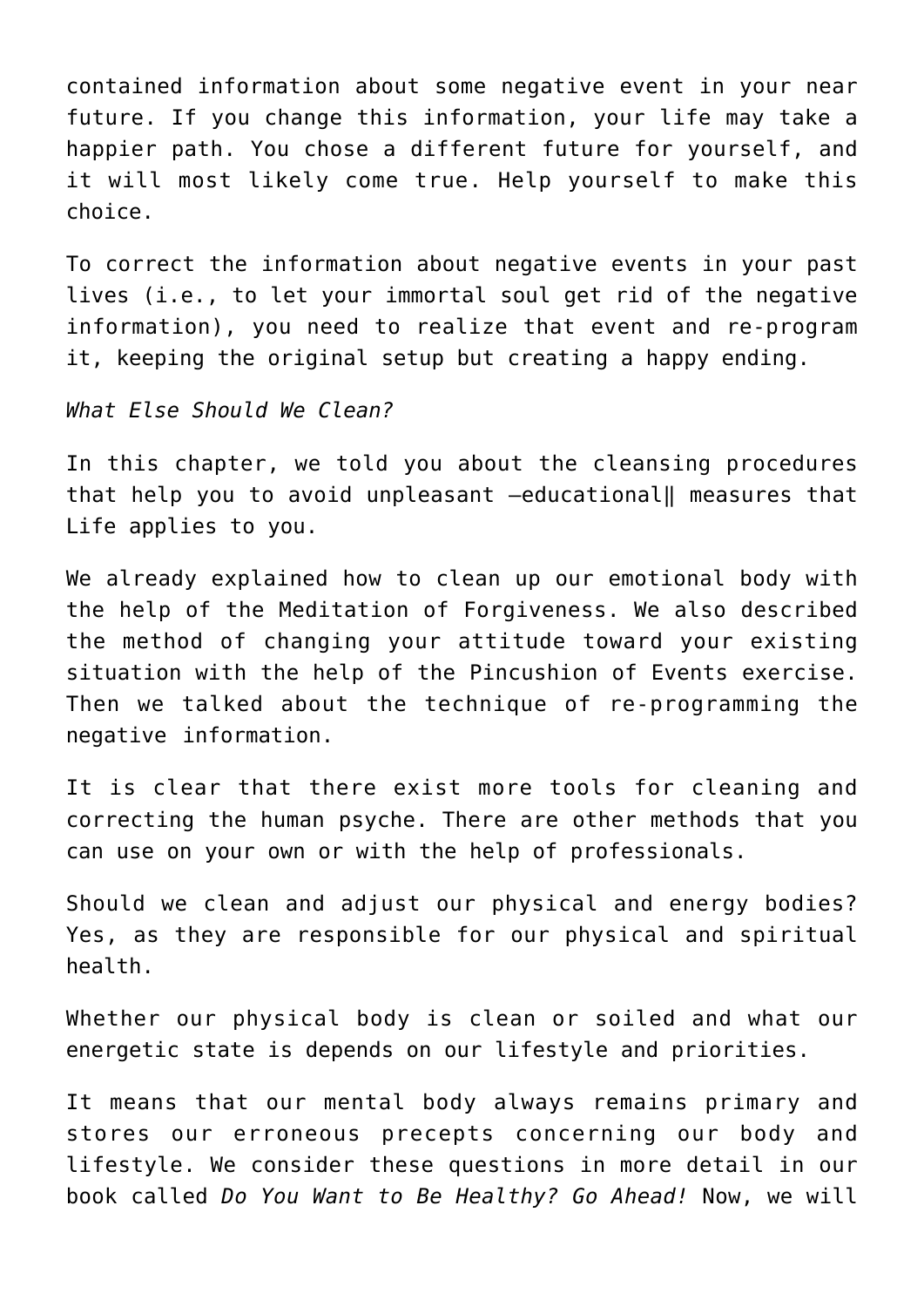contained information about some negative event in your near future. If you change this information, your life may take a happier path. You chose a different future for yourself, and it will most likely come true. Help yourself to make this choice.

To correct the information about negative events in your past lives (i.e., to let your immortal soul get rid of the negative information), you need to realize that event and re-program it, keeping the original setup but creating a happy ending.

*What Else Should We Clean?*

In this chapter, we told you about the cleansing procedures that help you to avoid unpleasant ―educational‖ measures that Life applies to you.

We already explained how to clean up our emotional body with the help of the Meditation of Forgiveness. We also described the method of changing your attitude toward your existing situation with the help of the Pincushion of Events exercise. Then we talked about the technique of re-programming the negative information.

It is clear that there exist more tools for cleaning and correcting the human psyche. There are other methods that you can use on your own or with the help of professionals.

Should we clean and adjust our physical and energy bodies? Yes, as they are responsible for our physical and spiritual health.

Whether our physical body is clean or soiled and what our energetic state is depends on our lifestyle and priorities.

It means that our mental body always remains primary and stores our erroneous precepts concerning our body and lifestyle. We consider these questions in more detail in our book called *Do You Want to Be Healthy? Go Ahead!* Now, we will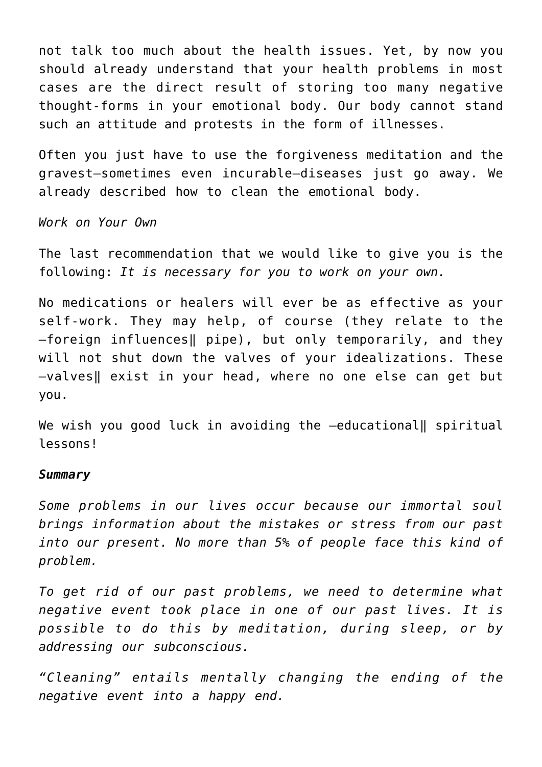not talk too much about the health issues. Yet, by now you should already understand that your health problems in most cases are the direct result of storing too many negative thought-forms in your emotional body. Our body cannot stand such an attitude and protests in the form of illnesses.

Often you just have to use the forgiveness meditation and the gravest—sometimes even incurable—diseases just go away. We already described how to clean the emotional body.

*Work on Your Own*

The last recommendation that we would like to give you is the following: *It is necessary for you to work on your own.*

No medications or healers will ever be as effective as your self-work. They may help, of course (they relate to the ―foreign influences‖ pipe), but only temporarily, and they will not shut down the valves of your idealizations. These ―valves‖ exist in your head, where no one else can get but you.

We wish you good luck in avoiding the ―educational‖ spiritual lessons!

***Summary***

*Some problems in our lives occur because our immortal soul brings information about the mistakes or stress from our past into our present. No more than 5% of people face this kind of problem.*

*To get rid of our past problems, we need to determine what negative event took place in one of our past lives. It is possible to do this by meditation, during sleep, or by addressing our subconscious.*

*"Cleaning" entails mentally changing the ending of the negative event into a happy end.*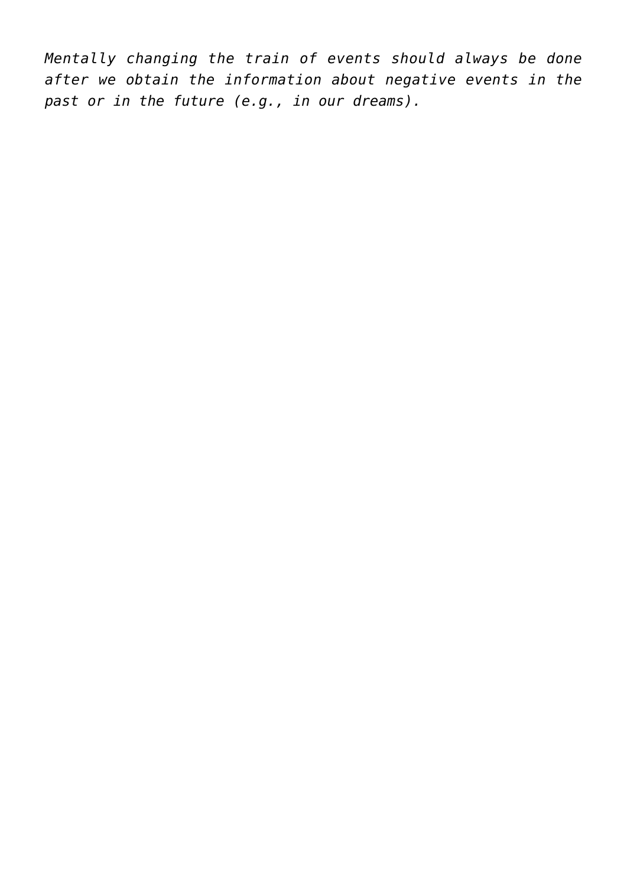*Mentally changing the train of events should always be done after we obtain the information about negative events in the past or in the future (e.g., in our dreams).*